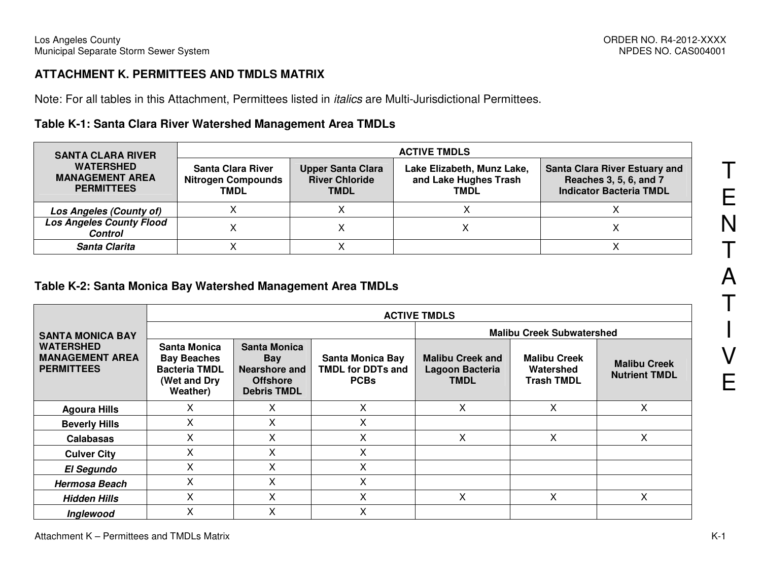## ATTACHMENT K. PERMITTEES AND TMDLS MATRIX

Note: For all tables in this Attachment, Permittees listed in *italics* are Multi-Jurisdictional Permittees.

### Table K-1: Santa Clara River Watershed Management Area TMDLs

| SANTA CLARA RIVER WATERSHED MANAGEMENT AREA PERMITTEES | ACTIVE TMDLS | | | |
|---|---|---|---|---|
| | Santa Clara River Nitrogen Compounds TMDL | Upper Santa Clara River Chloride TMDL | Lake Elizabeth, Munz Lake, and Lake Hughes Trash TMDL | Santa Clara River Estuary and Reaches 3, 5, 6, and 7 Indicator Bacteria TMDL |
| ***Los Angeles (County of)*** | X | X | X | X |
| ***Los Angeles County Flood Control*** | X | X | X | X |
| ***Santa Clarita*** | X | X | | X |

### Table K-2: Santa Monica Bay Watershed Management Area TMDLs

| SANTA MONICA BAY WATERSHED MANAGEMENT AREA PERMITTEES | ACTIVE TMDLS | | | | | |
|---|---|---|---|---|---|---|
| | | | | Malibu Creek Subwatershed | | |
| | Santa Monica Bay Beaches Bacteria TMDL (Wet and Dry Weather) | Santa Monica Bay Nearshore and Offshore Debris TMDL | Santa Monica Bay TMDL for DDTs and PCBs | Malibu Creek and Lagoon Bacteria TMDL | Malibu Creek Watershed Trash TMDL | Malibu Creek Nutrient TMDL |
| **Agoura Hills** | X | X | X | X | X | X |
| **Beverly Hills** | X | X | X | | | |
| **Calabasas** | X | X | X | X | X | X |
| **Culver City** | X | X | X | | | |
| ***El Segundo*** | X | X | X | | | |
| ***Hermosa Beach*** | X | X | X | | | |
| ***Hidden Hills*** | X | X | X | X | X | X |
| ***Inglewood*** | X | X | X | | | |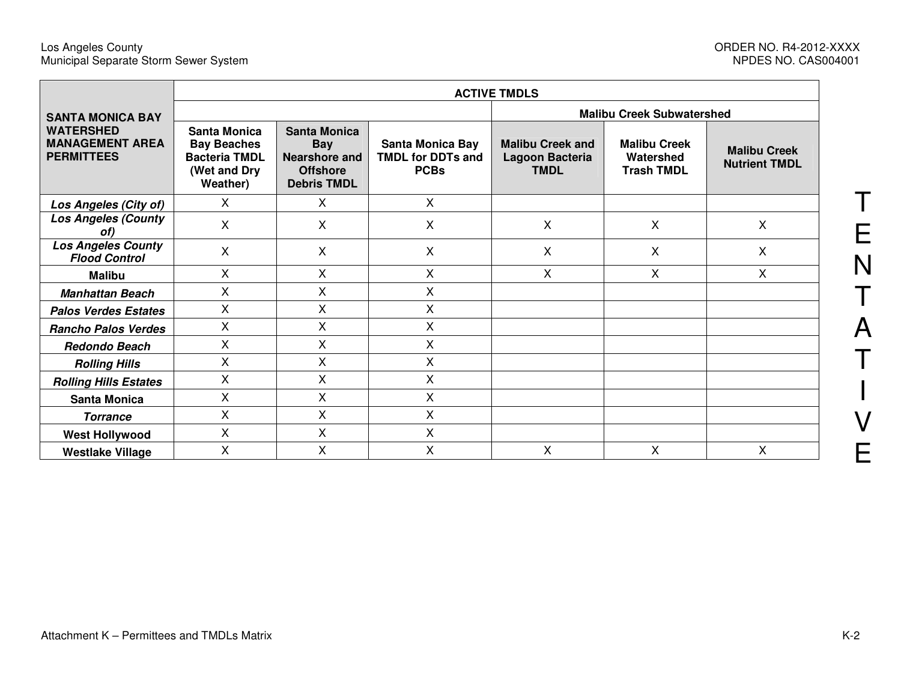| SANTA MONICA BAY WATERSHED MANAGEMENT AREA PERMITTEES | ACTIVE TMDLS | | | | | |
|---|---|---|---|---|---|---|
| | | | | Malibu Creek Subwatershed | | |
| | Santa Monica Bay Beaches Bacteria TMDL (Wet and Dry Weather) | Santa Monica Bay Nearshore and Offshore Debris TMDL | Santa Monica Bay TMDL for DDTs and PCBs | Malibu Creek and Lagoon Bacteria TMDL | Malibu Creek Watershed Trash TMDL | Malibu Creek Nutrient TMDL |
| *Los Angeles (City of)* | X | X | X | | | |
| *Los Angeles (County of)* | X | X | X | X | X | X |
| *Los Angeles County Flood Control* | X | X | X | X | X | X |
| **Malibu** | X | X | X | X | X | X |
| *Manhattan Beach* | X | X | X | | | |
| *Palos Verdes Estates* | X | X | X | | | |
| *Rancho Palos Verdes* | X | X | X | | | |
| *Redondo Beach* | X | X | X | | | |
| *Rolling Hills* | X | X | X | | | |
| *Rolling Hills Estates* | X | X | X | | | |
| **Santa Monica** | X | X | X | | | |
| *Torrance* | X | X | X | | | |
| **West Hollywood** | X | X | X | | | |
| **Westlake Village** | X | X | X | X | X | X |

TENTATIVE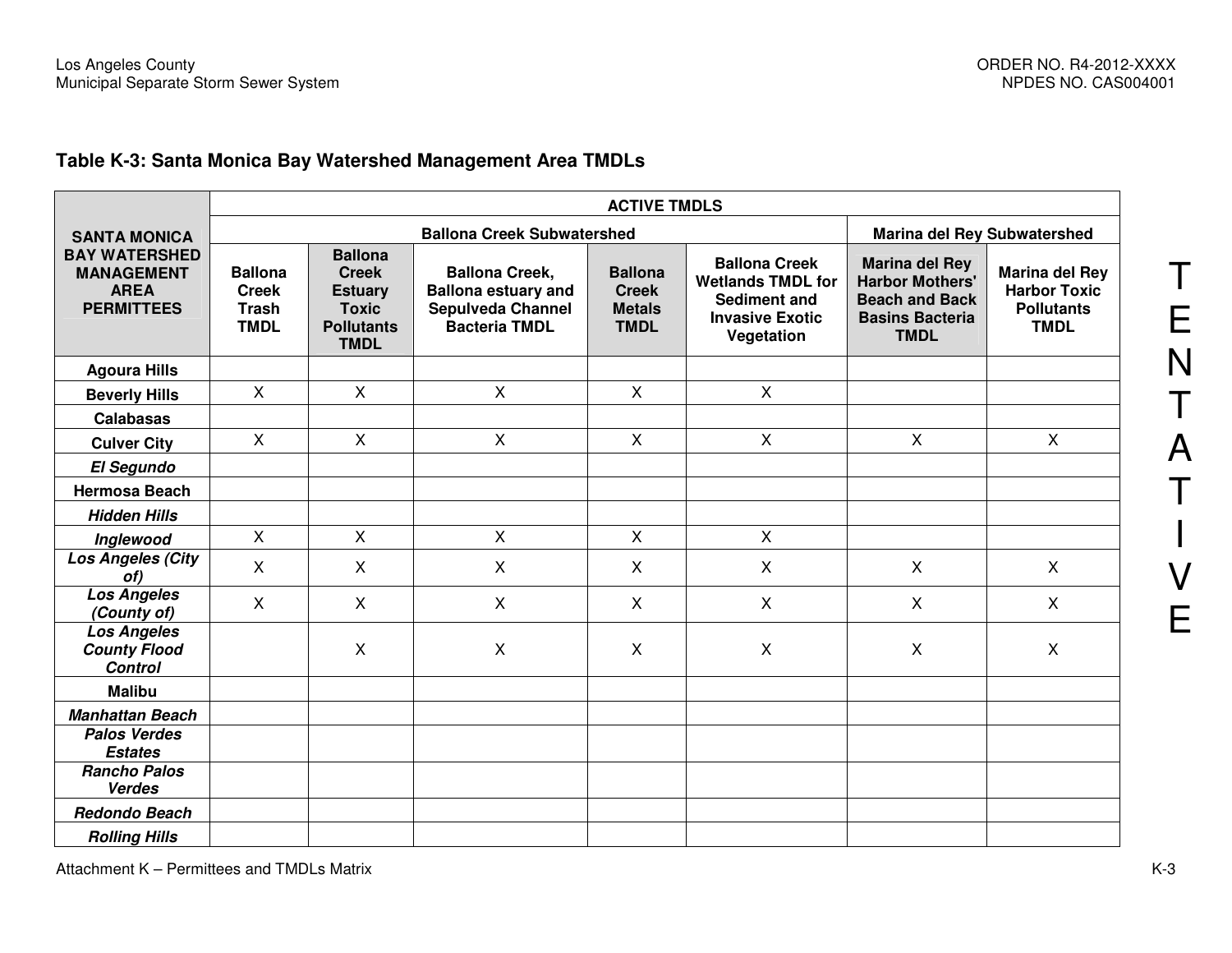### Table K-3: Santa Monica Bay Watershed Management Area TMDLs

| SANTA MONICA BAY WATERSHED MANAGEMENT AREA PERMITTEES | ACTIVE TMDLS | | | | | | |
|---|---|---|---|---|---|---|---|
| | Ballona Creek Subwatershed | | | | | Marina del Rey Subwatershed | |
| | Ballona Creek Trash TMDL | Ballona Creek Estuary Toxic Pollutants TMDL | Ballona Creek, Ballona estuary and Sepulveda Channel Bacteria TMDL | Ballona Creek Metals TMDL | Ballona Creek Wetlands TMDL for Sediment and Invasive Exotic Vegetation | Marina del Rey Harbor Mothers' Beach and Back Basins Bacteria TMDL | Marina del Rey Harbor Toxic Pollutants TMDL |
| **Agoura Hills** | | | | | | | |
| **Beverly Hills** | X | X | X | X | X | | |
| **Calabasas** | | | | | | | |
| **Culver City** | X | X | X | X | X | X | X |
| ***El Segundo*** | | | | | | | |
| **Hermosa Beach** | | | | | | | |
| ***Hidden Hills*** | | | | | | | |
| ***Inglewood*** | X | X | X | X | X | | |
| ***Los Angeles (City of)*** | X | X | X | X | X | X | X |
| ***Los Angeles (County of)*** | X | X | X | X | X | X | X |
| ***Los Angeles County Flood Control*** | | X | X | X | X | X | X |
| **Malibu** | | | | | | | |
| ***Manhattan Beach*** | | | | | | | |
| ***Palos Verdes Estates*** | | | | | | | |
| ***Rancho Palos Verdes*** | | | | | | | |
| ***Redondo Beach*** | | | | | | | |
| ***Rolling Hills*** | | | | | | | |

TENTATIVE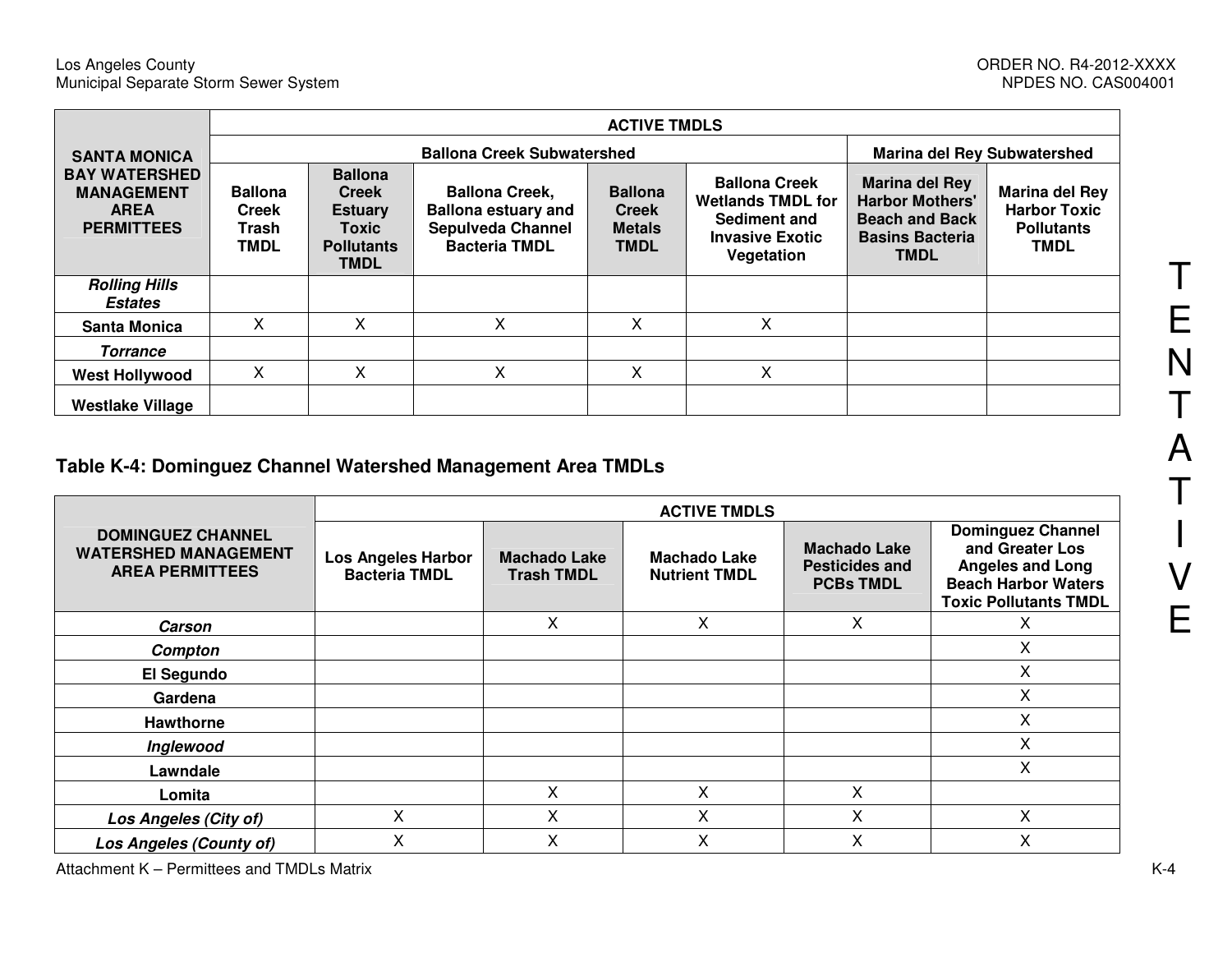| SANTA MONICA BAY WATERSHED MANAGEMENT AREA PERMITTEES | ACTIVE TMDLS | | | | | | |
|---|---|---|---|---|---|---|---|
| | Ballona Creek Subwatershed | | | | | Marina del Rey Subwatershed | |
| | Ballona Creek Trash TMDL | Ballona Creek Estuary Toxic Pollutants TMDL | Ballona Creek, Ballona estuary and Sepulveda Channel Bacteria TMDL | Ballona Creek Metals TMDL | Ballona Creek Wetlands TMDL for Sediment and Invasive Exotic Vegetation | Marina del Rey Harbor Mothers' Beach and Back Basins Bacteria TMDL | Marina del Rey Harbor Toxic Pollutants TMDL |
| ***Rolling Hills Estates*** | | | | | | | |
| **Santa Monica** | X | X | X | X | X | | |
| ***Torrance*** | | | | | | | |
| **West Hollywood** | X | X | X | X | X | | |
| **Westlake Village** | | | | | | | |

### Table K-4: Dominguez Channel Watershed Management Area TMDLs

| DOMINGUEZ CHANNEL WATERSHED MANAGEMENT AREA PERMITTEES | ACTIVE TMDLS | | | | |
|---|---|---|---|---|---|
| | Los Angeles Harbor Bacteria TMDL | Machado Lake Trash TMDL | Machado Lake Nutrient TMDL | Machado Lake Pesticides and PCBs TMDL | Dominguez Channel and Greater Los Angeles and Long Beach Harbor Waters Toxic Pollutants TMDL |
| ***Carson*** | | X | X | X | X |
| ***Compton*** | | | | | X |
| **El Segundo** | | | | | X |
| **Gardena** | | | | | X |
| **Hawthorne** | | | | | X |
| ***Inglewood*** | | | | | X |
| **Lawndale** | | | | | X |
| **Lomita** | | X | X | X | |
| ***Los Angeles (City of)*** | X | X | X | X | X |
| ***Los Angeles (County of)*** | X | X | X | X | X |

TENTATIVE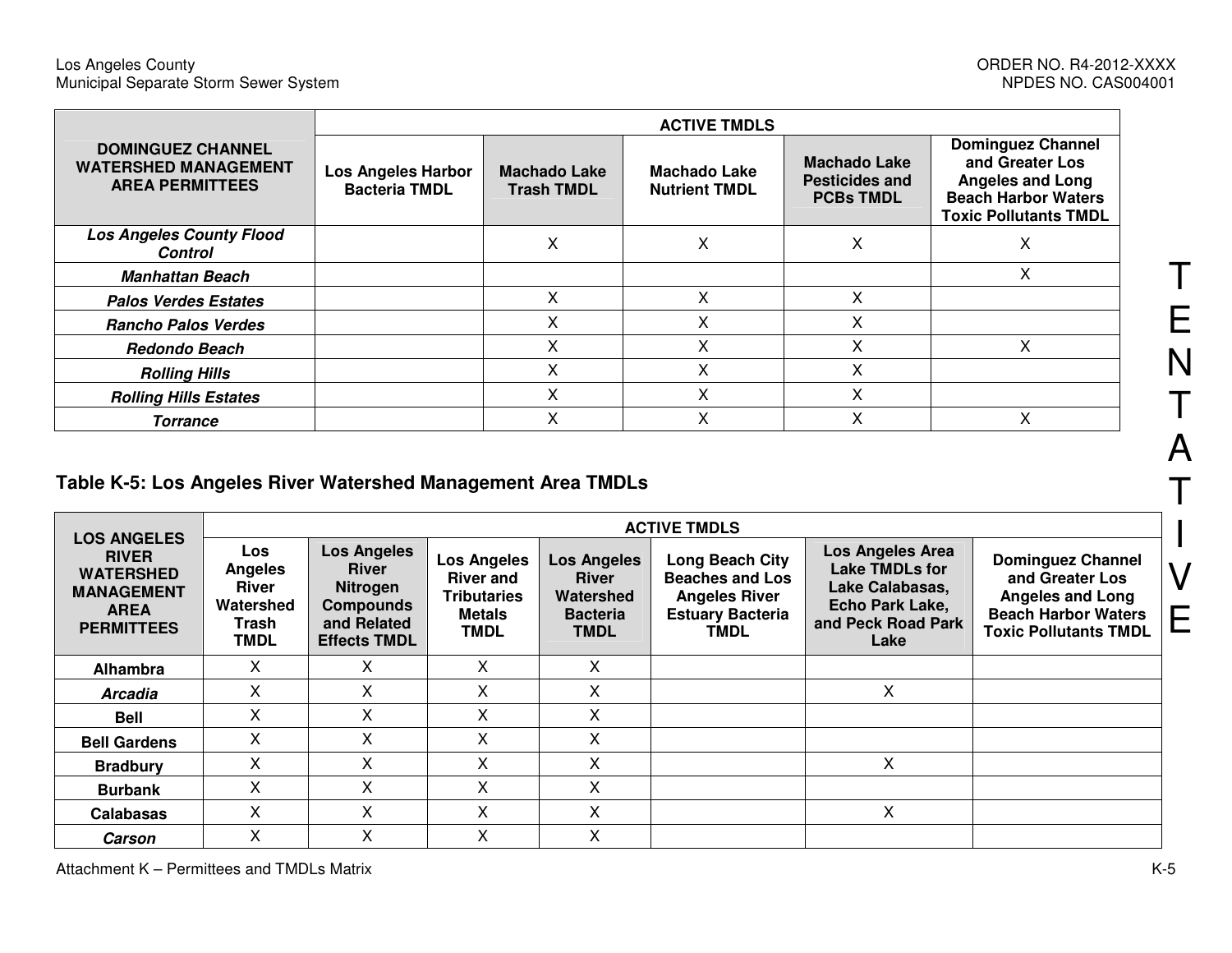| DOMINGUEZ CHANNEL WATERSHED MANAGEMENT AREA PERMITTEES | ACTIVE TMDLS | | | | |
|---|---|---|---|---|---|
| | Los Angeles Harbor Bacteria TMDL | Machado Lake Trash TMDL | Machado Lake Nutrient TMDL | Machado Lake Pesticides and PCBs TMDL | Dominguez Channel and Greater Los Angeles and Long Beach Harbor Waters Toxic Pollutants TMDL |
| *Los Angeles County Flood Control* | | X | X | X | X |
| *Manhattan Beach* | | | | | X |
| *Palos Verdes Estates* | | X | X | X | |
| *Rancho Palos Verdes* | | X | X | X | |
| *Redondo Beach* | | X | X | X | X |
| *Rolling Hills* | | X | X | X | |
| *Rolling Hills Estates* | | X | X | X | |
| *Torrance* | | X | X | X | X |

### Table K-5: Los Angeles River Watershed Management Area TMDLs

| LOS ANGELES RIVER WATERSHED MANAGEMENT AREA PERMITTEES | ACTIVE TMDLS | | | | | | |
|---|---|---|---|---|---|---|---|
| | Los Angeles River Watershed Trash TMDL | Los Angeles River Nitrogen Compounds and Related Effects TMDL | Los Angeles River and Tributaries Metals TMDL | Los Angeles River Watershed Bacteria TMDL | Long Beach City Beaches and Los Angeles River Estuary Bacteria TMDL | Los Angeles Area Lake TMDLs for Lake Calabasas, Echo Park Lake, and Peck Road Park Lake | Dominguez Channel and Greater Los Angeles and Long Beach Harbor Waters Toxic Pollutants TMDL |
| **Alhambra** | X | X | X | X | | | |
| ***Arcadia*** | X | X | X | X | | X | |
| **Bell** | X | X | X | X | | | |
| **Bell Gardens** | X | X | X | X | | | |
| **Bradbury** | X | X | X | X | | X | |
| **Burbank** | X | X | X | X | | | |
| **Calabasas** | X | X | X | X | | X | |
| ***Carson*** | X | X | X | X | | | |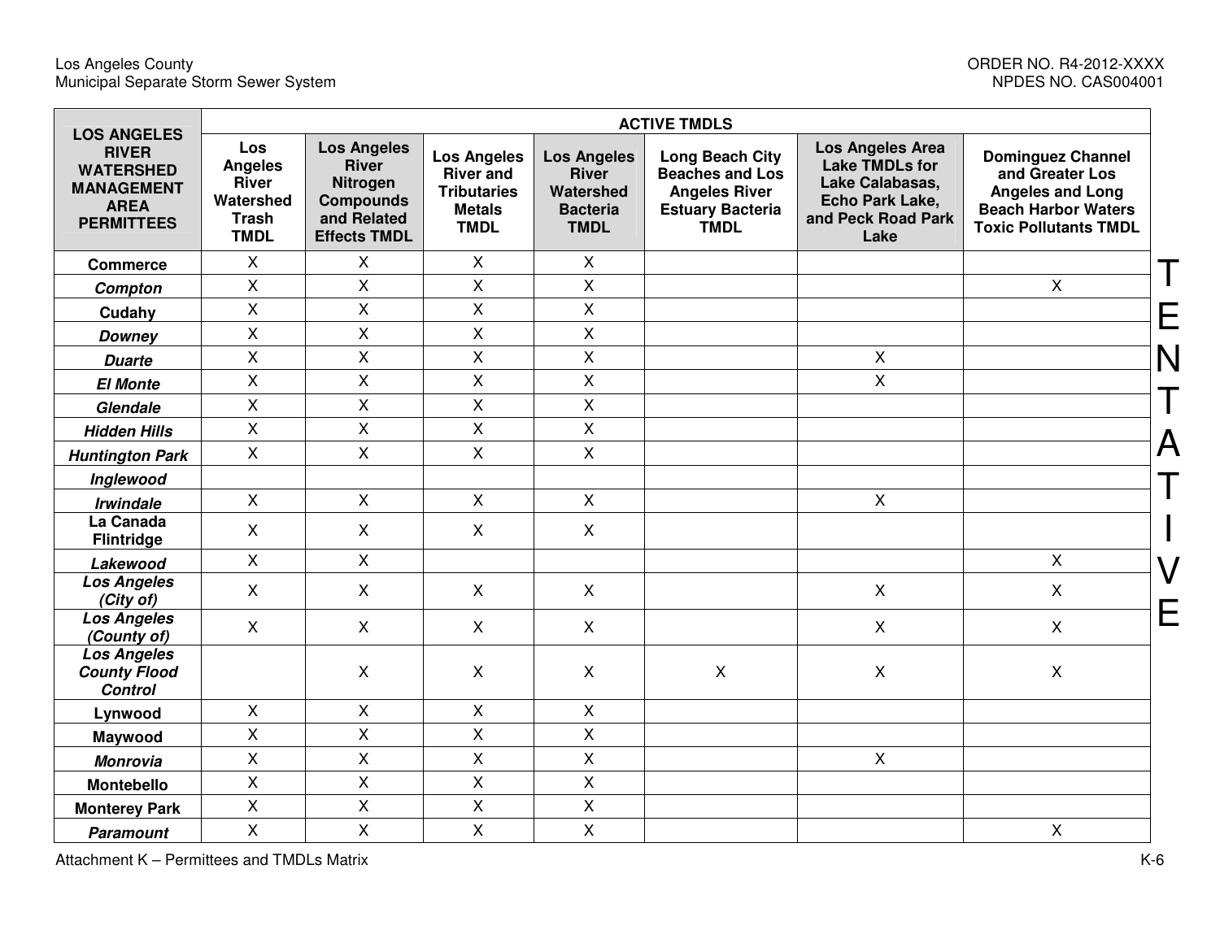| LOS ANGELES RIVER WATERSHED MANAGEMENT AREA PERMITTEES | ACTIVE TMDLS | | | | | | |
|---|---|---|---|---|---|---|---|
| | **Los Angeles River Watershed Trash TMDL** | **Los Angeles River Nitrogen Compounds and Related Effects TMDL** | **Los Angeles River and Tributaries Metals TMDL** | **Los Angeles River Watershed Bacteria TMDL** | **Long Beach City Beaches and Los Angeles River Estuary Bacteria TMDL** | **Los Angeles Area Lake TMDLs for Lake Calabasas, Echo Park Lake, and Peck Road Park Lake** | **Dominguez Channel and Greater Los Angeles and Long Beach Harbor Waters Toxic Pollutants TMDL** |
| **Commerce** | X | X | X | X | | | |
| ***Compton*** | X | X | X | X | | | X |
| **Cudahy** | X | X | X | X | | | |
| ***Downey*** | X | X | X | X | | | |
| ***Duarte*** | X | X | X | X | | X | |
| ***El Monte*** | X | X | X | X | | X | |
| ***Glendale*** | X | X | X | X | | | |
| ***Hidden Hills*** | X | X | X | X | | | |
| ***Huntington Park*** | X | X | X | X | | | |
| ***Inglewood*** | | | | | | | |
| ***Irwindale*** | X | X | X | X | | X | |
| **La Canada Flintridge** | X | X | X | X | | | |
| ***Lakewood*** | X | X | | | | | X |
| ***Los Angeles (City of)*** | X | X | X | X | | X | X |
| ***Los Angeles (County of)*** | X | X | X | X | | X | X |
| ***Los Angeles County Flood Control*** | | X | X | X | X | X | X |
| **Lynwood** | X | X | X | X | | | |
| **Maywood** | X | X | X | X | | | |
| ***Monrovia*** | X | X | X | X | | X | |
| **Montebello** | X | X | X | X | | | |
| **Monterey Park** | X | X | X | X | | | |
| ***Paramount*** | X | X | X | X | | | X |

TENTATIVE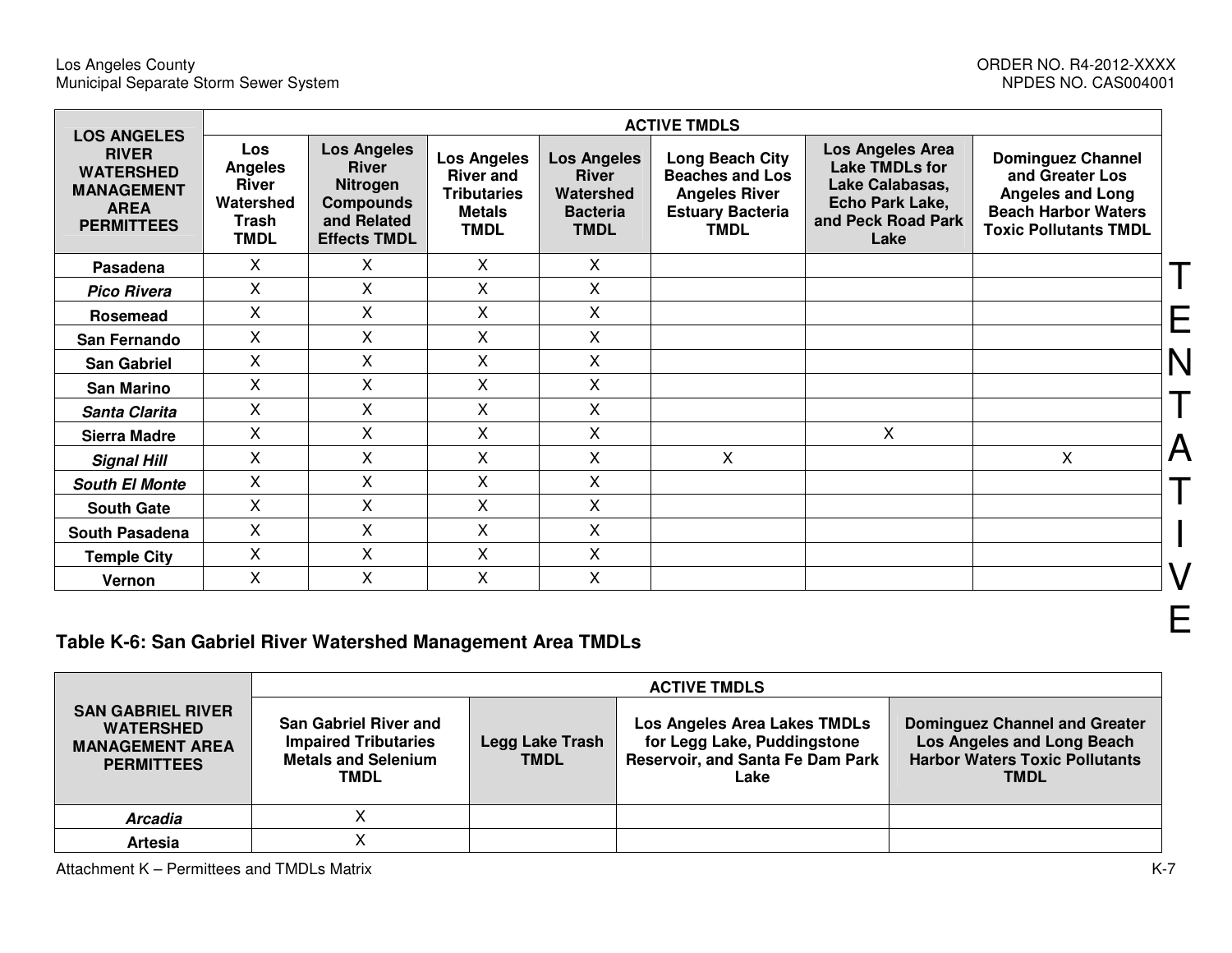| LOS ANGELES RIVER WATERSHED MANAGEMENT AREA PERMITTEES | ACTIVE TMDLS | | | | | | |
|---|---|---|---|---|---|---|---|
| | Los Angeles River Watershed Trash TMDL | Los Angeles River Nitrogen Compounds and Related Effects TMDL | Los Angeles River and Tributaries Metals TMDL | Los Angeles River Watershed Bacteria TMDL | Long Beach City Beaches and Los Angeles River Estuary Bacteria TMDL | Los Angeles Area Lake TMDLs for Lake Calabasas, Echo Park Lake, and Peck Road Park Lake | Dominguez Channel and Greater Los Angeles and Long Beach Harbor Waters Toxic Pollutants TMDL |
| **Pasadena** | X | X | X | X | | | |
| ***Pico Rivera*** | X | X | X | X | | | |
| **Rosemead** | X | X | X | X | | | |
| **San Fernando** | X | X | X | X | | | |
| **San Gabriel** | X | X | X | X | | | |
| **San Marino** | X | X | X | X | | | |
| ***Santa Clarita*** | X | X | X | X | | | |
| **Sierra Madre** | X | X | X | X | | X | |
| ***Signal Hill*** | X | X | X | X | X | | X |
| ***South El Monte*** | X | X | X | X | | | |
| **South Gate** | X | X | X | X | | | |
| **South Pasadena** | X | X | X | X | | | |
| **Temple City** | X | X | X | X | | | |
| **Vernon** | X | X | X | X | | | |

TENTATIVE

### Table K-6: San Gabriel River Watershed Management Area TMDLs

| SAN GABRIEL RIVER WATERSHED MANAGEMENT AREA PERMITTEES | ACTIVE TMDLS | | | |
|---|---|---|---|---|
| | San Gabriel River and Impaired Tributaries Metals and Selenium TMDL | Legg Lake Trash TMDL | Los Angeles Area Lakes TMDLs for Legg Lake, Puddingstone Reservoir, and Santa Fe Dam Park Lake | Dominguez Channel and Greater Los Angeles and Long Beach Harbor Waters Toxic Pollutants TMDL |
| ***Arcadia*** | X | | | |
| **Artesia** | X | | | |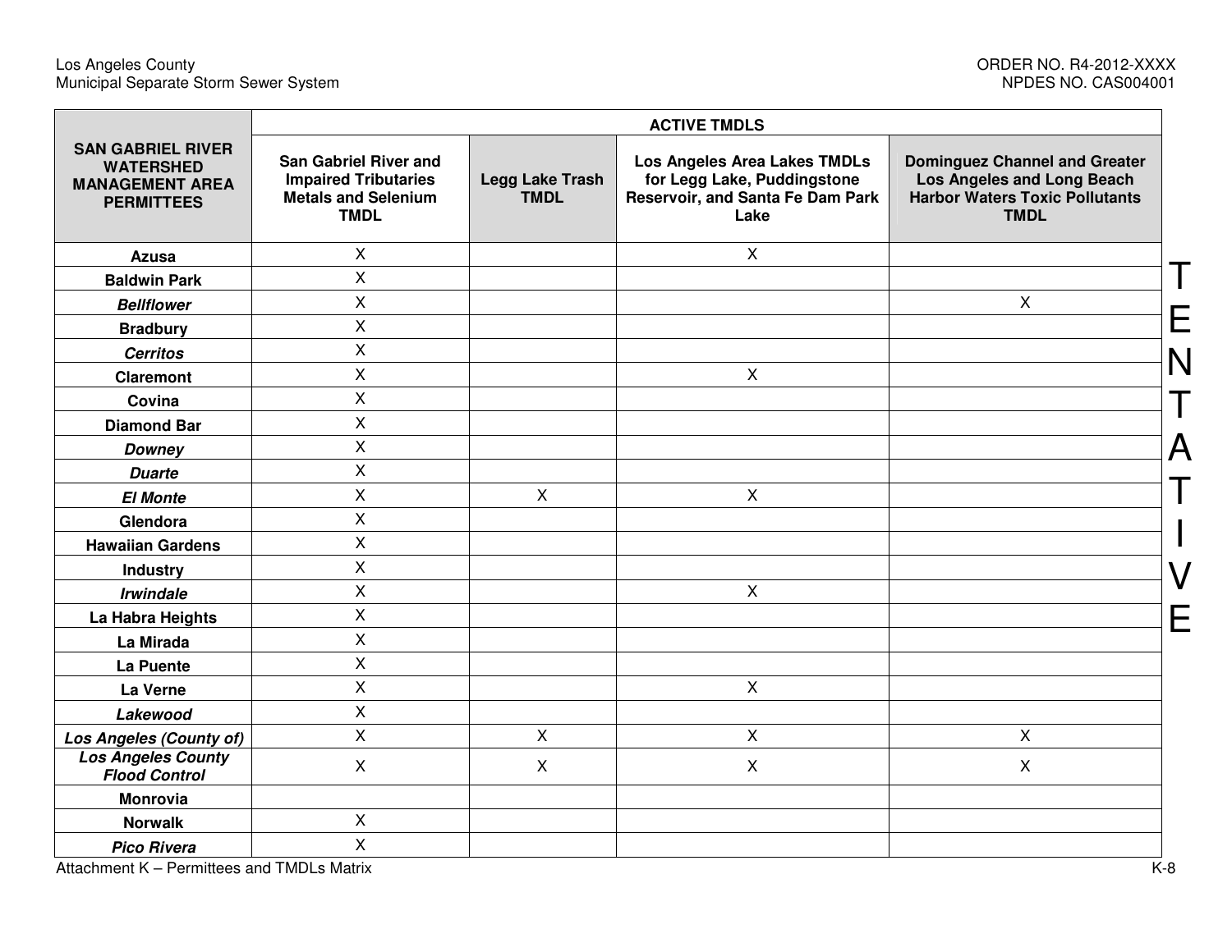| SAN GABRIEL RIVER WATERSHED MANAGEMENT AREA PERMITTEES | ACTIVE TMDLS | | | |
|---|---|---|---|---|
| | San Gabriel River and Impaired Tributaries Metals and Selenium TMDL | Legg Lake Trash TMDL | Los Angeles Area Lakes TMDLs for Legg Lake, Puddingstone Reservoir, and Santa Fe Dam Park Lake | Dominguez Channel and Greater Los Angeles and Long Beach Harbor Waters Toxic Pollutants TMDL |
| **Azusa** | X | | X | |
| **Baldwin Park** | X | | | |
| ***Bellflower*** | X | | | X |
| **Bradbury** | X | | | |
| ***Cerritos*** | X | | | |
| **Claremont** | X | | X | |
| **Covina** | X | | | |
| **Diamond Bar** | X | | | |
| ***Downey*** | X | | | |
| ***Duarte*** | X | | | |
| ***El Monte*** | X | X | X | |
| **Glendora** | X | | | |
| **Hawaiian Gardens** | X | | | |
| **Industry** | X | | | |
| ***Irwindale*** | X | | X | |
| **La Habra Heights** | X | | | |
| **La Mirada** | X | | | |
| **La Puente** | X | | | |
| **La Verne** | X | | X | |
| ***Lakewood*** | X | | | |
| ***Los Angeles (County of)*** | X | X | X | X |
| ***Los Angeles County Flood Control*** | X | X | X | X |
| **Monrovia** | | | | |
| **Norwalk** | X | | | |
| ***Pico Rivera*** | X | | | |

TENTATIVE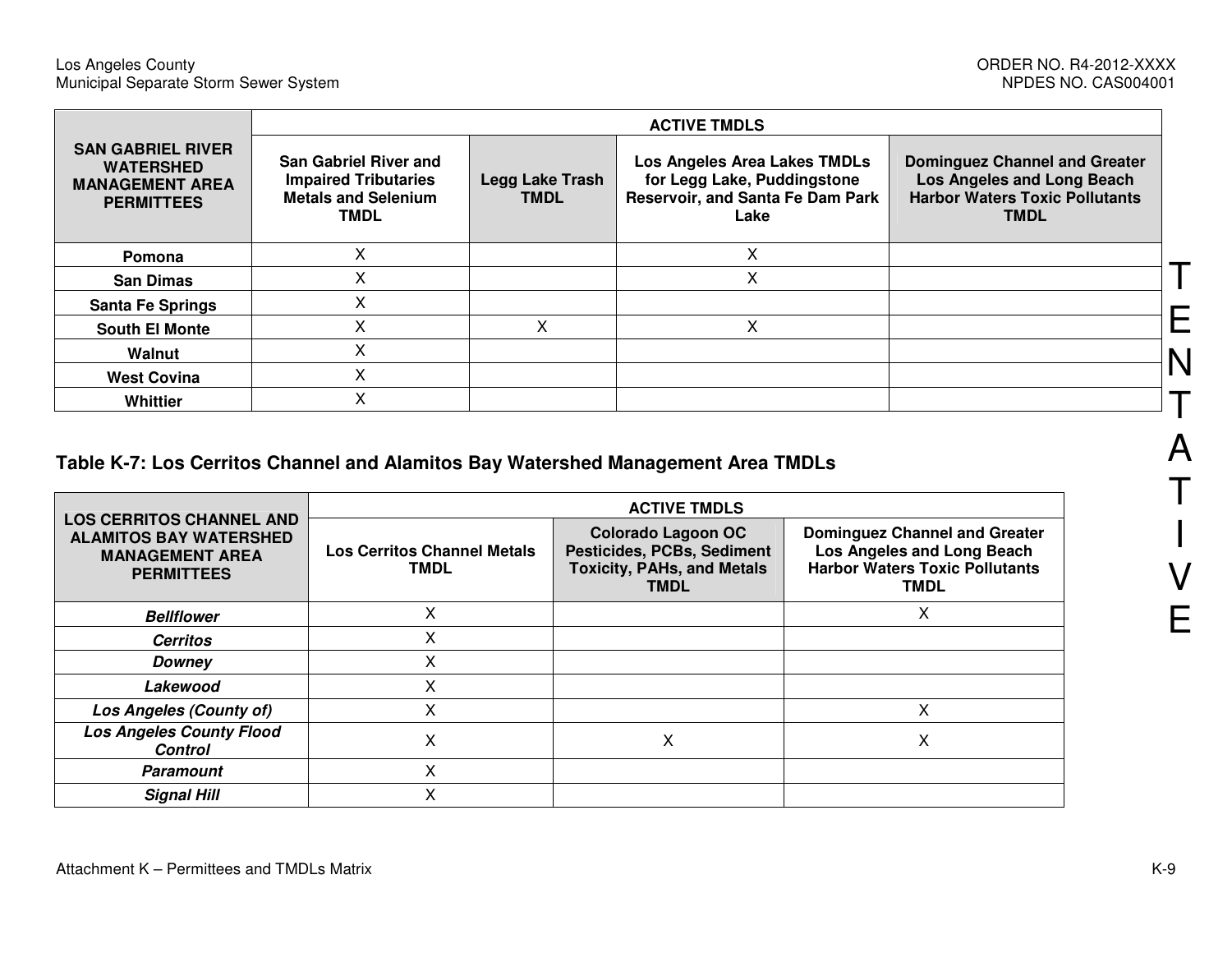| SAN GABRIEL RIVER WATERSHED MANAGEMENT AREA PERMITTEES | ACTIVE TMDLS | | | |
|---|---|---|---|---|
| | **San Gabriel River and Impaired Tributaries Metals and Selenium TMDL** | **Legg Lake Trash TMDL** | **Los Angeles Area Lakes TMDLs for Legg Lake, Puddingstone Reservoir, and Santa Fe Dam Park Lake** | **Dominguez Channel and Greater Los Angeles and Long Beach Harbor Waters Toxic Pollutants TMDL** |
| **Pomona** | X | | X | |
| **San Dimas** | X | | X | |
| **Santa Fe Springs** | X | | | |
| **South El Monte** | X | X | X | |
| **Walnut** | X | | | |
| **West Covina** | X | | | |
| **Whittier** | X | | | |

### Table K-7: Los Cerritos Channel and Alamitos Bay Watershed Management Area TMDLs

| LOS CERRITOS CHANNEL AND ALAMITOS BAY WATERSHED MANAGEMENT AREA PERMITTEES | ACTIVE TMDLS | | |
|---|---|---|---|
| | **Los Cerritos Channel Metals TMDL** | **Colorado Lagoon OC Pesticides, PCBs, Sediment Toxicity, PAHs, and Metals TMDL** | **Dominguez Channel and Greater Los Angeles and Long Beach Harbor Waters Toxic Pollutants TMDL** |
| ***Bellflower*** | X | | X |
| ***Cerritos*** | X | | |
| ***Downey*** | X | | |
| ***Lakewood*** | X | | |
| ***Los Angeles (County of)*** | X | | X |
| ***Los Angeles County Flood Control*** | X | X | X |
| ***Paramount*** | X | | |
| ***Signal Hill*** | X | | |

TENTATIVE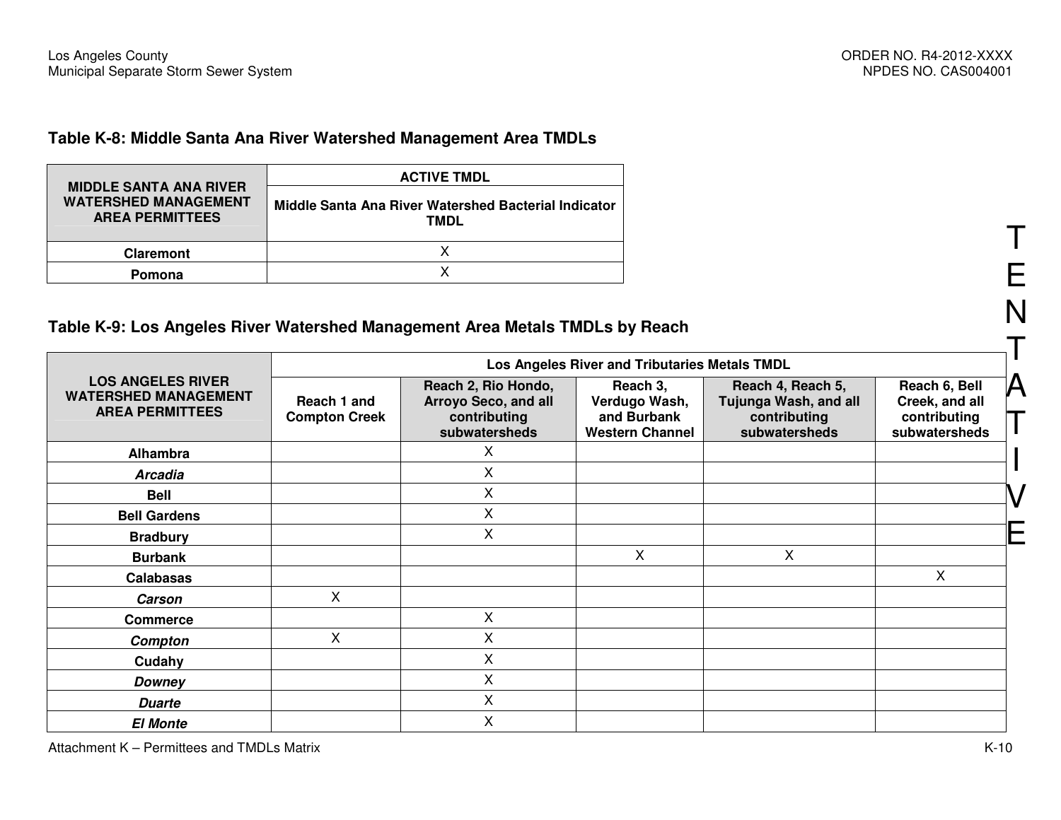### Table K-8: Middle Santa Ana River Watershed Management Area TMDLs

| MIDDLE SANTA ANA RIVER WATERSHED MANAGEMENT AREA PERMITTEES | ACTIVE TMDL |
|---|---|
| | Middle Santa Ana River Watershed Bacterial Indicator TMDL |
| Claremont | X |
| Pomona | X |

### Table K-9: Los Angeles River Watershed Management Area Metals TMDLs by Reach

| LOS ANGELES RIVER WATERSHED MANAGEMENT AREA PERMITTEES | Los Angeles River and Tributaries Metals TMDL | | | | |
|---|---|---|---|---|---|
| | Reach 1 and Compton Creek | Reach 2, Rio Hondo, Arroyo Seco, and all contributing subwatersheds | Reach 3, Verdugo Wash, and Burbank Western Channel | Reach 4, Reach 5, Tujunga Wash, and all contributing subwatersheds | Reach 6, Bell Creek, and all contributing subwatersheds |
| Alhambra | | X | | | |
| *Arcadia* | | X | | | |
| Bell | | X | | | |
| Bell Gardens | | X | | | |
| Bradbury | | X | | | |
| Burbank | | | X | X | |
| Calabasas | | | | | X |
| *Carson* | X | | | | |
| Commerce | | X | | | |
| *Compton* | X | X | | | |
| Cudahy | | X | | | |
| *Downey* | | X | | | |
| *Duarte* | | X | | | |
| *El Monte* | | X | | | |

TENTATIVE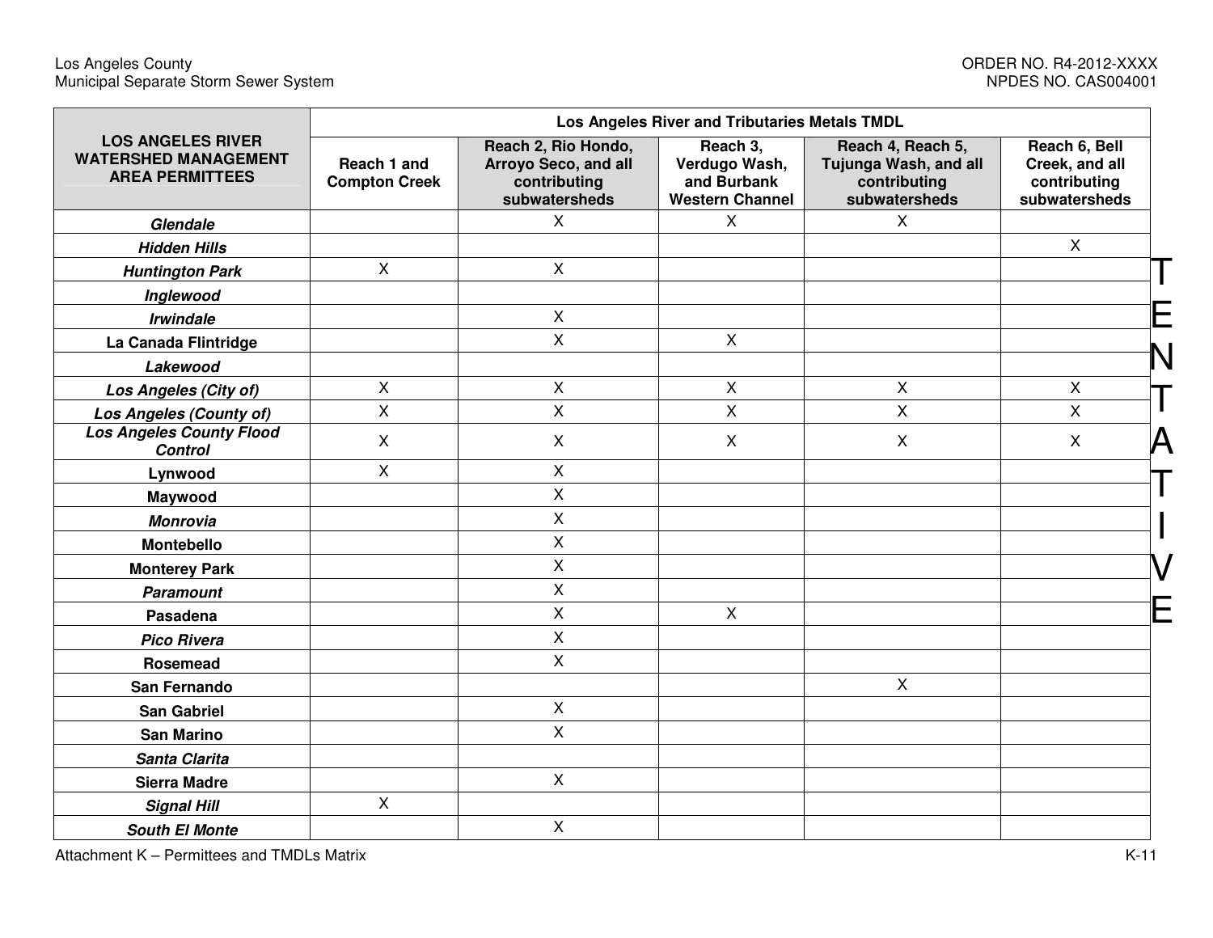| LOS ANGELES RIVER WATERSHED MANAGEMENT AREA PERMITTEES | Los Angeles River and Tributaries Metals TMDL | | | | |
|---|---|---|---|---|---|
| | Reach 1 and Compton Creek | Reach 2, Rio Hondo, Arroyo Seco, and all contributing subwatersheds | Reach 3, Verdugo Wash, and Burbank Western Channel | Reach 4, Reach 5, Tujunga Wash, and all contributing subwatersheds | Reach 6, Bell Creek, and all contributing subwatersheds |
| ***Glendale*** | | X | X | X | |
| ***Hidden Hills*** | | | | | X |
| ***Huntington Park*** | X | X | | | |
| ***Inglewood*** | | | | | |
| ***Irwindale*** | | X | | | |
| **La Canada Flintridge** | | X | X | | |
| ***Lakewood*** | | | | | |
| ***Los Angeles (City of)*** | X | X | X | X | X |
| ***Los Angeles (County of)*** | X | X | X | X | X |
| ***Los Angeles County Flood Control*** | X | X | X | X | X |
| **Lynwood** | X | X | | | |
| **Maywood** | | X | | | |
| ***Monrovia*** | | X | | | |
| **Montebello** | | X | | | |
| **Monterey Park** | | X | | | |
| ***Paramount*** | | X | | | |
| **Pasadena** | | X | X | | |
| ***Pico Rivera*** | | X | | | |
| **Rosemead** | | X | | | |
| **San Fernando** | | | | X | |
| **San Gabriel** | | X | | | |
| **San Marino** | | X | | | |
| ***Santa Clarita*** | | | | | |
| **Sierra Madre** | | X | | | |
| ***Signal Hill*** | X | | | | |
| ***South El Monte*** | | X | | | |

TENTATIVE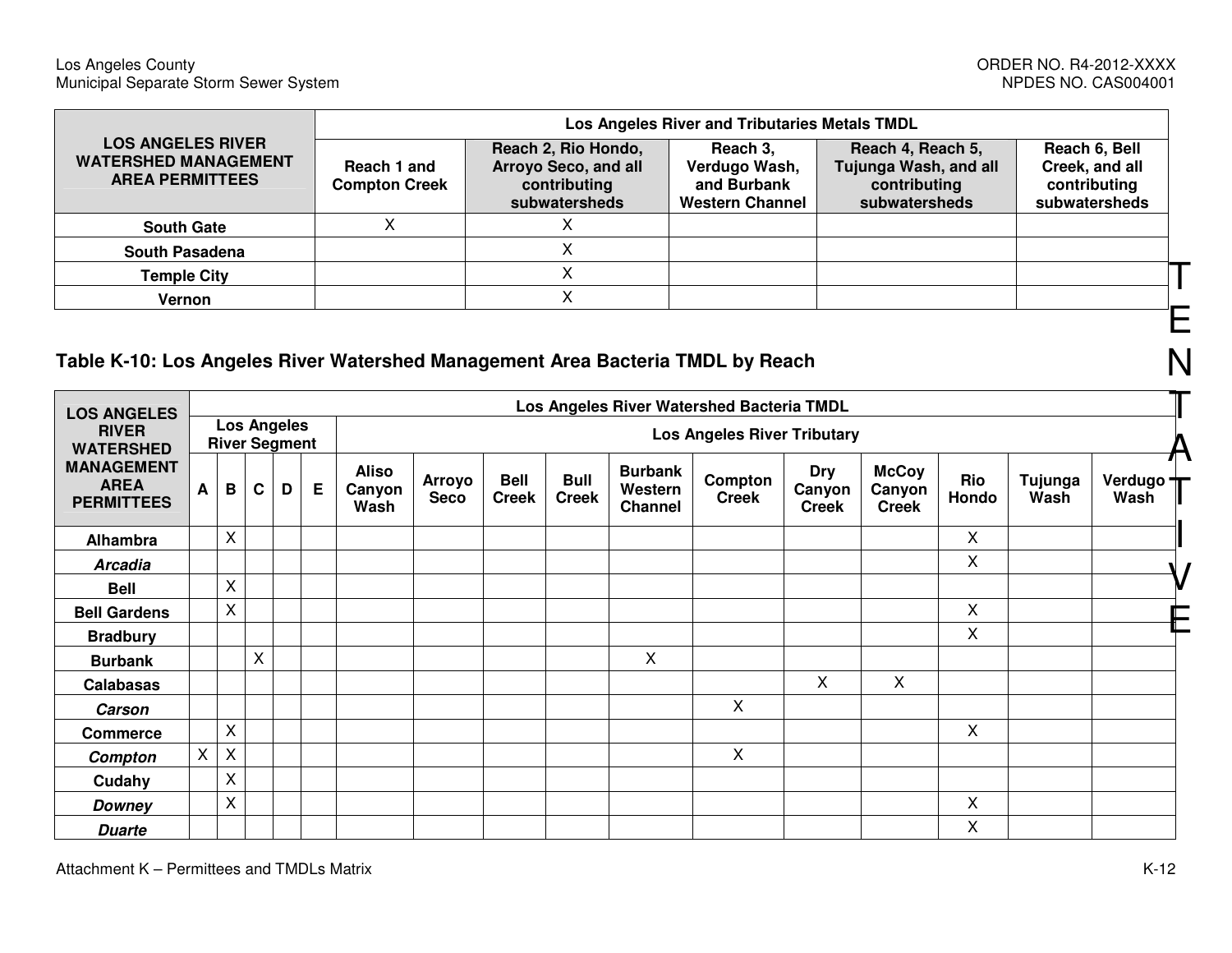| LOS ANGELES RIVER WATERSHED MANAGEMENT AREA PERMITTEES | Los Angeles River and Tributaries Metals TMDL | | | | |
|---|---|---|---|---|---|
| | Reach 1 and Compton Creek | Reach 2, Rio Hondo, Arroyo Seco, and all contributing subwatersheds | Reach 3, Verdugo Wash, and Burbank Western Channel | Reach 4, Reach 5, Tujunga Wash, and all contributing subwatersheds | Reach 6, Bell Creek, and all contributing subwatersheds |
| **South Gate** | X | X | | | |
| **South Pasadena** | | X | | | |
| **Temple City** | | X | | | |
| **Vernon** | | X | | | |

TENTATIVE

### Table K-10: Los Angeles River Watershed Management Area Bacteria TMDL by Reach

| LOS ANGELES RIVER WATERSHED MANAGEMENT AREA PERMITTEES | Los Angeles River Watershed Bacteria TMDL | | | | | | | | | | | | | | | | |
|---|---|---|---|---|---|---|---|---|---|---|---|---|---|---|---|---|
| | Los Angeles River Segment | | | | | Los Angeles River Tributary | | | | | | | | | | | |
| | A | B | C | D | E | Aliso Canyon Wash | Arroyo Seco | Bell Creek | Bull Creek | Burbank Western Channel | Compton Creek | Dry Canyon Creek | McCoy Canyon Creek | Rio Hondo | Tujunga Wash | Verdugo Wash |
| **Alhambra** | | X | | | | | | | | | | | | X | | |
| ***Arcadia*** | | | | | | | | | | | | | | X | | |
| **Bell** | | X | | | | | | | | | | | | | | |
| **Bell Gardens** | | X | | | | | | | | | | | | X | | |
| **Bradbury** | | | | | | | | | | | | | | X | | |
| **Burbank** | | | X | | | | | | | X | | | | | | |
| **Calabasas** | | | | | | | | | | | | X | X | | | |
| ***Carson*** | | | | | | | | | | | X | | | | | |
| **Commerce** | | X | | | | | | | | | | | | X | | |
| ***Compton*** | X | X | | | | | | | | | X | | | | | |
| **Cudahy** | | X | | | | | | | | | | | | | | |
| ***Downey*** | | X | | | | | | | | | | | | X | | |
| ***Duarte*** | | | | | | | | | | | | | | X | | |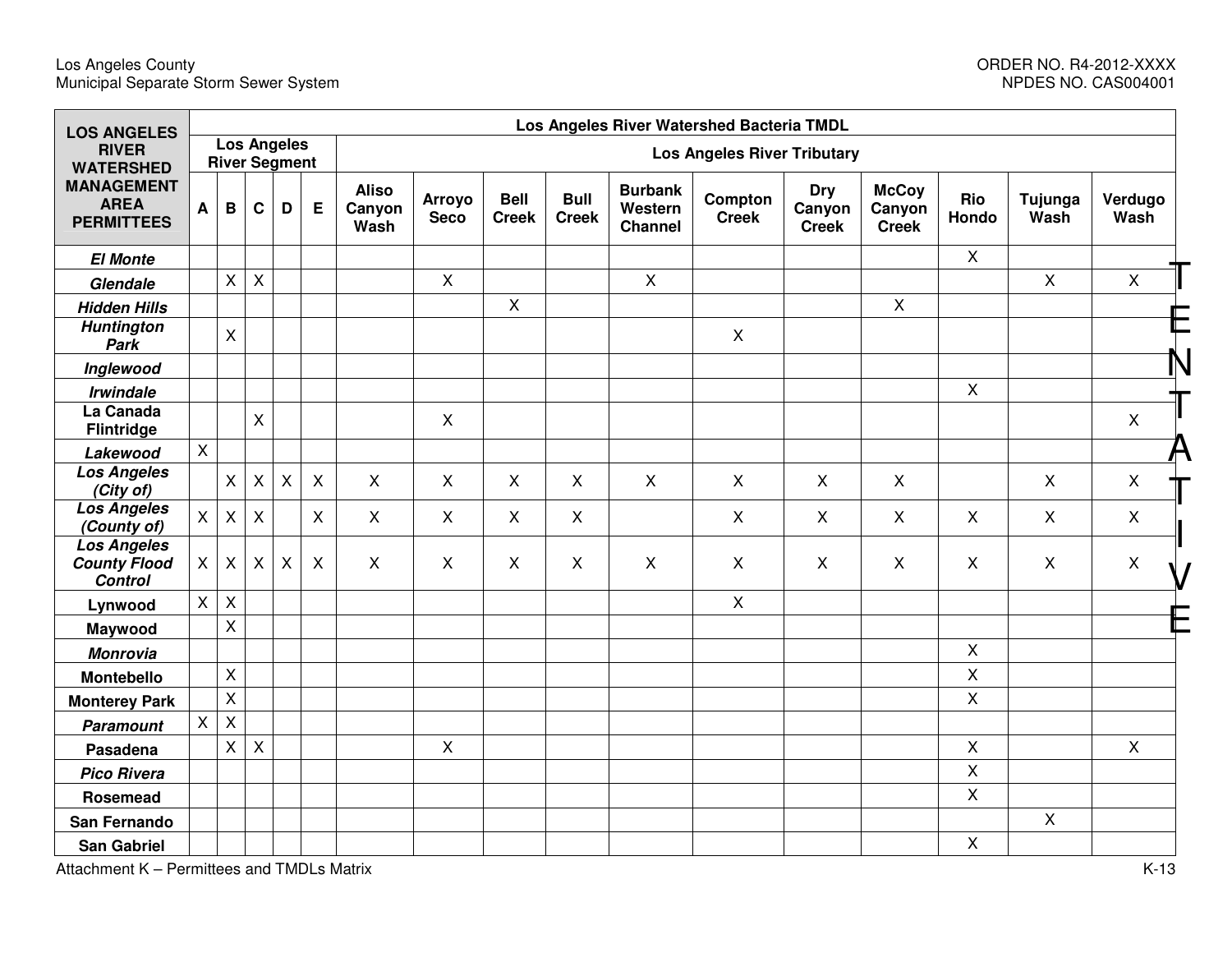| LOS ANGELES RIVER WATERSHED MANAGEMENT AREA PERMITTEES | Los Angeles River Watershed Bacteria TMDL | | | | | | | | | | | | | | | |
|---|---|---|---|---|---|---|---|---|---|---|---|---|---|---|---|---|
| | Los Angeles River Segment | | | | | Los Angeles River Tributary | | | | | | | | | | |
| | A | B | C | D | E | Aliso Canyon Wash | Arroyo Seco | Bell Creek | Bull Creek | Burbank Western Channel | Compton Creek | Dry Canyon Creek | McCoy Canyon Creek | Rio Hondo | Tujunga Wash | Verdugo Wash |
| *El Monte* | | | | | | | | | | | | | | X | | |
| *Glendale* | | X | X | | | | X | | | X | | | | | X | X |
| *Hidden Hills* | | | | | | | | X | | | | | X | | | |
| *Huntington Park* | | X | | | | | | | | | X | | | | | |
| *Inglewood* | | | | | | | | | | | | | | | | |
| *Irwindale* | | | | | | | | | | | | | | X | | |
| La Canada Flintridge | | | X | | | | X | | | | | | | | | X |
| *Lakewood* | X | | | | | | | | | | | | | | | |
| *Los Angeles (City of)* | | X | X | X | X | X | X | X | X | X | X | X | X | | X | X |
| *Los Angeles (County of)* | X | X | X | | X | X | X | X | X | | X | X | X | X | X | X |
| *Los Angeles County Flood Control* | X | X | X | X | X | X | X | X | X | X | X | X | X | X | X | X |
| Lynwood | X | X | | | | | | | | | X | | | | | |
| Maywood | | X | | | | | | | | | | | | | | |
| *Monrovia* | | | | | | | | | | | | | | X | | |
| Montebello | | X | | | | | | | | | | | | X | | |
| Monterey Park | | X | | | | | | | | | | | | X | | |
| *Paramount* | X | X | | | | | | | | | | | | | | |
| Pasadena | | X | X | | | | X | | | | | | | X | | X |
| *Pico Rivera* | | | | | | | | | | | | | | X | | |
| Rosemead | | | | | | | | | | | | | | X | | |
| San Fernando | | | | | | | | | | | | | | | X | |
| San Gabriel | | | | | | | | | | | | | | X | | |

TENTATIVE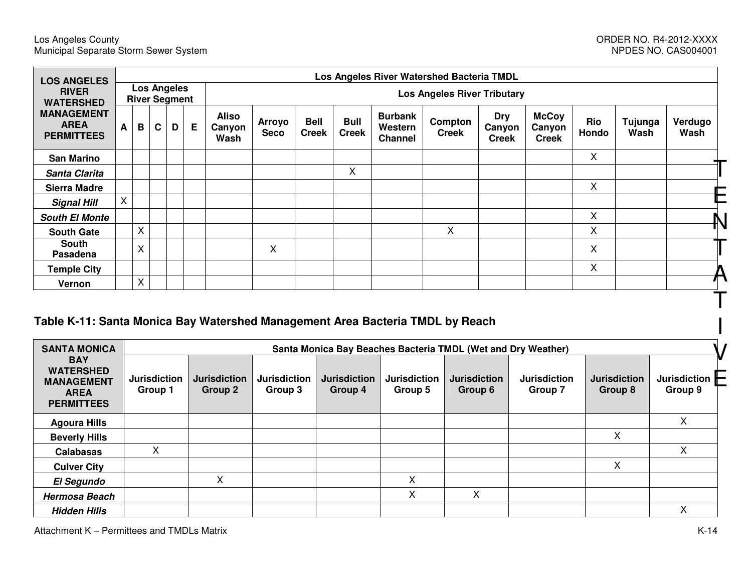| LOS ANGELES RIVER WATERSHED MANAGEMENT AREA PERMITTEES | Los Angeles River Watershed Bacteria TMDL | | | | | | | | | | | | | | | | |
|---|---|---|---|---|---|---|---|---|---|---|---|---|---|---|---|---|---|
| | Los Angeles River Segment | | | | | Los Angeles River Tributary | | | | | | | | | | | |
| | A | B | C | D | E | Aliso Canyon Wash | Arroyo Seco | Bell Creek | Bull Creek | Burbank Western Channel | Compton Creek | Dry Canyon Creek | McCoy Canyon Creek | Rio Hondo | Tujunga Wash | Verdugo Wash |
| San Marino | | | | | | | | | | | | | | X | | |
| *Santa Clarita* | | | | | | | | | X | | | | | | | |
| Sierra Madre | | | | | | | | | | | | | | X | | |
| *Signal Hill* | X | | | | | | | | | | | | | | | |
| *South El Monte* | | | | | | | | | | | | | | X | | |
| South Gate | | X | | | | | | | | | X | | | X | | |
| South Pasadena | | X | | | | | X | | | | | | | X | | |
| Temple City | | | | | | | | | | | | | | X | | |
| Vernon | | X | | | | | | | | | | | | | | |

### Table K-11: Santa Monica Bay Watershed Management Area Bacteria TMDL by Reach

| SANTA MONICA BAY WATERSHED MANAGEMENT AREA PERMITTEES | Santa Monica Bay Beaches Bacteria TMDL (Wet and Dry Weather) | | | | | | | | |
|---|---|---|---|---|---|---|---|---|---|
| | Jurisdiction Group 1 | Jurisdiction Group 2 | Jurisdiction Group 3 | Jurisdiction Group 4 | Jurisdiction Group 5 | Jurisdiction Group 6 | Jurisdiction Group 7 | Jurisdiction Group 8 | Jurisdiction Group 9 |
| Agoura Hills | | | | | | | | | X |
| Beverly Hills | | | | | | | | X | |
| Calabasas | X | | | | | | | | X |
| Culver City | | | | | | | | X | |
| *El Segundo* | | X | | | X | | | | |
| *Hermosa Beach* | | | | | X | X | | | |
| *Hidden Hills* | | | | | | | | | X |

TENTATIVE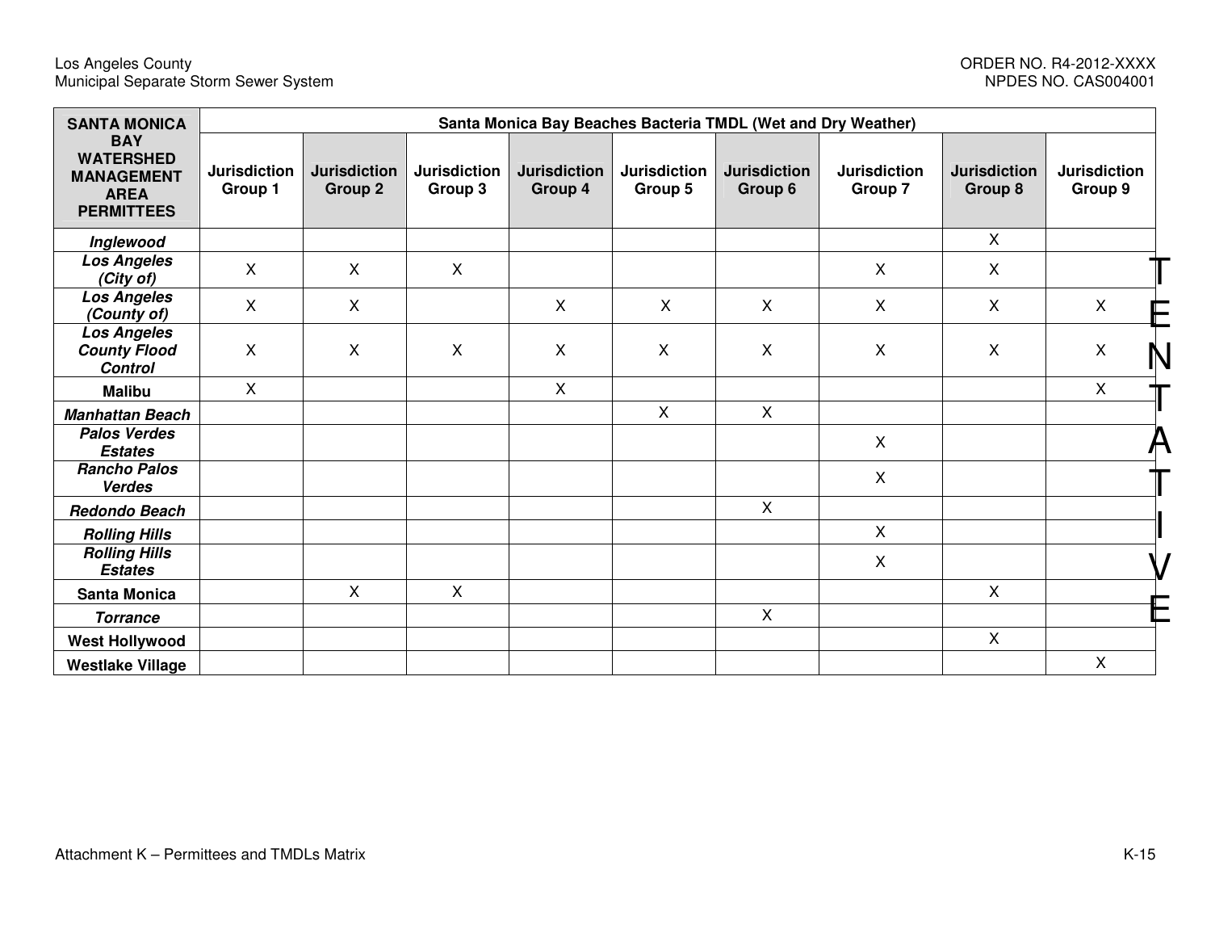| SANTA MONICA BAY WATERSHED MANAGEMENT AREA PERMITTEES | Santa Monica Bay Beaches Bacteria TMDL (Wet and Dry Weather) | | | | | | | | |
|---|---|---|---|---|---|---|---|---|---|
| | Jurisdiction Group 1 | Jurisdiction Group 2 | Jurisdiction Group 3 | Jurisdiction Group 4 | Jurisdiction Group 5 | Jurisdiction Group 6 | Jurisdiction Group 7 | Jurisdiction Group 8 | Jurisdiction Group 9 |
| ***Inglewood*** | | | | | | | | X | |
| ***Los Angeles (City of)*** | X | X | X | | | | X | X | |
| ***Los Angeles (County of)*** | X | X | | X | X | X | X | X | X |
| ***Los Angeles County Flood Control*** | X | X | X | X | X | X | X | X | X |
| **Malibu** | X | | | X | | | | | X |
| ***Manhattan Beach*** | | | | | X | X | | | |
| ***Palos Verdes Estates*** | | | | | | | X | | |
| ***Rancho Palos Verdes*** | | | | | | | X | | |
| ***Redondo Beach*** | | | | | | X | | | |
| ***Rolling Hills*** | | | | | | | X | | |
| ***Rolling Hills Estates*** | | | | | | | X | | |
| **Santa Monica** | | X | X | | | | | X | |
| ***Torrance*** | | | | | | X | | | |
| **West Hollywood** | | | | | | | | X | |
| **Westlake Village** | | | | | | | | | X |

TENTATIVE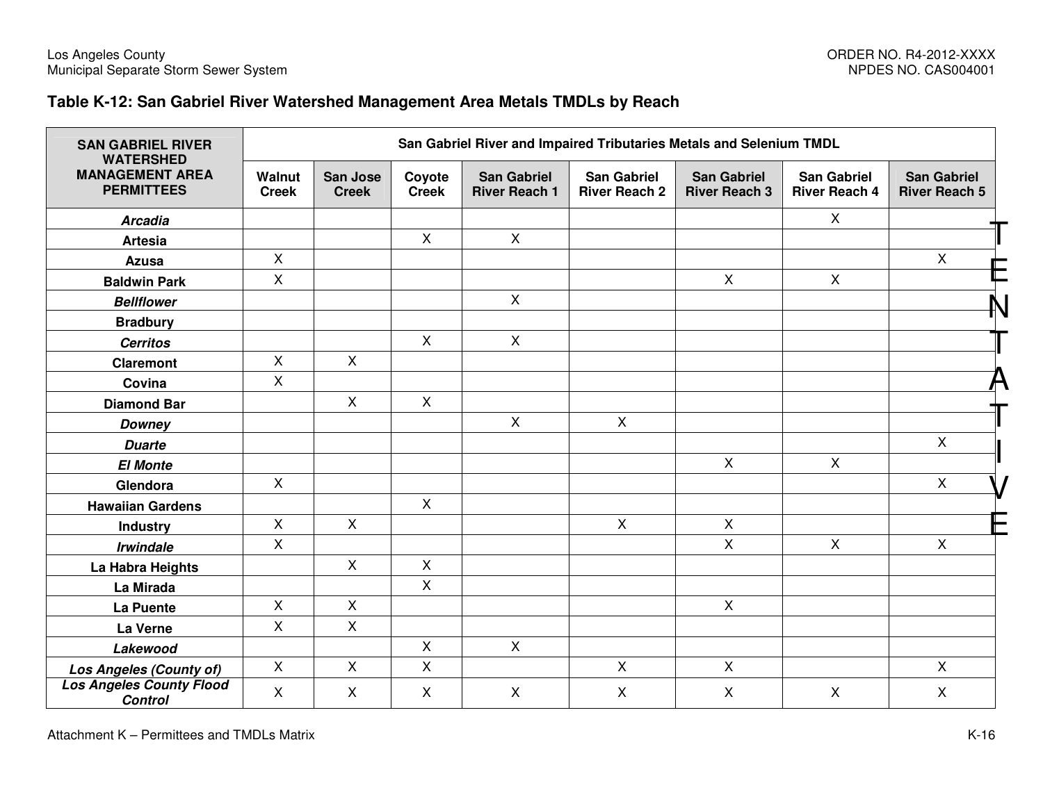### Table K-12: San Gabriel River Watershed Management Area Metals TMDLs by Reach

| SAN GABRIEL RIVER WATERSHED MANAGEMENT AREA PERMITTEES | San Gabriel River and Impaired Tributaries Metals and Selenium TMDL | | | | | | | |
|---|---|---|---|---|---|---|---|---|
| | Walnut Creek | San Jose Creek | Coyote Creek | San Gabriel River Reach 1 | San Gabriel River Reach 2 | San Gabriel River Reach 3 | San Gabriel River Reach 4 | San Gabriel River Reach 5 |
| ***Arcadia*** | | | | | | | X | |
| **Artesia** | | | X | X | | | | |
| **Azusa** | X | | | | | | | X |
| **Baldwin Park** | X | | | | | X | X | |
| ***Bellflower*** | | | | X | | | | |
| **Bradbury** | | | | | | | | |
| ***Cerritos*** | | | X | X | | | | |
| **Claremont** | X | X | | | | | | |
| **Covina** | X | | | | | | | |
| **Diamond Bar** | | X | X | | | | | |
| ***Downey*** | | | | X | X | | | |
| ***Duarte*** | | | | | | | | X |
| ***El Monte*** | | | | | | X | X | |
| **Glendora** | X | | | | | | | X |
| **Hawaiian Gardens** | | | X | | | | | |
| **Industry** | X | X | | | X | X | | |
| ***Irwindale*** | X | | | | | X | X | X |
| **La Habra Heights** | | X | X | | | | | |
| **La Mirada** | | | X | | | | | |
| **La Puente** | X | X | | | | X | | |
| **La Verne** | X | X | | | | | | |
| ***Lakewood*** | | | X | X | | | | |
| ***Los Angeles (County of)*** | X | X | X | | X | X | | X |
| ***Los Angeles County Flood Control*** | X | X | X | X | X | X | X | X |

TENTATIVE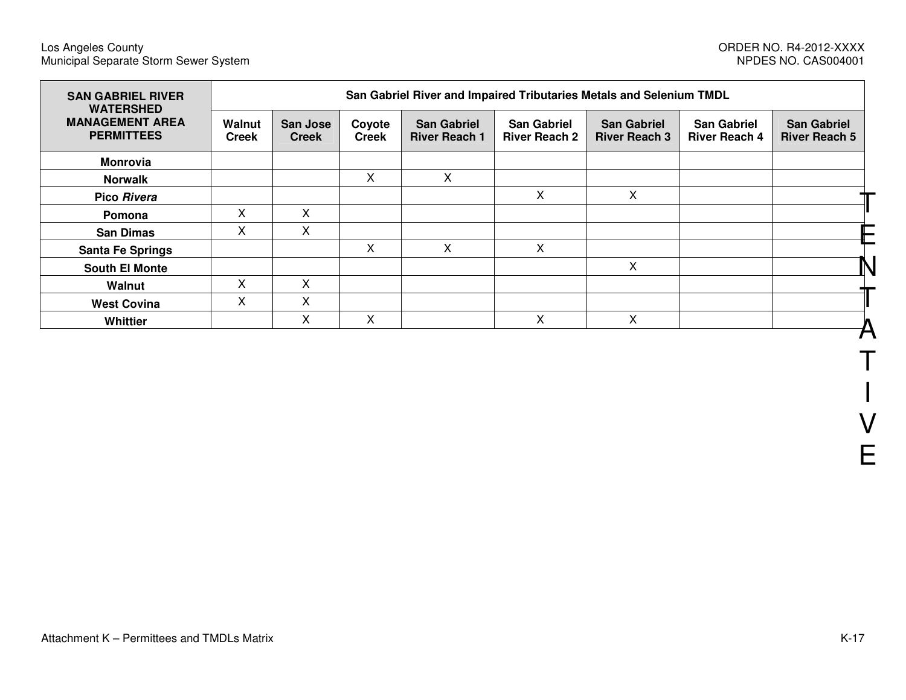| SAN GABRIEL RIVER WATERSHED MANAGEMENT AREA PERMITTEES | San Gabriel River and Impaired Tributaries Metals and Selenium TMDL | | | | | | | |
|---|---|---|---|---|---|---|---|---|
| | Walnut Creek | San Jose Creek | Coyote Creek | San Gabriel River Reach 1 | San Gabriel River Reach 2 | San Gabriel River Reach 3 | San Gabriel River Reach 4 | San Gabriel River Reach 5 |
| **Monrovia** | | | | | | | | |
| **Norwalk** | | | X | X | | | | |
| **Pico *Rivera*** | | | | | X | X | | |
| **Pomona** | X | X | | | | | | |
| **San Dimas** | X | X | | | | | | |
| **Santa Fe Springs** | | | X | X | X | | | |
| **South El Monte** | | | | | | X | | |
| **Walnut** | X | X | | | | | | |
| **West Covina** | X | X | | | | | | |
| **Whittier** | | X | X | | X | X | | |

TENTATIVE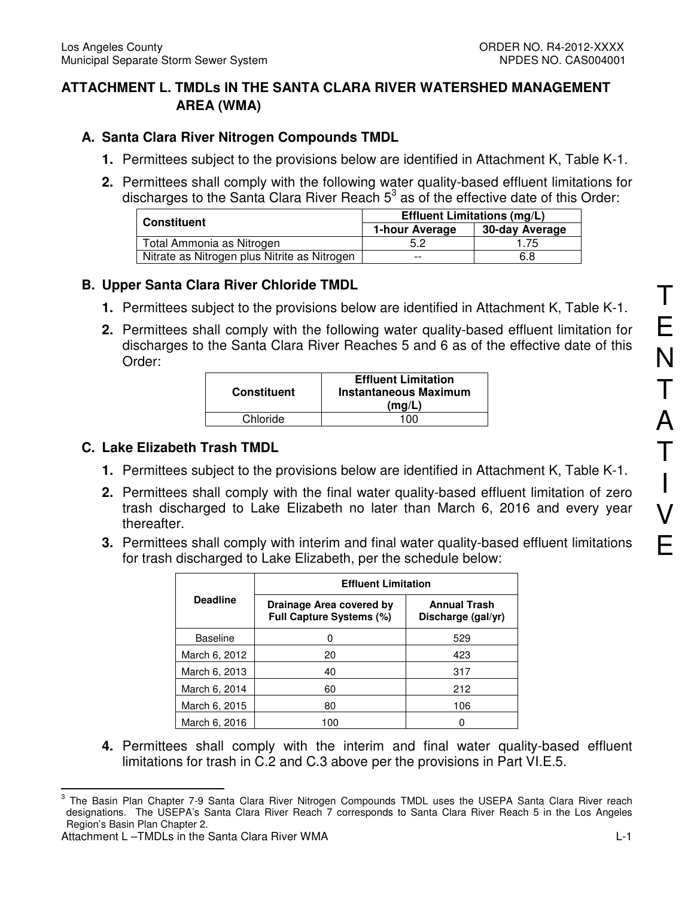# ATTACHMENT L. TMDLs IN THE SANTA CLARA RIVER WATERSHED MANAGEMENT AREA (WMA)

## A. Santa Clara River Nitrogen Compounds TMDL

1. Permittees subject to the provisions below are identified in Attachment K, Table K-1.
2. Permittees shall comply with the following water quality-based effluent limitations for discharges to the Santa Clara River Reach 5[3] as of the effective date of this Order:

| Constituent | Effluent Limitations (mg/L) | |
|---|---|---|
| | 1-hour Average | 30-day Average |
| Total Ammonia as Nitrogen | 5.2 | 1.75 |
| Nitrate as Nitrogen plus Nitrite as Nitrogen | -- | 6.8 |

## B. Upper Santa Clara River Chloride TMDL

1. Permittees subject to the provisions below are identified in Attachment K, Table K-1.
2. Permittees shall comply with the following water quality-based effluent limitation for discharges to the Santa Clara River Reaches 5 and 6 as of the effective date of this Order:

| Constituent | Effluent Limitation Instantaneous Maximum (mg/L) |
|---|---|
| Chloride | 100 |

## C. Lake Elizabeth Trash TMDL

1. Permittees subject to the provisions below are identified in Attachment K, Table K-1.
2. Permittees shall comply with the final water quality-based effluent limitation of zero trash discharged to Lake Elizabeth no later than March 6, 2016 and every year thereafter.
3. Permittees shall comply with interim and final water quality-based effluent limitations for trash discharged to Lake Elizabeth, per the schedule below:

| Deadline | Effluent Limitation | |
|---|---|---|
| | Drainage Area covered by Full Capture Systems (%) | Annual Trash Discharge (gal/yr) |
| Baseline | 0 | 529 |
| March 6, 2012 | 20 | 423 |
| March 6, 2013 | 40 | 317 |
| March 6, 2014 | 60 | 212 |
| March 6, 2015 | 80 | 106 |
| March 6, 2016 | 100 | 0 |

4. Permittees shall comply with the interim and final water quality-based effluent limitations for trash in C.2 and C.3 above per the provisions in Part VI.E.5.

[3] The Basin Plan Chapter 7-9 Santa Clara River Nitrogen Compounds TMDL uses the USEPA Santa Clara River reach designations. The USEPA's Santa Clara River Reach 7 corresponds to Santa Clara River Reach 5 in the Los Angeles Region's Basin Plan Chapter 2.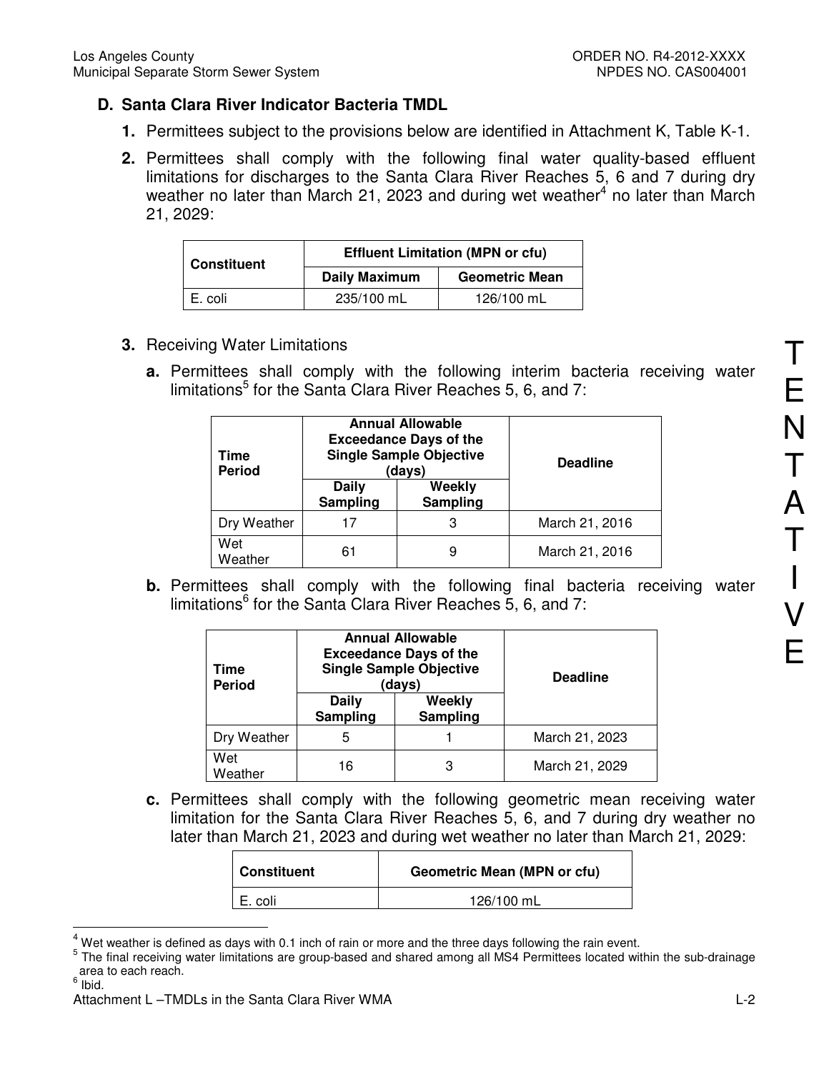## D. Santa Clara River Indicator Bacteria TMDL

1. Permittees subject to the provisions below are identified in Attachment K, Table K-1.
2. Permittees shall comply with the following final water quality-based effluent limitations for discharges to the Santa Clara River Reaches 5, 6 and 7 during dry weather no later than March 21, 2023 and during wet weather[4] no later than March 21, 2029:

| Constituent | Effluent Limitation (MPN or cfu) | |
|---|---|---|
| | Daily Maximum | Geometric Mean |
| E. coli | 235/100 mL | 126/100 mL |

3. Receiving Water Limitations

   a. Permittees shall comply with the following interim bacteria receiving water limitations[5] for the Santa Clara River Reaches 5, 6, and 7:

| Time Period | Annual Allowable Exceedance Days of the Single Sample Objective (days) | | Deadline |
|---|---|---|---|
| | Daily Sampling | Weekly Sampling | |
| Dry Weather | 17 | 3 | March 21, 2016 |
| Wet Weather | 61 | 9 | March 21, 2016 |

   b. Permittees shall comply with the following final bacteria receiving water limitations[6] for the Santa Clara River Reaches 5, 6, and 7:

| Time Period | Annual Allowable Exceedance Days of the Single Sample Objective (days) | | Deadline |
|---|---|---|---|
| | Daily Sampling | Weekly Sampling | |
| Dry Weather | 5 | 1 | March 21, 2023 |
| Wet Weather | 16 | 3 | March 21, 2029 |

   c. Permittees shall comply with the following geometric mean receiving water limitation for the Santa Clara River Reaches 5, 6, and 7 during dry weather no later than March 21, 2023 and during wet weather no later than March 21, 2029:

| Constituent | Geometric Mean (MPN or cfu) |
|---|---|
| E. coli | 126/100 mL |

[4] Wet weather is defined as days with 0.1 inch of rain or more and the three days following the rain event.

[5] The final receiving water limitations are group-based and shared among all MS4 Permittees located within the sub-drainage area to each reach.

[6] Ibid.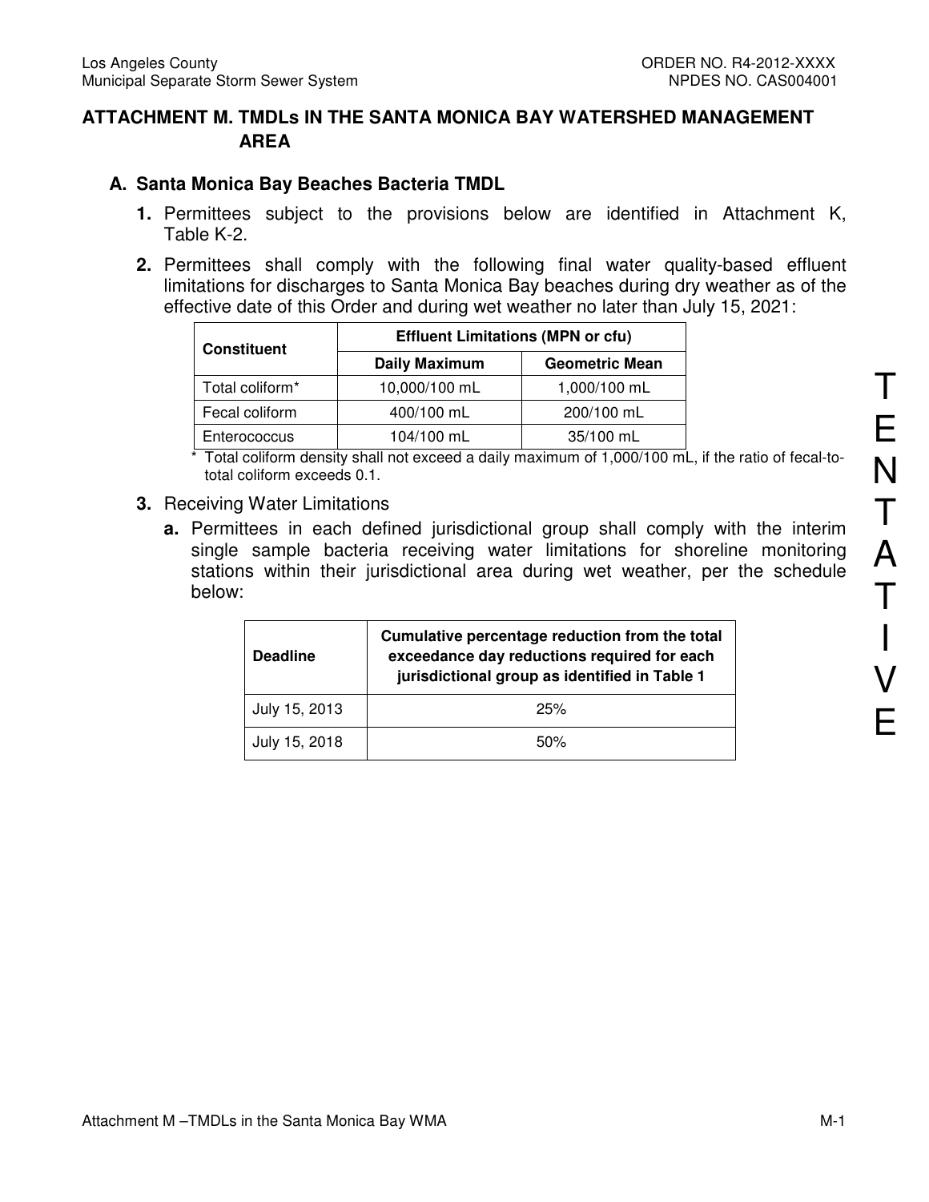# ATTACHMENT M. TMDLs IN THE SANTA MONICA BAY WATERSHED MANAGEMENT AREA

## A. Santa Monica Bay Beaches Bacteria TMDL

**1.** Permittees subject to the provisions below are identified in Attachment K, Table K-2.

**2.** Permittees shall comply with the following final water quality-based effluent limitations for discharges to Santa Monica Bay beaches during dry weather as of the effective date of this Order and during wet weather no later than July 15, 2021:

| Constituent | Effluent Limitations (MPN or cfu) | |
|---|---|---|
| | Daily Maximum | Geometric Mean |
| Total coliform* | 10,000/100 mL | 1,000/100 mL |
| Fecal coliform | 400/100 mL | 200/100 mL |
| Enterococcus | 104/100 mL | 35/100 mL |

\* Total coliform density shall not exceed a daily maximum of 1,000/100 mL, if the ratio of fecal-to-total coliform exceeds 0.1.

**3.** Receiving Water Limitations

**a.** Permittees in each defined jurisdictional group shall comply with the interim single sample bacteria receiving water limitations for shoreline monitoring stations within their jurisdictional area during wet weather, per the schedule below:

| Deadline | Cumulative percentage reduction from the total exceedance day reductions required for each jurisdictional group as identified in Table 1 |
|---|---|
| July 15, 2013 | 25% |
| July 15, 2018 | 50% |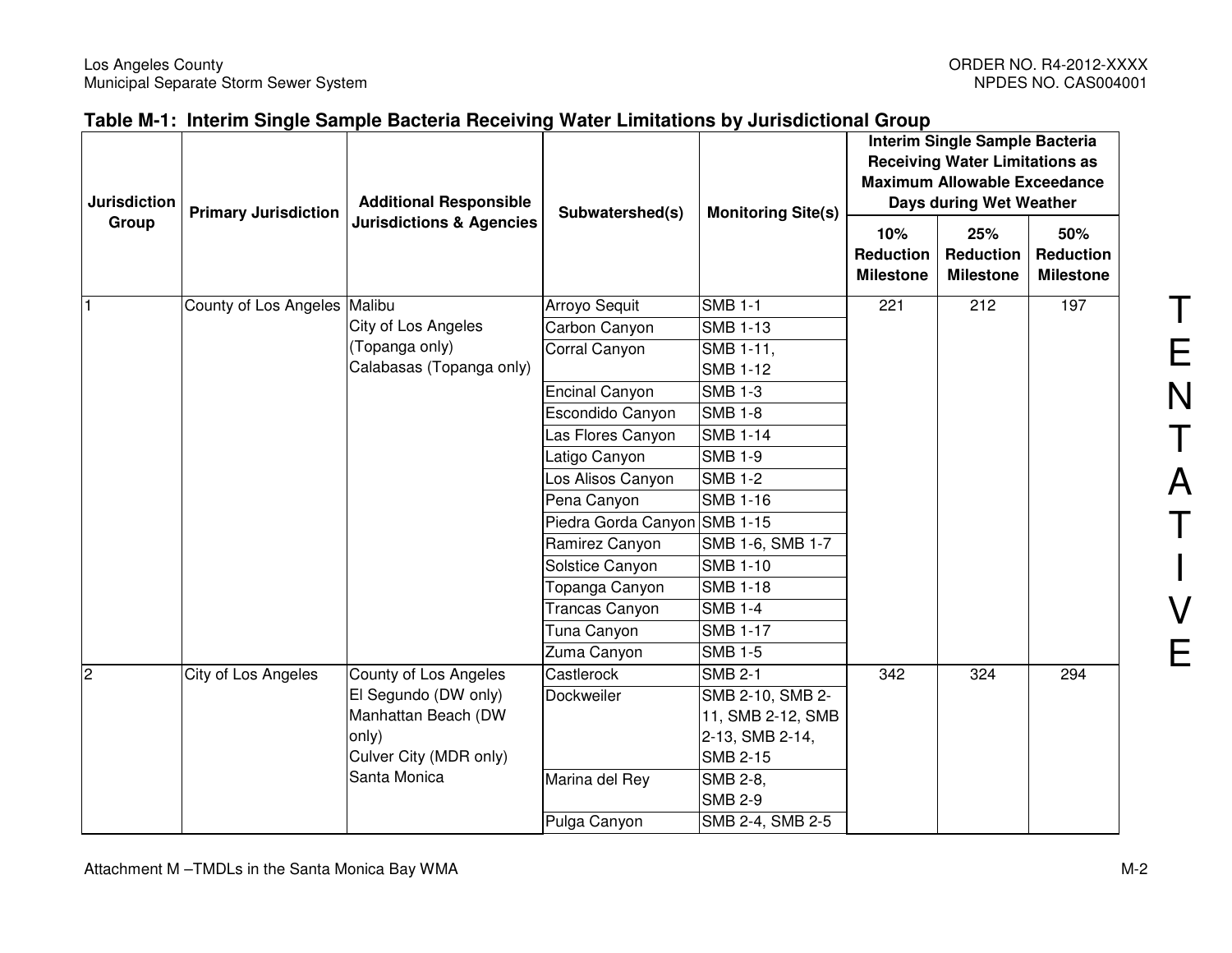## Table M-1: Interim Single Sample Bacteria Receiving Water Limitations by Jurisdictional Group

| Jurisdiction Group | Primary Jurisdiction | Additional Responsible Jurisdictions & Agencies | Subwatershed(s) | Monitoring Site(s) | Interim Single Sample Bacteria Receiving Water Limitations as Maximum Allowable Exceedance Days during Wet Weather | | |
|---|---|---|---|---|---|---|---|
| | | | | | 10% Reduction Milestone | 25% Reduction Milestone | 50% Reduction Milestone |
| 1 | County of Los Angeles | Malibu<br>City of Los Angeles (Topanga only)<br>Calabasas (Topanga only) | Arroyo Sequit | SMB 1-1 | 221 | 212 | 197 |
| | | | Carbon Canyon | SMB 1-13 | | | |
| | | | Corral Canyon | SMB 1-11, SMB 1-12 | | | |
| | | | Encinal Canyon | SMB 1-3 | | | |
| | | | Escondido Canyon | SMB 1-8 | | | |
| | | | Las Flores Canyon | SMB 1-14 | | | |
| | | | Latigo Canyon | SMB 1-9 | | | |
| | | | Los Alisos Canyon | SMB 1-2 | | | |
| | | | Pena Canyon | SMB 1-16 | | | |
| | | | Piedra Gorda Canyon | SMB 1-15 | | | |
| | | | Ramirez Canyon | SMB 1-6, SMB 1-7 | | | |
| | | | Solstice Canyon | SMB 1-10 | | | |
| | | | Topanga Canyon | SMB 1-18 | | | |
| | | | Trancas Canyon | SMB 1-4 | | | |
| | | | Tuna Canyon | SMB 1-17 | | | |
| | | | Zuma Canyon | SMB 1-5 | | | |
| 2 | City of Los Angeles | County of Los Angeles<br>El Segundo (DW only)<br>Manhattan Beach (DW only)<br>Culver City (MDR only)<br>Santa Monica | Castlerock | SMB 2-1 | 342 | 324 | 294 |
| | | | Dockweiler | SMB 2-10, SMB 2-11, SMB 2-12, SMB 2-13, SMB 2-14, SMB 2-15 | | | |
| | | | Marina del Rey | SMB 2-8, SMB 2-9 | | | |
| | | | Pulga Canyon | SMB 2-4, SMB 2-5 | | | |

TENTATIVE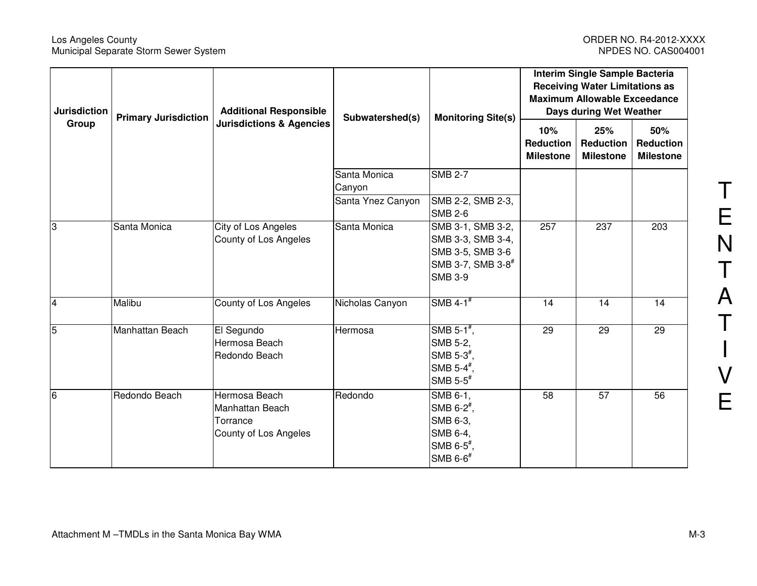| Jurisdiction Group | Primary Jurisdiction | Additional Responsible Jurisdictions & Agencies | Subwatershed(s) | Monitoring Site(s) | Interim Single Sample Bacteria Receiving Water Limitations as Maximum Allowable Exceedance Days during Wet Weather | | |
|---|---|---|---|---|---|---|---|
| | | | | | 10% Reduction Milestone | 25% Reduction Milestone | 50% Reduction Milestone |
| | | | Santa Monica Canyon | SMB 2-7 | | | |
| | | | Santa Ynez Canyon | SMB 2-2, SMB 2-3, SMB 2-6 | | | |
| 3 | Santa Monica | City of Los Angeles<br>County of Los Angeles | Santa Monica | SMB 3-1, SMB 3-2, SMB 3-3, SMB 3-4, SMB 3-5, SMB 3-6 SMB 3-7, SMB 3-8# SMB 3-9 | 257 | 237 | 203 |
| 4 | Malibu | County of Los Angeles | Nicholas Canyon | SMB 4-1# | 14 | 14 | 14 |
| 5 | Manhattan Beach | El Segundo<br>Hermosa Beach<br>Redondo Beach | Hermosa | SMB 5-1#, SMB 5-2, SMB 5-3#, SMB 5-4#, SMB 5-5# | 29 | 29 | 29 |
| 6 | Redondo Beach | Hermosa Beach<br>Manhattan Beach<br>Torrance<br>County of Los Angeles | Redondo | SMB 6-1, SMB 6-2#, SMB 6-3, SMB 6-4, SMB 6-5#, SMB 6-6# | 58 | 57 | 56 |

TENTATIVE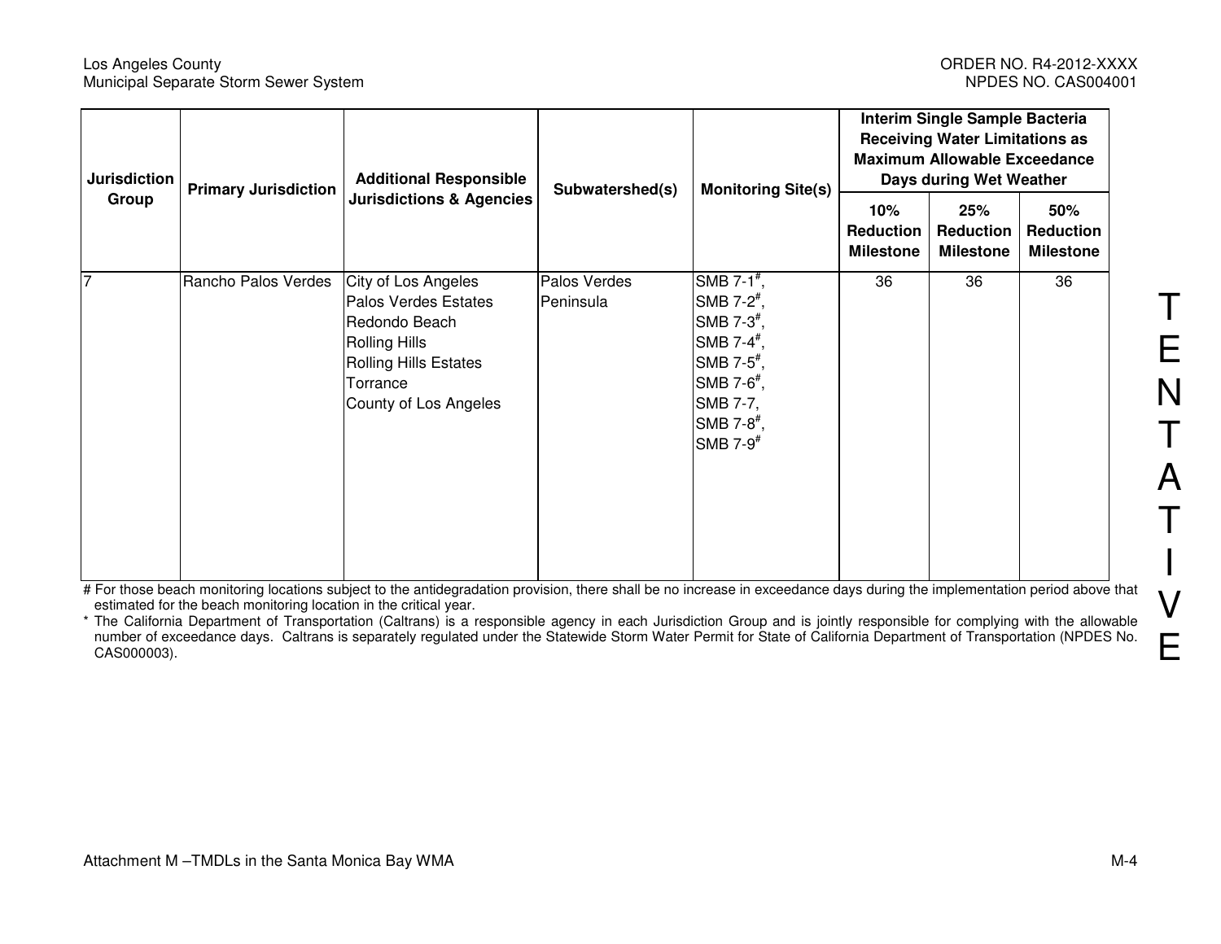| Jurisdiction Group | Primary Jurisdiction | Additional Responsible Jurisdictions & Agencies | Subwatershed(s) | Monitoring Site(s) | Interim Single Sample Bacteria Receiving Water Limitations as Maximum Allowable Exceedance Days during Wet Weather | | |
|---|---|---|---|---|---|---|---|
| | | | | | 10% Reduction Milestone | 25% Reduction Milestone | 50% Reduction Milestone |
| 7 | Rancho Palos Verdes | City of Los Angeles<br>Palos Verdes Estates<br>Redondo Beach<br>Rolling Hills<br>Rolling Hills Estates<br>Torrance<br>County of Los Angeles | Palos Verdes Peninsula | SMB 7-1#,<br>SMB 7-2#,<br>SMB 7-3#,<br>SMB 7-4#,<br>SMB 7-5#,<br>SMB 7-6#,<br>SMB 7-7,<br>SMB 7-8#,<br>SMB 7-9# | 36 | 36 | 36 |

# For those beach monitoring locations subject to the antidegradation provision, there shall be no increase in exceedance days during the implementation period above that estimated for the beach monitoring location in the critical year.

* The California Department of Transportation (Caltrans) is a responsible agency in each Jurisdiction Group and is jointly responsible for complying with the allowable number of exceedance days. Caltrans is separately regulated under the Statewide Storm Water Permit for State of California Department of Transportation (NPDES No. CAS000003).

TENTATIVE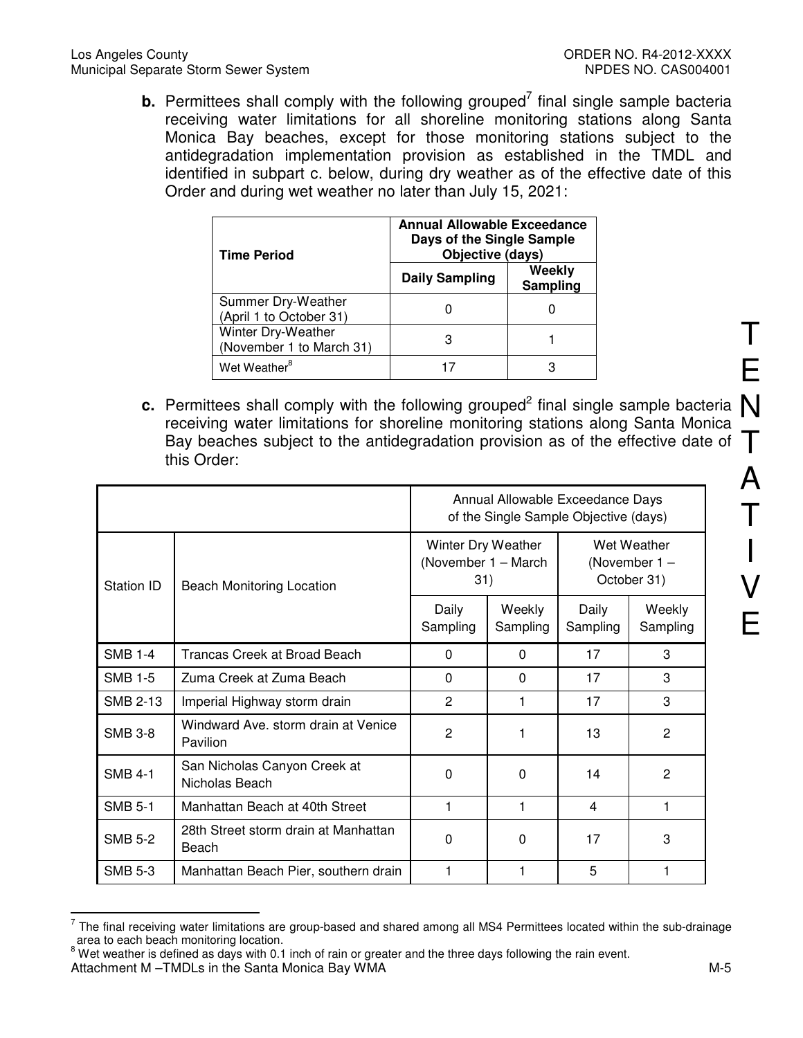**b.** Permittees shall comply with the following grouped[7] final single sample bacteria receiving water limitations for all shoreline monitoring stations along Santa Monica Bay beaches, except for those monitoring stations subject to the antidegradation implementation provision as established in the TMDL and identified in subpart c. below, during dry weather as of the effective date of this Order and during wet weather no later than July 15, 2021:

| Time Period | Annual Allowable Exceedance Days of the Single Sample Objective (days) | |
|---|---|---|
| | Daily Sampling | Weekly Sampling |
| Summer Dry-Weather (April 1 to October 31) | 0 | 0 |
| Winter Dry-Weather (November 1 to March 31) | 3 | 1 |
| Wet Weather[8] | 17 | 3 |

**c.** Permittees shall comply with the following grouped[2] final single sample bacteria receiving water limitations for shoreline monitoring stations along Santa Monica Bay beaches subject to the antidegradation provision as of the effective date of this Order:

| Station ID | Beach Monitoring Location | Annual Allowable Exceedance Days of the Single Sample Objective (days) | | | |
|---|---|---|---|---|---|
| | | Winter Dry Weather (November 1 – March 31) | | Wet Weather (November 1 – October 31) | |
| | | Daily Sampling | Weekly Sampling | Daily Sampling | Weekly Sampling |
| SMB 1-4 | Trancas Creek at Broad Beach | 0 | 0 | 17 | 3 |
| SMB 1-5 | Zuma Creek at Zuma Beach | 0 | 0 | 17 | 3 |
| SMB 2-13 | Imperial Highway storm drain | 2 | 1 | 17 | 3 |
| SMB 3-8 | Windward Ave. storm drain at Venice Pavilion | 2 | 1 | 13 | 2 |
| SMB 4-1 | San Nicholas Canyon Creek at Nicholas Beach | 0 | 0 | 14 | 2 |
| SMB 5-1 | Manhattan Beach at 40th Street | 1 | 1 | 4 | 1 |
| SMB 5-2 | 28th Street storm drain at Manhattan Beach | 0 | 0 | 17 | 3 |
| SMB 5-3 | Manhattan Beach Pier, southern drain | 1 | 1 | 5 | 1 |

[7] The final receiving water limitations are group-based and shared among all MS4 Permittees located within the sub-drainage area to each beach monitoring location.

[8] Wet weather is defined as days with 0.1 inch of rain or greater and the three days following the rain event.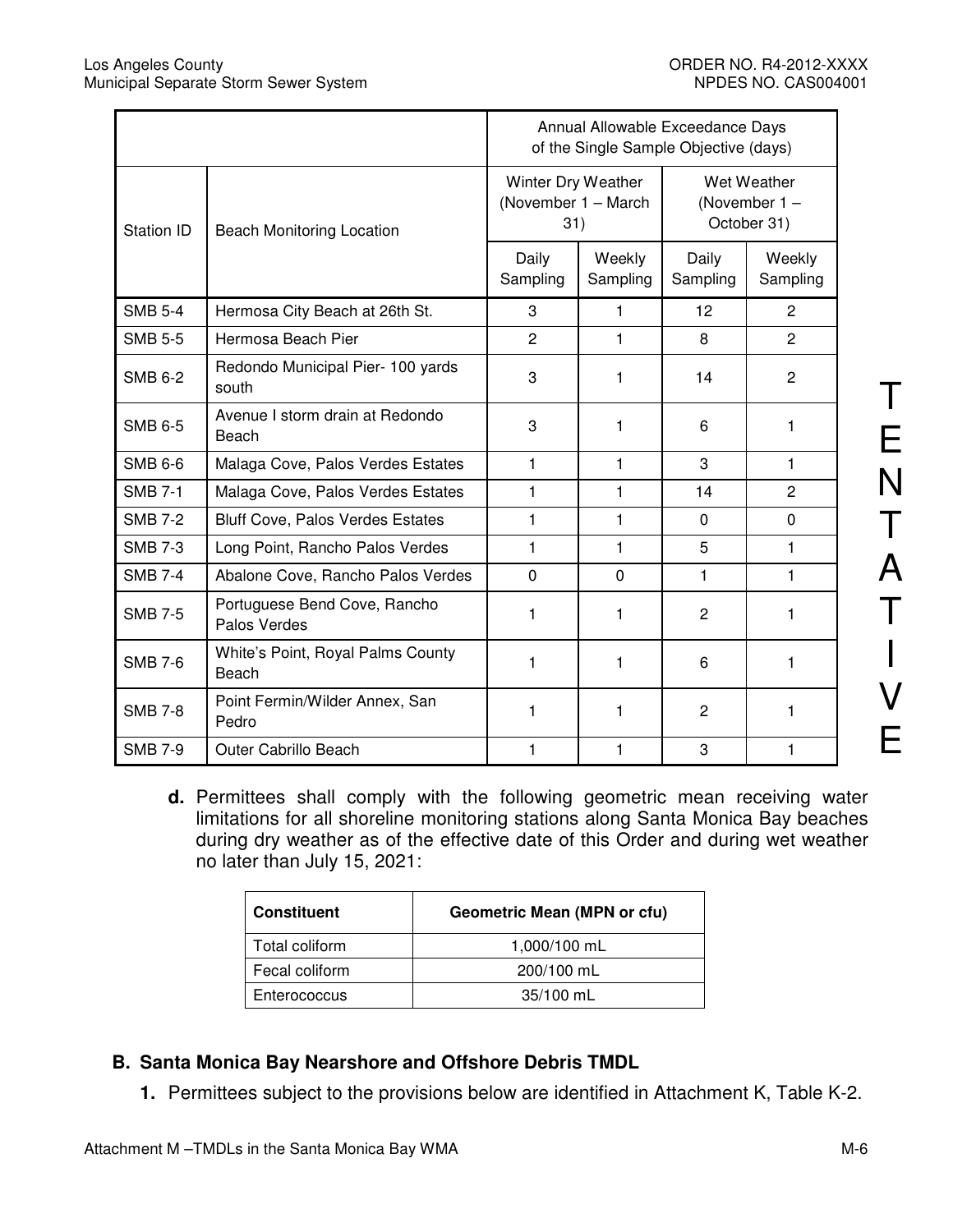| | | Annual Allowable Exceedance Days of the Single Sample Objective (days) | | | |
|---|---|---|---|---|---|
| Station ID | Beach Monitoring Location | Winter Dry Weather (November 1 – March 31) | | Wet Weather (November 1 – October 31) | |
| | | Daily Sampling | Weekly Sampling | Daily Sampling | Weekly Sampling |
| SMB 5-4 | Hermosa City Beach at 26th St. | 3 | 1 | 12 | 2 |
| SMB 5-5 | Hermosa Beach Pier | 2 | 1 | 8 | 2 |
| SMB 6-2 | Redondo Municipal Pier- 100 yards south | 3 | 1 | 14 | 2 |
| SMB 6-5 | Avenue I storm drain at Redondo Beach | 3 | 1 | 6 | 1 |
| SMB 6-6 | Malaga Cove, Palos Verdes Estates | 1 | 1 | 3 | 1 |
| SMB 7-1 | Malaga Cove, Palos Verdes Estates | 1 | 1 | 14 | 2 |
| SMB 7-2 | Bluff Cove, Palos Verdes Estates | 1 | 1 | 0 | 0 |
| SMB 7-3 | Long Point, Rancho Palos Verdes | 1 | 1 | 5 | 1 |
| SMB 7-4 | Abalone Cove, Rancho Palos Verdes | 0 | 0 | 1 | 1 |
| SMB 7-5 | Portuguese Bend Cove, Rancho Palos Verdes | 1 | 1 | 2 | 1 |
| SMB 7-6 | White's Point, Royal Palms County Beach | 1 | 1 | 6 | 1 |
| SMB 7-8 | Point Fermin/Wilder Annex, San Pedro | 1 | 1 | 2 | 1 |
| SMB 7-9 | Outer Cabrillo Beach | 1 | 1 | 3 | 1 |

**d.** Permittees shall comply with the following geometric mean receiving water limitations for all shoreline monitoring stations along Santa Monica Bay beaches during dry weather as of the effective date of this Order and during wet weather no later than July 15, 2021:

| Constituent | Geometric Mean (MPN or cfu) |
|---|---|
| Total coliform | 1,000/100 mL |
| Fecal coliform | 200/100 mL |
| Enterococcus | 35/100 mL |

## B. Santa Monica Bay Nearshore and Offshore Debris TMDL

**1.** Permittees subject to the provisions below are identified in Attachment K, Table K-2.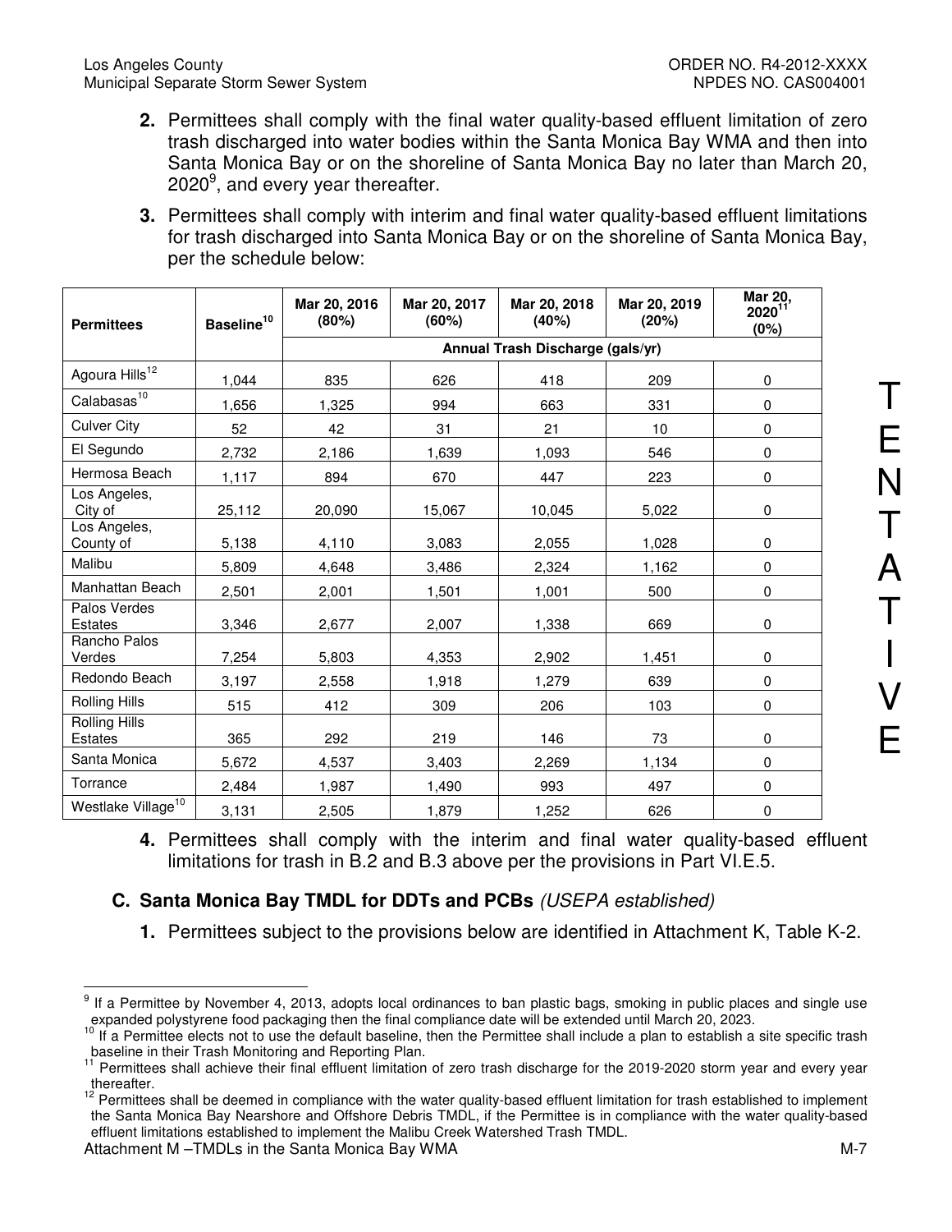2. Permittees shall comply with the final water quality-based effluent limitation of zero trash discharged into water bodies within the Santa Monica Bay WMA and then into Santa Monica Bay or on the shoreline of Santa Monica Bay no later than March 20, 2020[9], and every year thereafter.

3. Permittees shall comply with interim and final water quality-based effluent limitations for trash discharged into Santa Monica Bay or on the shoreline of Santa Monica Bay, per the schedule below:

| Permittees | Baseline[10] | Mar 20, 2016 (80%) | Mar 20, 2017 (60%) | Mar 20, 2018 (40%) | Mar 20, 2019 (20%) | Mar 20, 2020[11] (0%) |
|---|---|---|---|---|---|---|
| | | Annual Trash Discharge (gals/yr) | | | | |
| Agoura Hills[12] | 1,044 | 835 | 626 | 418 | 209 | 0 |
| Calabasas[10] | 1,656 | 1,325 | 994 | 663 | 331 | 0 |
| Culver City | 52 | 42 | 31 | 21 | 10 | 0 |
| El Segundo | 2,732 | 2,186 | 1,639 | 1,093 | 546 | 0 |
| Hermosa Beach | 1,117 | 894 | 670 | 447 | 223 | 0 |
| Los Angeles, City of | 25,112 | 20,090 | 15,067 | 10,045 | 5,022 | 0 |
| Los Angeles, County of | 5,138 | 4,110 | 3,083 | 2,055 | 1,028 | 0 |
| Malibu | 5,809 | 4,648 | 3,486 | 2,324 | 1,162 | 0 |
| Manhattan Beach | 2,501 | 2,001 | 1,501 | 1,001 | 500 | 0 |
| Palos Verdes Estates | 3,346 | 2,677 | 2,007 | 1,338 | 669 | 0 |
| Rancho Palos Verdes | 7,254 | 5,803 | 4,353 | 2,902 | 1,451 | 0 |
| Redondo Beach | 3,197 | 2,558 | 1,918 | 1,279 | 639 | 0 |
| Rolling Hills | 515 | 412 | 309 | 206 | 103 | 0 |
| Rolling Hills Estates | 365 | 292 | 219 | 146 | 73 | 0 |
| Santa Monica | 5,672 | 4,537 | 3,403 | 2,269 | 1,134 | 0 |
| Torrance | 2,484 | 1,987 | 1,490 | 993 | 497 | 0 |
| Westlake Village[10] | 3,131 | 2,505 | 1,879 | 1,252 | 626 | 0 |

4. Permittees shall comply with the interim and final water quality-based effluent limitations for trash in B.2 and B.3 above per the provisions in Part VI.E.5.

### C. Santa Monica Bay TMDL for DDTs and PCBs *(USEPA established)*

1. Permittees subject to the provisions below are identified in Attachment K, Table K-2.

---

[9] If a Permittee by November 4, 2013, adopts local ordinances to ban plastic bags, smoking in public places and single use expanded polystyrene food packaging then the final compliance date will be extended until March 20, 2023.

[10] If a Permittee elects not to use the default baseline, then the Permittee shall include a plan to establish a site specific trash baseline in their Trash Monitoring and Reporting Plan.

[11] Permittees shall achieve their final effluent limitation of zero trash discharge for the 2019-2020 storm year and every year thereafter.

[12] Permittees shall be deemed in compliance with the water quality-based effluent limitation for trash established to implement the Santa Monica Bay Nearshore and Offshore Debris TMDL, if the Permittee is in compliance with the water quality-based effluent limitations established to implement the Malibu Creek Watershed Trash TMDL.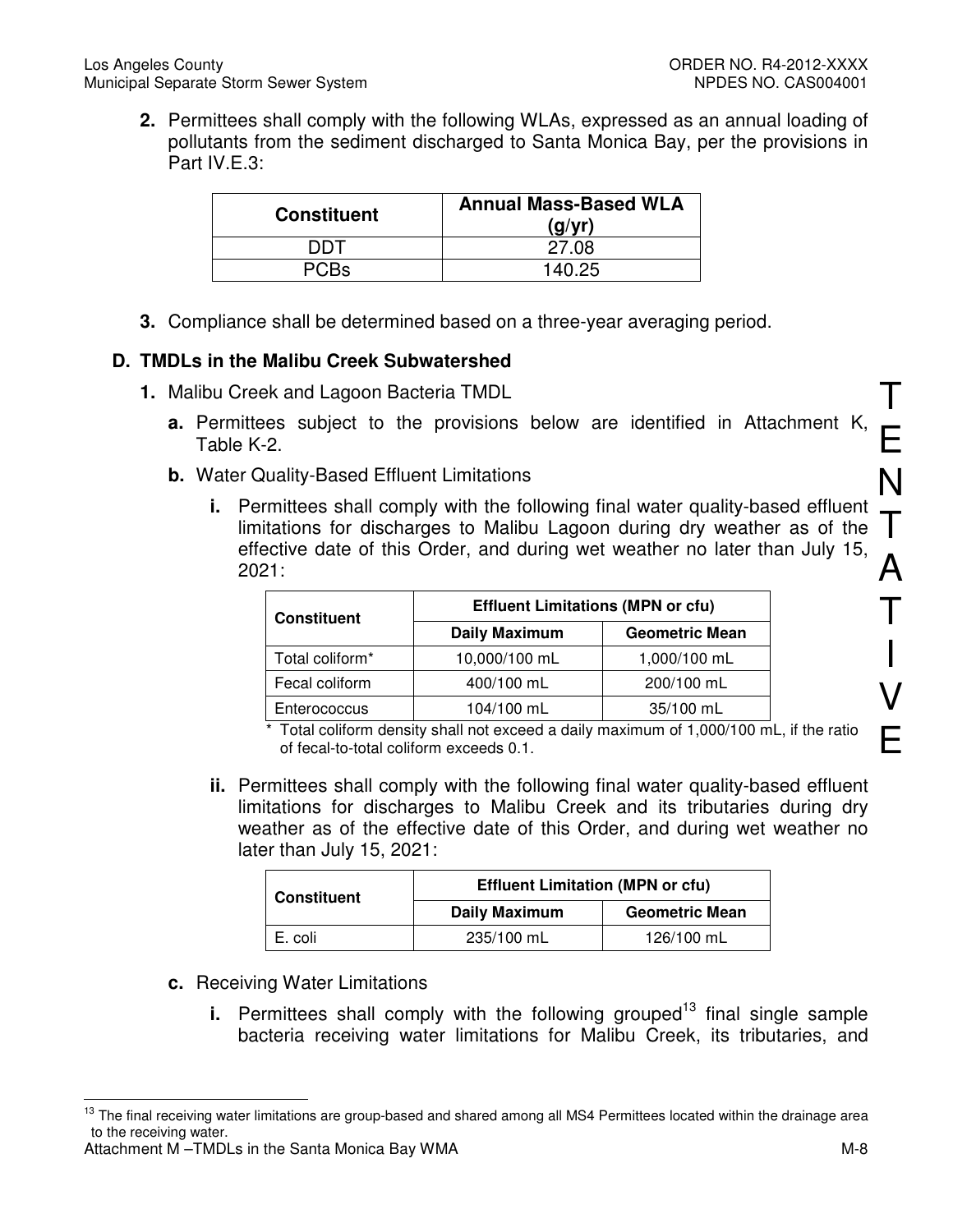**2.** Permittees shall comply with the following WLAs, expressed as an annual loading of pollutants from the sediment discharged to Santa Monica Bay, per the provisions in Part IV.E.3:

| Constituent | Annual Mass-Based WLA (g/yr) |
|---|---|
| DDT | 27.08 |
| PCBs | 140.25 |

**3.** Compliance shall be determined based on a three-year averaging period.

### D. TMDLs in the Malibu Creek Subwatershed

**1.** Malibu Creek and Lagoon Bacteria TMDL

**a.** Permittees subject to the provisions below are identified in Attachment K, Table K-2.

**b.** Water Quality-Based Effluent Limitations

**i.** Permittees shall comply with the following final water quality-based effluent limitations for discharges to Malibu Lagoon during dry weather as of the effective date of this Order, and during wet weather no later than July 15, 2021:

| Constituent | Effluent Limitations (MPN or cfu) | |
|---|---|---|
| | Daily Maximum | Geometric Mean |
| Total coliform* | 10,000/100 mL | 1,000/100 mL |
| Fecal coliform | 400/100 mL | 200/100 mL |
| Enterococcus | 104/100 mL | 35/100 mL |

\* Total coliform density shall not exceed a daily maximum of 1,000/100 mL, if the ratio of fecal-to-total coliform exceeds 0.1.

**ii.** Permittees shall comply with the following final water quality-based effluent limitations for discharges to Malibu Creek and its tributaries during dry weather as of the effective date of this Order, and during wet weather no later than July 15, 2021:

| Constituent | Effluent Limitation (MPN or cfu) | |
|---|---|---|
| | Daily Maximum | Geometric Mean |
| E. coli | 235/100 mL | 126/100 mL |

**c.** Receiving Water Limitations

**i.** Permittees shall comply with the following grouped[13] final single sample bacteria receiving water limitations for Malibu Creek, its tributaries, and

[13] The final receiving water limitations are group-based and shared among all MS4 Permittees located within the drainage area to the receiving water.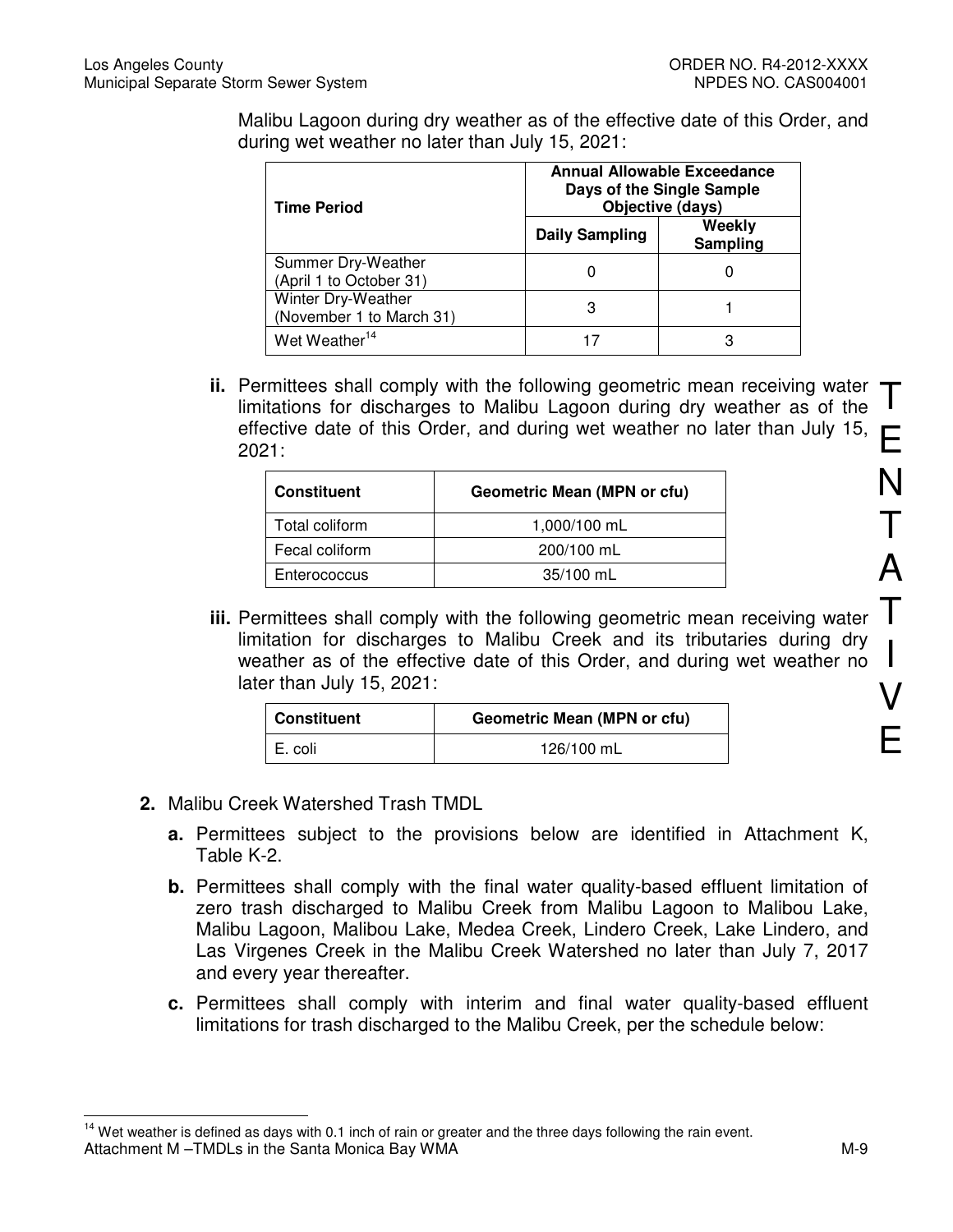Malibu Lagoon during dry weather as of the effective date of this Order, and during wet weather no later than July 15, 2021:

| Time Period | Annual Allowable Exceedance Days of the Single Sample Objective (days) | |
|---|---|---|
| | Daily Sampling | Weekly Sampling |
| Summer Dry-Weather (April 1 to October 31) | 0 | 0 |
| Winter Dry-Weather (November 1 to March 31) | 3 | 1 |
| Wet Weather[14] | 17 | 3 |

**ii.** Permittees shall comply with the following geometric mean receiving water limitations for discharges to Malibu Lagoon during dry weather as of the effective date of this Order, and during wet weather no later than July 15, 2021:

| Constituent | Geometric Mean (MPN or cfu) |
|---|---|
| Total coliform | 1,000/100 mL |
| Fecal coliform | 200/100 mL |
| Enterococcus | 35/100 mL |

**iii.** Permittees shall comply with the following geometric mean receiving water limitation for discharges to Malibu Creek and its tributaries during dry weather as of the effective date of this Order, and during wet weather no later than July 15, 2021:

| Constituent | Geometric Mean (MPN or cfu) |
|---|---|
| E. coli | 126/100 mL |

**2.** Malibu Creek Watershed Trash TMDL

**a.** Permittees subject to the provisions below are identified in Attachment K, Table K-2.

**b.** Permittees shall comply with the final water quality-based effluent limitation of zero trash discharged to Malibu Creek from Malibu Lagoon to Malibou Lake, Malibu Lagoon, Malibou Lake, Medea Creek, Lindero Creek, Lake Lindero, and Las Virgenes Creek in the Malibu Creek Watershed no later than July 7, 2017 and every year thereafter.

**c.** Permittees shall comply with interim and final water quality-based effluent limitations for trash discharged to the Malibu Creek, per the schedule below:

[14] Wet weather is defined as days with 0.1 inch of rain or greater and the three days following the rain event.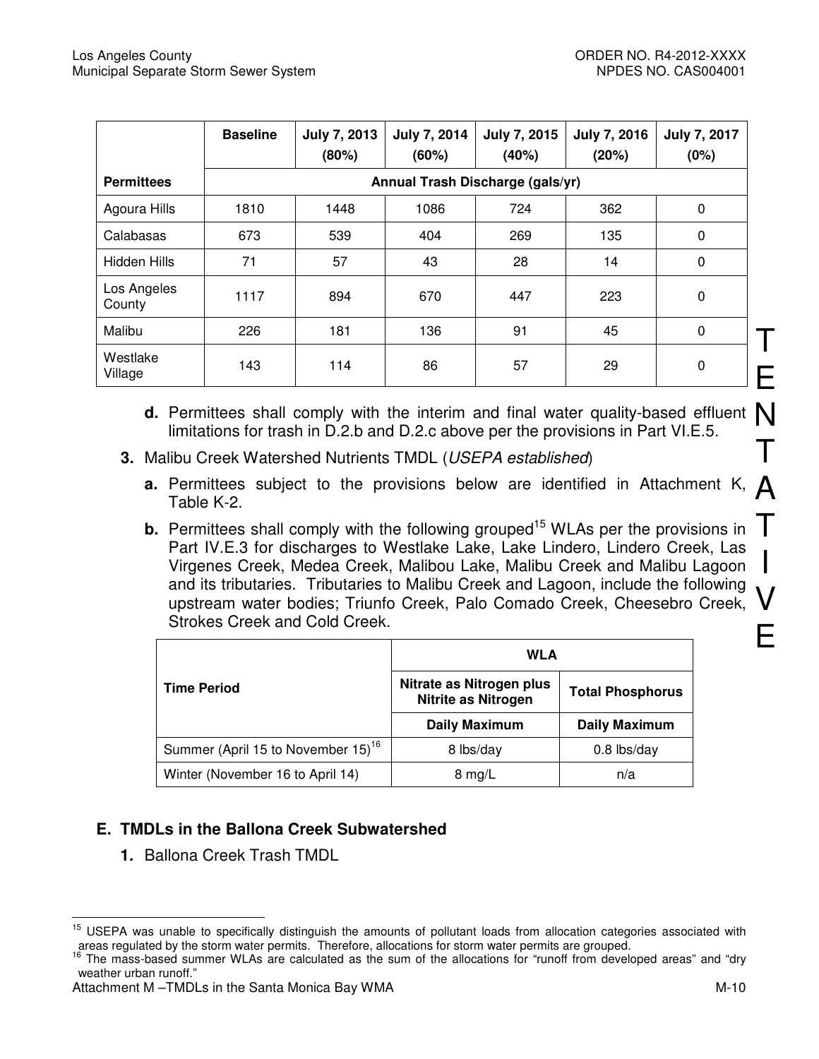| Permittees | Baseline | July 7, 2013 (80%) | July 7, 2014 (60%) | July 7, 2015 (40%) | July 7, 2016 (20%) | July 7, 2017 (0%) |
|---|---|---|---|---|---|---|
| | Annual Trash Discharge (gals/yr) | | | | | |
| Agoura Hills | 1810 | 1448 | 1086 | 724 | 362 | 0 |
| Calabasas | 673 | 539 | 404 | 269 | 135 | 0 |
| Hidden Hills | 71 | 57 | 43 | 28 | 14 | 0 |
| Los Angeles County | 1117 | 894 | 670 | 447 | 223 | 0 |
| Malibu | 226 | 181 | 136 | 91 | 45 | 0 |
| Westlake Village | 143 | 114 | 86 | 57 | 29 | 0 |

**d.** Permittees shall comply with the interim and final water quality-based effluent limitations for trash in D.2.b and D.2.c above per the provisions in Part VI.E.5.

**3.** Malibu Creek Watershed Nutrients TMDL (*USEPA established*)

**a.** Permittees subject to the provisions below are identified in Attachment K, Table K-2.

**b.** Permittees shall comply with the following grouped[15] WLAs per the provisions in Part IV.E.3 for discharges to Westlake Lake, Lake Lindero, Lindero Creek, Las Virgenes Creek, Medea Creek, Malibou Lake, Malibu Creek and Malibu Lagoon and its tributaries. Tributaries to Malibu Creek and Lagoon, include the following upstream water bodies; Triunfo Creek, Palo Comado Creek, Cheesebro Creek, Strokes Creek and Cold Creek.

| Time Period | WLA | |
|---|---|---|
| | Nitrate as Nitrogen plus Nitrite as Nitrogen | Total Phosphorus |
| | Daily Maximum | Daily Maximum |
| Summer (April 15 to November 15)[16] | 8 lbs/day | 0.8 lbs/day |
| Winter (November 16 to April 14) | 8 mg/L | n/a |

## E. TMDLs in the Ballona Creek Subwatershed

**1.** Ballona Creek Trash TMDL

---

[15] USEPA was unable to specifically distinguish the amounts of pollutant loads from allocation categories associated with areas regulated by the storm water permits. Therefore, allocations for storm water permits are grouped.

[16] The mass-based summer WLAs are calculated as the sum of the allocations for "runoff from developed areas" and "dry weather urban runoff."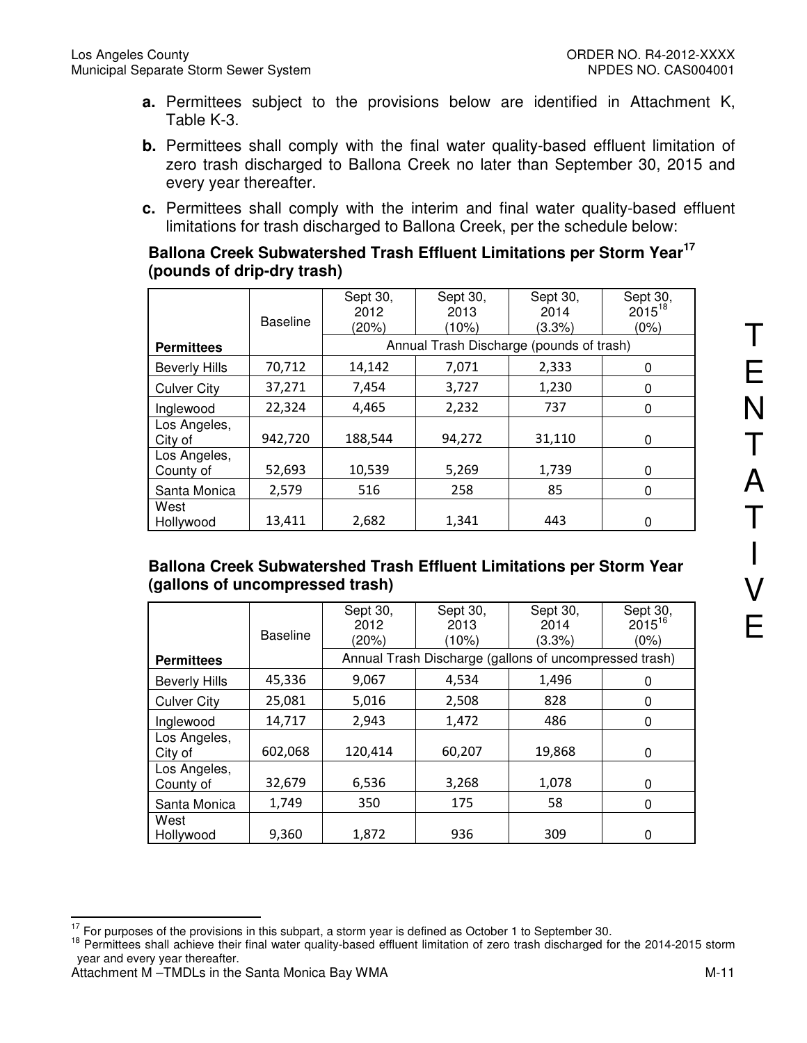a. Permittees subject to the provisions below are identified in Attachment K, Table K-3.

b. Permittees shall comply with the final water quality-based effluent limitation of zero trash discharged to Ballona Creek no later than September 30, 2015 and every year thereafter.

c. Permittees shall comply with the interim and final water quality-based effluent limitations for trash discharged to Ballona Creek, per the schedule below:

**Ballona Creek Subwatershed Trash Effluent Limitations per Storm Year[17] (pounds of drip-dry trash)**

| Permittees | Baseline | Sept 30, 2012 (20%) | Sept 30, 2013 (10%) | Sept 30, 2014 (3.3%) | Sept 30, 2015[18] (0%) |
|---|---|---|---|---|---|
| | | Annual Trash Discharge (pounds of trash) | | | |
| Beverly Hills | 70,712 | 14,142 | 7,071 | 2,333 | 0 |
| Culver City | 37,271 | 7,454 | 3,727 | 1,230 | 0 |
| Inglewood | 22,324 | 4,465 | 2,232 | 737 | 0 |
| Los Angeles, City of | 942,720 | 188,544 | 94,272 | 31,110 | 0 |
| Los Angeles, County of | 52,693 | 10,539 | 5,269 | 1,739 | 0 |
| Santa Monica | 2,579 | 516 | 258 | 85 | 0 |
| West Hollywood | 13,411 | 2,682 | 1,341 | 443 | 0 |

**Ballona Creek Subwatershed Trash Effluent Limitations per Storm Year (gallons of uncompressed trash)**

| Permittees | Baseline | Sept 30, 2012 (20%) | Sept 30, 2013 (10%) | Sept 30, 2014 (3.3%) | Sept 30, 2015[16] (0%) |
|---|---|---|---|---|---|
| | | Annual Trash Discharge (gallons of uncompressed trash) | | | |
| Beverly Hills | 45,336 | 9,067 | 4,534 | 1,496 | 0 |
| Culver City | 25,081 | 5,016 | 2,508 | 828 | 0 |
| Inglewood | 14,717 | 2,943 | 1,472 | 486 | 0 |
| Los Angeles, City of | 602,068 | 120,414 | 60,207 | 19,868 | 0 |
| Los Angeles, County of | 32,679 | 6,536 | 3,268 | 1,078 | 0 |
| Santa Monica | 1,749 | 350 | 175 | 58 | 0 |
| West Hollywood | 9,360 | 1,872 | 936 | 309 | 0 |

[17] For purposes of the provisions in this subpart, a storm year is defined as October 1 to September 30.

[18] Permittees shall achieve their final water quality-based effluent limitation of zero trash discharged for the 2014-2015 storm year and every year thereafter.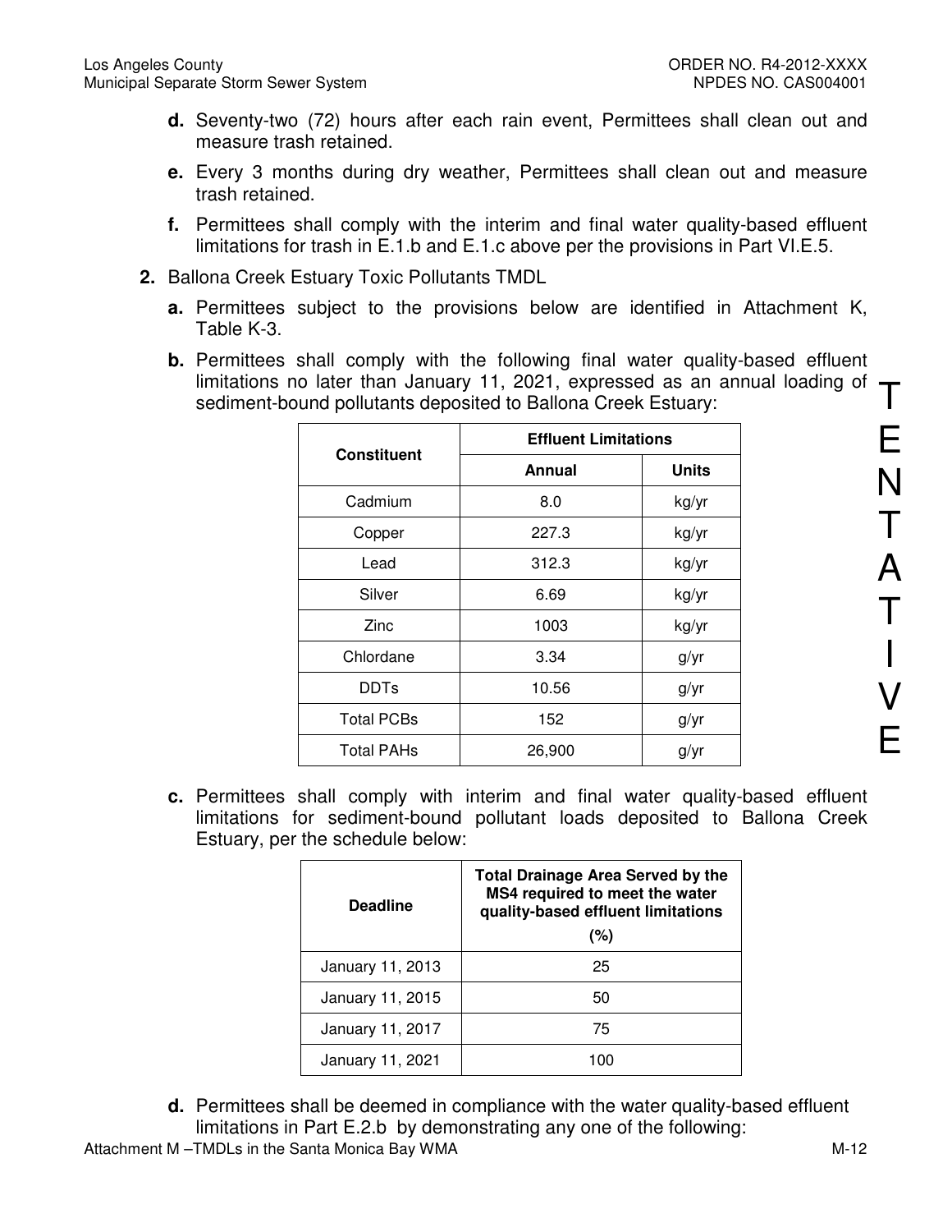**d.** Seventy-two (72) hours after each rain event, Permittees shall clean out and measure trash retained.

**e.** Every 3 months during dry weather, Permittees shall clean out and measure trash retained.

**f.** Permittees shall comply with the interim and final water quality-based effluent limitations for trash in E.1.b and E.1.c above per the provisions in Part VI.E.5.

**2.** Ballona Creek Estuary Toxic Pollutants TMDL

**a.** Permittees subject to the provisions below are identified in Attachment K, Table K-3.

**b.** Permittees shall comply with the following final water quality-based effluent limitations no later than January 11, 2021, expressed as an annual loading of sediment-bound pollutants deposited to Ballona Creek Estuary:

| Constituent | Effluent Limitations | |
|---|---|---|
| | Annual | Units |
| Cadmium | 8.0 | kg/yr |
| Copper | 227.3 | kg/yr |
| Lead | 312.3 | kg/yr |
| Silver | 6.69 | kg/yr |
| Zinc | 1003 | kg/yr |
| Chlordane | 3.34 | g/yr |
| DDTs | 10.56 | g/yr |
| Total PCBs | 152 | g/yr |
| Total PAHs | 26,900 | g/yr |

**c.** Permittees shall comply with interim and final water quality-based effluent limitations for sediment-bound pollutant loads deposited to Ballona Creek Estuary, per the schedule below:

| Deadline | Total Drainage Area Served by the MS4 required to meet the water quality-based effluent limitations (%) |
|---|---|
| January 11, 2013 | 25 |
| January 11, 2015 | 50 |
| January 11, 2017 | 75 |
| January 11, 2021 | 100 |

**d.** Permittees shall be deemed in compliance with the water quality-based effluent limitations in Part E.2.b by demonstrating any one of the following:

TENTATIVE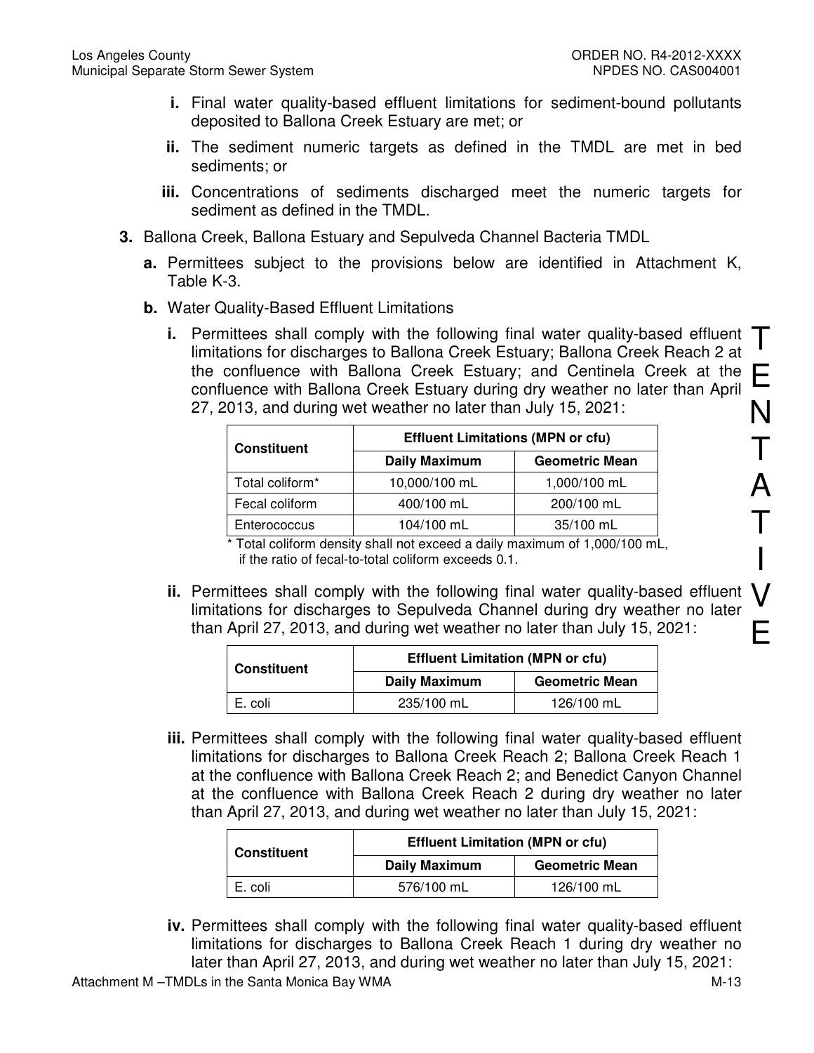**i.** Final water quality-based effluent limitations for sediment-bound pollutants deposited to Ballona Creek Estuary are met; or

**ii.** The sediment numeric targets as defined in the TMDL are met in bed sediments; or

**iii.** Concentrations of sediments discharged meet the numeric targets for sediment as defined in the TMDL.

**3.** Ballona Creek, Ballona Estuary and Sepulveda Channel Bacteria TMDL

**a.** Permittees subject to the provisions below are identified in Attachment K, Table K-3.

**b.** Water Quality-Based Effluent Limitations

**i.** Permittees shall comply with the following final water quality-based effluent limitations for discharges to Ballona Creek Estuary; Ballona Creek Reach 2 at the confluence with Ballona Creek Estuary; and Centinela Creek at the confluence with Ballona Creek Estuary during dry weather no later than April 27, 2013, and during wet weather no later than July 15, 2021:

| Constituent | Effluent Limitations (MPN or cfu) | |
|---|---|---|
| | Daily Maximum | Geometric Mean |
| Total coliform* | 10,000/100 mL | 1,000/100 mL |
| Fecal coliform | 400/100 mL | 200/100 mL |
| Enterococcus | 104/100 mL | 35/100 mL |

\* Total coliform density shall not exceed a daily maximum of 1,000/100 mL, if the ratio of fecal-to-total coliform exceeds 0.1.

**ii.** Permittees shall comply with the following final water quality-based effluent limitations for discharges to Sepulveda Channel during dry weather no later than April 27, 2013, and during wet weather no later than July 15, 2021:

| Constituent | Effluent Limitation (MPN or cfu) | |
|---|---|---|
| | Daily Maximum | Geometric Mean |
| E. coli | 235/100 mL | 126/100 mL |

**iii.** Permittees shall comply with the following final water quality-based effluent limitations for discharges to Ballona Creek Reach 2; Ballona Creek Reach 1 at the confluence with Ballona Creek Reach 2; and Benedict Canyon Channel at the confluence with Ballona Creek Reach 2 during dry weather no later than April 27, 2013, and during wet weather no later than July 15, 2021:

| Constituent | Effluent Limitation (MPN or cfu) | |
|---|---|---|
| | Daily Maximum | Geometric Mean |
| E. coli | 576/100 mL | 126/100 mL |

**iv.** Permittees shall comply with the following final water quality-based effluent limitations for discharges to Ballona Creek Reach 1 during dry weather no later than April 27, 2013, and during wet weather no later than July 15, 2021: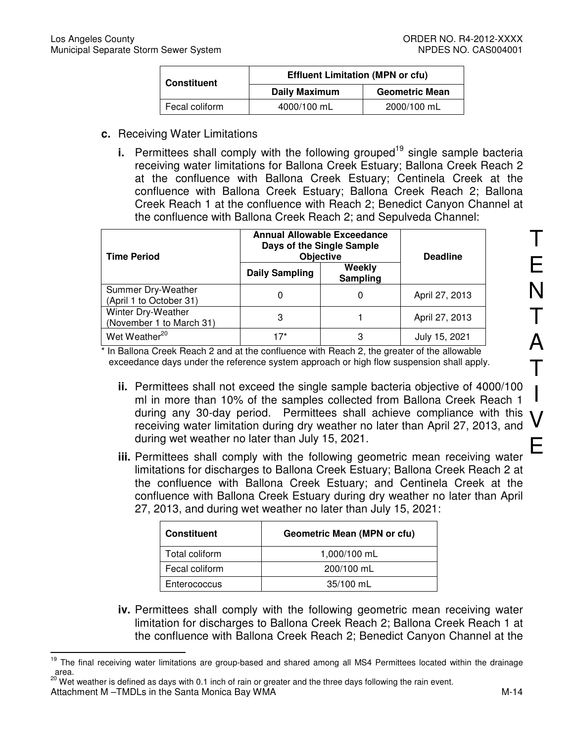| Constituent | Effluent Limitation (MPN or cfu) | |
|---|---|---|
| | Daily Maximum | Geometric Mean |
| Fecal coliform | 4000/100 mL | 2000/100 mL |

**c.** Receiving Water Limitations

**i.** Permittees shall comply with the following grouped[19] single sample bacteria receiving water limitations for Ballona Creek Estuary; Ballona Creek Reach 2 at the confluence with Ballona Creek Estuary; Centinela Creek at the confluence with Ballona Creek Estuary; Ballona Creek Reach 2; Ballona Creek Reach 1 at the confluence with Reach 2; Benedict Canyon Channel at the confluence with Ballona Creek Reach 2; and Sepulveda Channel:

| Time Period | Annual Allowable Exceedance Days of the Single Sample Objective | | Deadline |
|---|---|---|---|
| | Daily Sampling | Weekly Sampling | |
| Summer Dry-Weather (April 1 to October 31) | 0 | 0 | April 27, 2013 |
| Winter Dry-Weather (November 1 to March 31) | 3 | 1 | April 27, 2013 |
| Wet Weather[20] | 17* | 3 | July 15, 2021 |

\* In Ballona Creek Reach 2 and at the confluence with Reach 2, the greater of the allowable exceedance days under the reference system approach or high flow suspension shall apply.

**ii.** Permittees shall not exceed the single sample bacteria objective of 4000/100 ml in more than 10% of the samples collected from Ballona Creek Reach 1 during any 30-day period. Permittees shall achieve compliance with this receiving water limitation during dry weather no later than April 27, 2013, and during wet weather no later than July 15, 2021.

**iii.** Permittees shall comply with the following geometric mean receiving water limitations for discharges to Ballona Creek Estuary; Ballona Creek Reach 2 at the confluence with Ballona Creek Estuary; and Centinela Creek at the confluence with Ballona Creek Estuary during dry weather no later than April 27, 2013, and during wet weather no later than July 15, 2021:

| Constituent | Geometric Mean (MPN or cfu) |
|---|---|
| Total coliform | 1,000/100 mL |
| Fecal coliform | 200/100 mL |
| Enterococcus | 35/100 mL |

**iv.** Permittees shall comply with the following geometric mean receiving water limitation for discharges to Ballona Creek Reach 2; Ballona Creek Reach 1 at the confluence with Ballona Creek Reach 2; Benedict Canyon Channel at the

[19] The final receiving water limitations are group-based and shared among all MS4 Permittees located within the drainage area.

[20] Wet weather is defined as days with 0.1 inch of rain or greater and the three days following the rain event.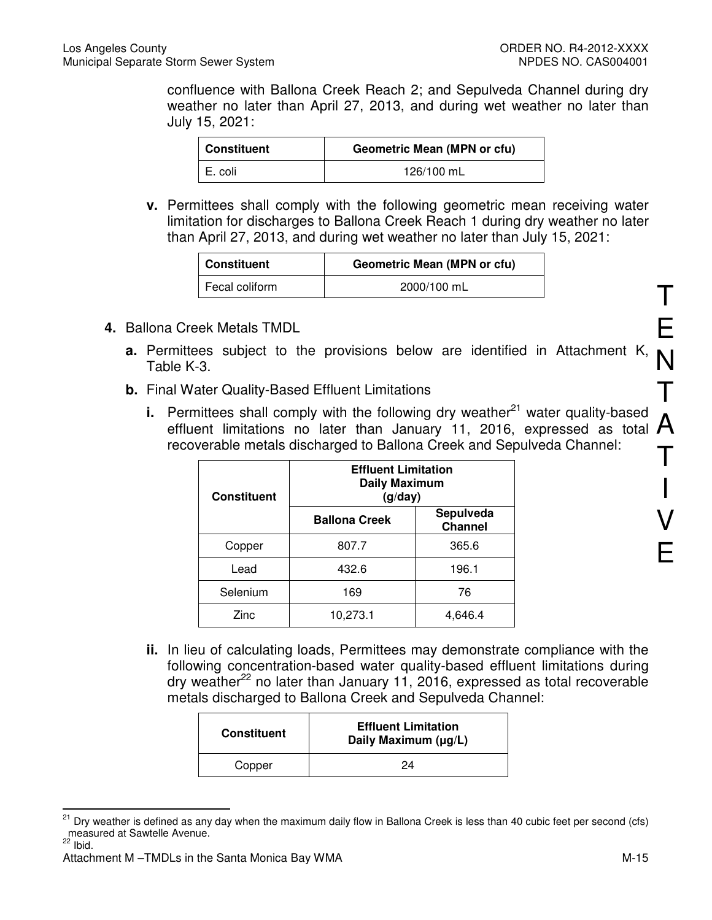confluence with Ballona Creek Reach 2; and Sepulveda Channel during dry weather no later than April 27, 2013, and during wet weather no later than July 15, 2021:

| Constituent | Geometric Mean (MPN or cfu) |
|---|---|
| E. coli | 126/100 mL |

**v.** Permittees shall comply with the following geometric mean receiving water limitation for discharges to Ballona Creek Reach 1 during dry weather no later than April 27, 2013, and during wet weather no later than July 15, 2021:

| Constituent | Geometric Mean (MPN or cfu) |
|---|---|
| Fecal coliform | 2000/100 mL |

**4.** Ballona Creek Metals TMDL

**a.** Permittees subject to the provisions below are identified in Attachment K, Table K-3.

**b.** Final Water Quality-Based Effluent Limitations

**i.** Permittees shall comply with the following dry weather[21] water quality-based effluent limitations no later than January 11, 2016, expressed as total recoverable metals discharged to Ballona Creek and Sepulveda Channel:

| Constituent | Effluent Limitation Daily Maximum (g/day) | |
|---|---|---|
| | Ballona Creek | Sepulveda Channel |
| Copper | 807.7 | 365.6 |
| Lead | 432.6 | 196.1 |
| Selenium | 169 | 76 |
| Zinc | 10,273.1 | 4,646.4 |

**ii.** In lieu of calculating loads, Permittees may demonstrate compliance with the following concentration-based water quality-based effluent limitations during dry weather[22] no later than January 11, 2016, expressed as total recoverable metals discharged to Ballona Creek and Sepulveda Channel:

| Constituent | Effluent Limitation Daily Maximum (μg/L) |
|---|---|
| Copper | 24 |

[21] Dry weather is defined as any day when the maximum daily flow in Ballona Creek is less than 40 cubic feet per second (cfs) measured at Sawtelle Avenue.
[22] Ibid.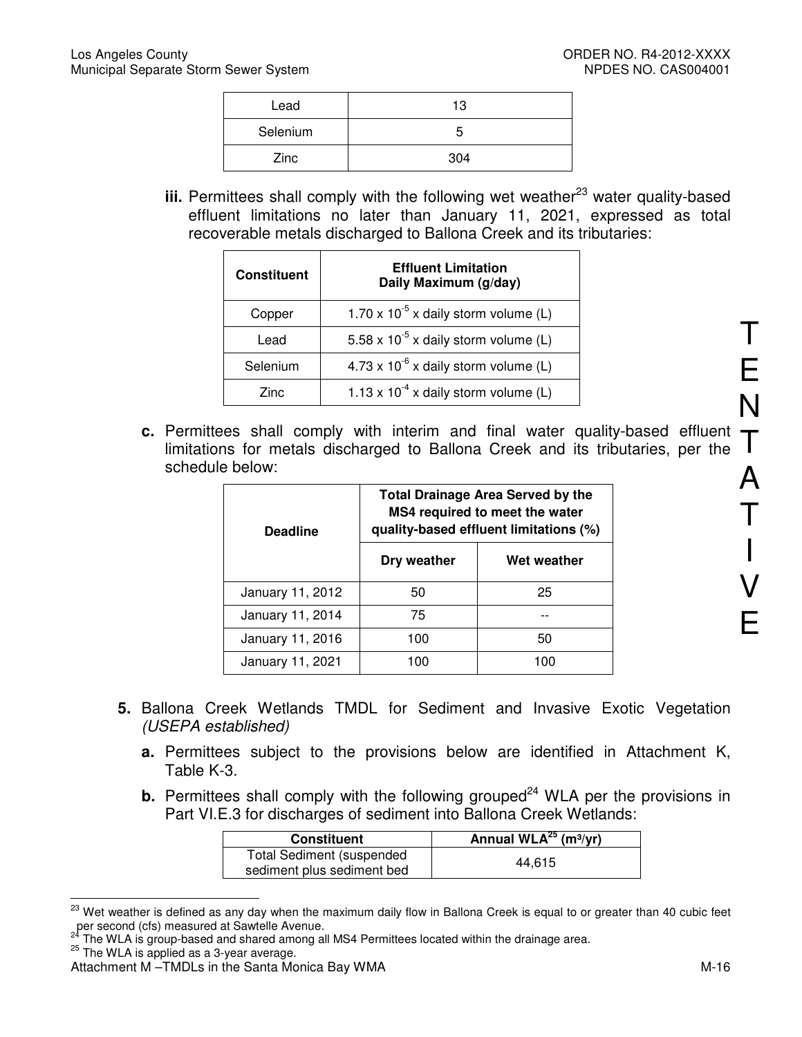| Lead | 13 |
|---|---|
| Selenium | 5 |
| Zinc | 304 |

**iii.** Permittees shall comply with the following wet weather[23] water quality-based effluent limitations no later than January 11, 2021, expressed as total recoverable metals discharged to Ballona Creek and its tributaries:

| Constituent | Effluent Limitation Daily Maximum (g/day) |
|---|---|
| Copper | $1.70 \times 10^{-5}$ x daily storm volume (L) |
| Lead | $5.58 \times 10^{-5}$ x daily storm volume (L) |
| Selenium | $4.73 \times 10^{-6}$ x daily storm volume (L) |
| Zinc | $1.13 \times 10^{-4}$ x daily storm volume (L) |

**c.** Permittees shall comply with interim and final water quality-based effluent limitations for metals discharged to Ballona Creek and its tributaries, per the schedule below:

| Deadline | Total Drainage Area Served by the MS4 required to meet the water quality-based effluent limitations (%) | |
|---|---|---|
| | Dry weather | Wet weather |
| January 11, 2012 | 50 | 25 |
| January 11, 2014 | 75 | -- |
| January 11, 2016 | 100 | 50 |
| January 11, 2021 | 100 | 100 |

**5.** Ballona Creek Wetlands TMDL for Sediment and Invasive Exotic Vegetation *(USEPA established)*

**a.** Permittees subject to the provisions below are identified in Attachment K, Table K-3.

**b.** Permittees shall comply with the following grouped[24] WLA per the provisions in Part VI.E.3 for discharges of sediment into Ballona Creek Wetlands:

| Constituent | Annual WLA[25] ($m^3$/yr) |
|---|---|
| Total Sediment (suspended sediment plus sediment bed | 44,615 |

[23] Wet weather is defined as any day when the maximum daily flow in Ballona Creek is equal to or greater than 40 cubic feet per second (cfs) measured at Sawtelle Avenue.

[24] The WLA is group-based and shared among all MS4 Permittees located within the drainage area.

[25] The WLA is applied as a 3-year average.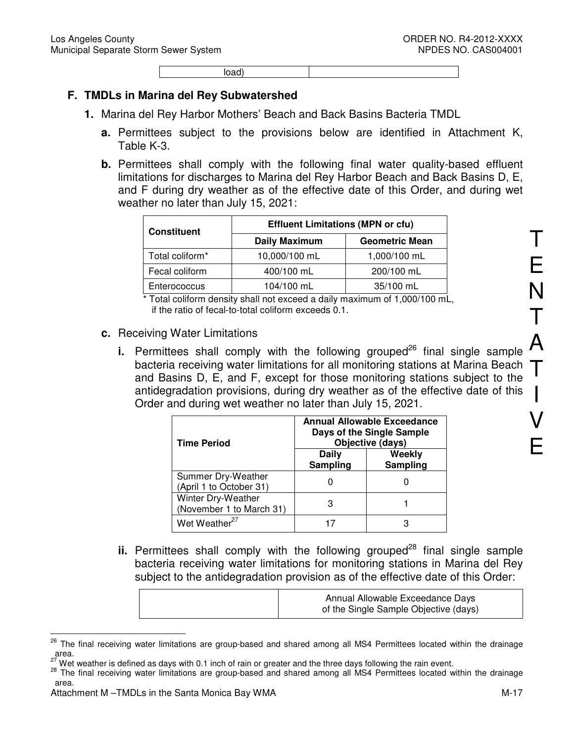| load) | |
|---|---|

## F. TMDLs in Marina del Rey Subwatershed

1. Marina del Rey Harbor Mothers' Beach and Back Basins Bacteria TMDL

   a. Permittees subject to the provisions below are identified in Attachment K, Table K-3.

   b. Permittees shall comply with the following final water quality-based effluent limitations for discharges to Marina del Rey Harbor Beach and Back Basins D, E, and F during dry weather as of the effective date of this Order, and during wet weather no later than July 15, 2021:

| Constituent | Effluent Limitations (MPN or cfu) | |
|---|---|---|
| | Daily Maximum | Geometric Mean |
| Total coliform* | 10,000/100 mL | 1,000/100 mL |
| Fecal coliform | 400/100 mL | 200/100 mL |
| Enterococcus | 104/100 mL | 35/100 mL |

\* Total coliform density shall not exceed a daily maximum of 1,000/100 mL, if the ratio of fecal-to-total coliform exceeds 0.1.

   c. Receiving Water Limitations

      i. Permittees shall comply with the following grouped[26] final single sample bacteria receiving water limitations for all monitoring stations at Marina Beach and Basins D, E, and F, except for those monitoring stations subject to the antidegradation provisions, during dry weather as of the effective date of this Order and during wet weather no later than July 15, 2021.

| Time Period | Annual Allowable Exceedance Days of the Single Sample Objective (days) | |
|---|---|---|
| | Daily Sampling | Weekly Sampling |
| Summer Dry-Weather (April 1 to October 31) | 0 | 0 |
| Winter Dry-Weather (November 1 to March 31) | 3 | 1 |
| Wet Weather[27] | 17 | 3 |

      ii. Permittees shall comply with the following grouped[28] final single sample bacteria receiving water limitations for monitoring stations in Marina del Rey subject to the antidegradation provision as of the effective date of this Order:

| | Annual Allowable Exceedance Days of the Single Sample Objective (days) |
|---|---|

[26] The final receiving water limitations are group-based and shared among all MS4 Permittees located within the drainage area.

[27] Wet weather is defined as days with 0.1 inch of rain or greater and the three days following the rain event.

[28] The final receiving water limitations are group-based and shared among all MS4 Permittees located within the drainage area.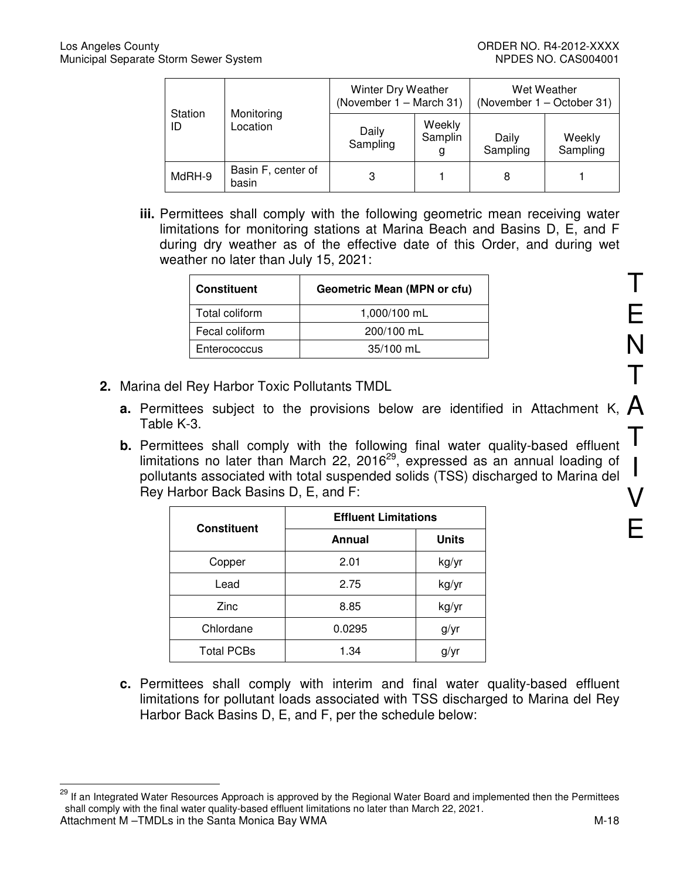| Station ID | Monitoring Location | Winter Dry Weather (November 1 – March 31) | | Wet Weather (November 1 – October 31) | |
|---|---|---|---|---|---|
| | | Daily Sampling | Weekly Sampling | Daily Sampling | Weekly Sampling |
| MdRH-9 | Basin F, center of basin | 3 | 1 | 8 | 1 |

**iii.** Permittees shall comply with the following geometric mean receiving water limitations for monitoring stations at Marina Beach and Basins D, E, and F during dry weather as of the effective date of this Order, and during wet weather no later than July 15, 2021:

| Constituent | Geometric Mean (MPN or cfu) |
|---|---|
| Total coliform | 1,000/100 mL |
| Fecal coliform | 200/100 mL |
| Enterococcus | 35/100 mL |

**2.** Marina del Rey Harbor Toxic Pollutants TMDL

**a.** Permittees subject to the provisions below are identified in Attachment K, Table K-3.

**b.** Permittees shall comply with the following final water quality-based effluent limitations no later than March 22, 2016[29], expressed as an annual loading of pollutants associated with total suspended solids (TSS) discharged to Marina del Rey Harbor Back Basins D, E, and F:

| Constituent | Effluent Limitations | |
|---|---|---|
| | Annual | Units |
| Copper | 2.01 | kg/yr |
| Lead | 2.75 | kg/yr |
| Zinc | 8.85 | kg/yr |
| Chlordane | 0.0295 | g/yr |
| Total PCBs | 1.34 | g/yr |

**c.** Permittees shall comply with interim and final water quality-based effluent limitations for pollutant loads associated with TSS discharged to Marina del Rey Harbor Back Basins D, E, and F, per the schedule below:

[29] If an Integrated Water Resources Approach is approved by the Regional Water Board and implemented then the Permittees shall comply with the final water quality-based effluent limitations no later than March 22, 2021.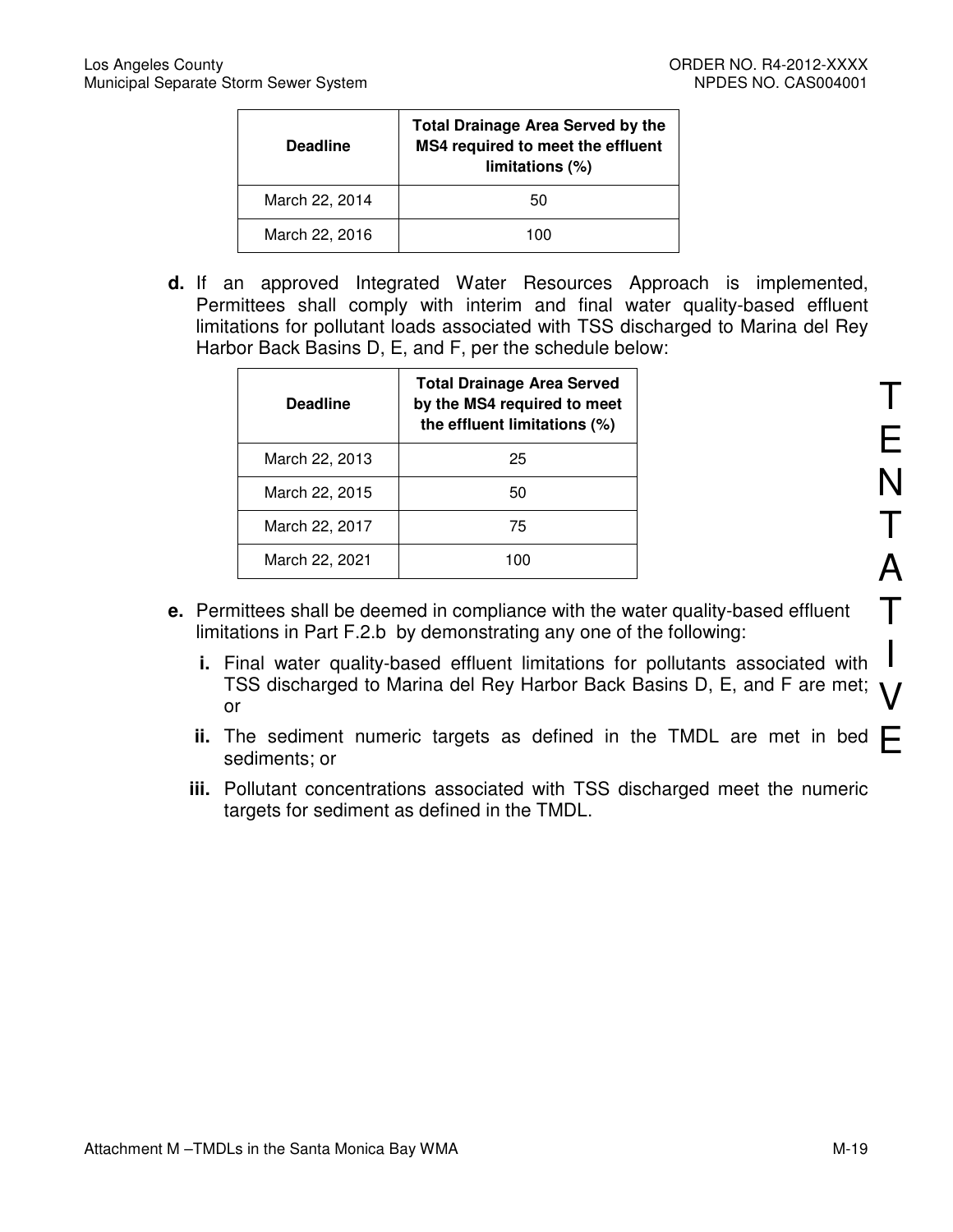| Deadline | Total Drainage Area Served by the MS4 required to meet the effluent limitations (%) |
| --- | --- |
| March 22, 2014 | 50 |
| March 22, 2016 | 100 |

**d.** If an approved Integrated Water Resources Approach is implemented, Permittees shall comply with interim and final water quality-based effluent limitations for pollutant loads associated with TSS discharged to Marina del Rey Harbor Back Basins D, E, and F, per the schedule below:

| Deadline | Total Drainage Area Served by the MS4 required to meet the effluent limitations (%) |
| --- | --- |
| March 22, 2013 | 25 |
| March 22, 2015 | 50 |
| March 22, 2017 | 75 |
| March 22, 2021 | 100 |

**e.** Permittees shall be deemed in compliance with the water quality-based effluent limitations in Part F.2.b by demonstrating any one of the following:

**i.** Final water quality-based effluent limitations for pollutants associated with TSS discharged to Marina del Rey Harbor Back Basins D, E, and F are met; or

**ii.** The sediment numeric targets as defined in the TMDL are met in bed sediments; or

**iii.** Pollutant concentrations associated with TSS discharged meet the numeric targets for sediment as defined in the TMDL.

TENTATIVE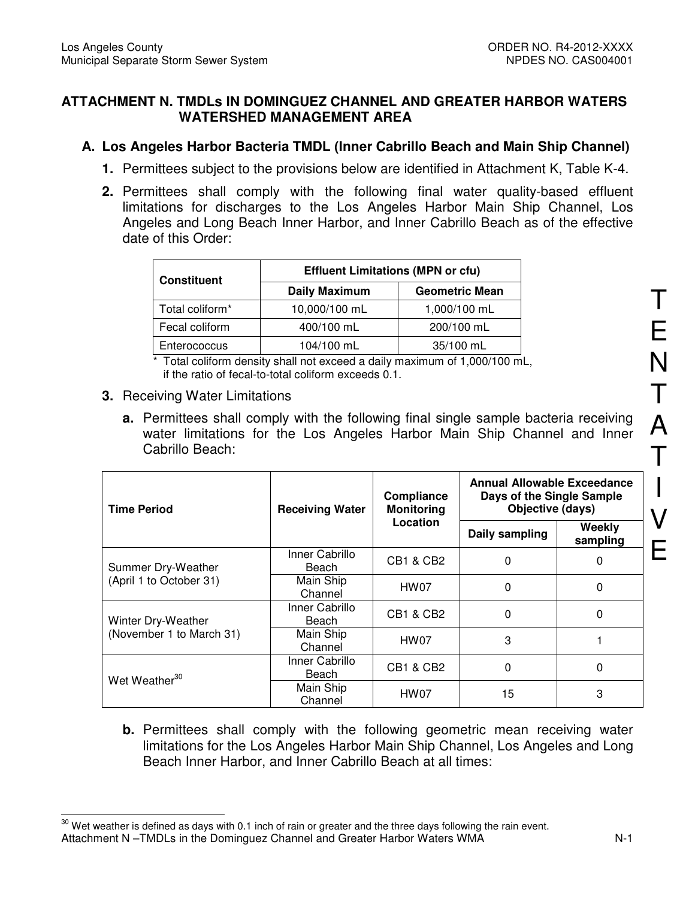# ATTACHMENT N. TMDLs IN DOMINGUEZ CHANNEL AND GREATER HARBOR WATERS WATERSHED MANAGEMENT AREA

## A. Los Angeles Harbor Bacteria TMDL (Inner Cabrillo Beach and Main Ship Channel)

1. Permittees subject to the provisions below are identified in Attachment K, Table K-4.

2. Permittees shall comply with the following final water quality-based effluent limitations for discharges to the Los Angeles Harbor Main Ship Channel, Los Angeles and Long Beach Inner Harbor, and Inner Cabrillo Beach as of the effective date of this Order:

| Constituent | Effluent Limitations (MPN or cfu) | |
|---|---|---|
| | Daily Maximum | Geometric Mean |
| Total coliform* | 10,000/100 mL | 1,000/100 mL |
| Fecal coliform | 400/100 mL | 200/100 mL |
| Enterococcus | 104/100 mL | 35/100 mL |

\* Total coliform density shall not exceed a daily maximum of 1,000/100 mL, if the ratio of fecal-to-total coliform exceeds 0.1.

3. Receiving Water Limitations

   a. Permittees shall comply with the following final single sample bacteria receiving water limitations for the Los Angeles Harbor Main Ship Channel and Inner Cabrillo Beach:

| Time Period | Receiving Water | Compliance Monitoring Location | Annual Allowable Exceedance Days of the Single Sample Objective (days) | |
|---|---|---|---|---|
| | | | Daily sampling | Weekly sampling |
| Summer Dry-Weather (April 1 to October 31) | Inner Cabrillo Beach | CB1 & CB2 | 0 | 0 |
| | Main Ship Channel | HW07 | 0 | 0 |
| Winter Dry-Weather (November 1 to March 31) | Inner Cabrillo Beach | CB1 & CB2 | 0 | 0 |
| | Main Ship Channel | HW07 | 3 | 1 |
| Wet Weather[30] | Inner Cabrillo Beach | CB1 & CB2 | 0 | 0 |
| | Main Ship Channel | HW07 | 15 | 3 |

   b. Permittees shall comply with the following geometric mean receiving water limitations for the Los Angeles Harbor Main Ship Channel, Los Angeles and Long Beach Inner Harbor, and Inner Cabrillo Beach at all times:

[30] Wet weather is defined as days with 0.1 inch of rain or greater and the three days following the rain event.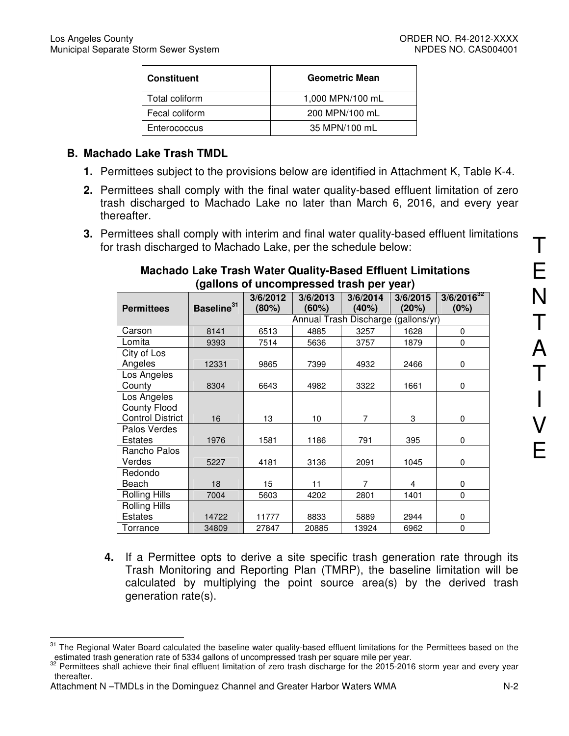| Constituent | Geometric Mean |
| --- | --- |
| Total coliform | 1,000 MPN/100 mL |
| Fecal coliform | 200 MPN/100 mL |
| Enterococcus | 35 MPN/100 mL |

## B. Machado Lake Trash TMDL

1. Permittees subject to the provisions below are identified in Attachment K, Table K-4.
2. Permittees shall comply with the final water quality-based effluent limitation of zero trash discharged to Machado Lake no later than March 6, 2016, and every year thereafter.
3. Permittees shall comply with interim and final water quality-based effluent limitations for trash discharged to Machado Lake, per the schedule below:

**Machado Lake Trash Water Quality-Based Effluent Limitations (gallons of uncompressed trash per year)**

| Permittees | Baseline[31] | 3/6/2012 (80%) | 3/6/2013 (60%) | 3/6/2014 (40%) | 3/6/2015 (20%) | 3/6/2016[32] (0%) |
| --- | --- | --- | --- | --- | --- | --- |
| | | Annual Trash Discharge (gallons/yr) | | | | |
| Carson | 8141 | 6513 | 4885 | 3257 | 1628 | 0 |
| Lomita | 9393 | 7514 | 5636 | 3757 | 1879 | 0 |
| City of Los Angeles | 12331 | 9865 | 7399 | 4932 | 2466 | 0 |
| Los Angeles County | 8304 | 6643 | 4982 | 3322 | 1661 | 0 |
| Los Angeles County Flood Control District | 16 | 13 | 10 | 7 | 3 | 0 |
| Palos Verdes Estates | 1976 | 1581 | 1186 | 791 | 395 | 0 |
| Rancho Palos Verdes | 5227 | 4181 | 3136 | 2091 | 1045 | 0 |
| Redondo Beach | 18 | 15 | 11 | 7 | 4 | 0 |
| Rolling Hills | 7004 | 5603 | 4202 | 2801 | 1401 | 0 |
| Rolling Hills Estates | 14722 | 11777 | 8833 | 5889 | 2944 | 0 |
| Torrance | 34809 | 27847 | 20885 | 13924 | 6962 | 0 |

4. If a Permittee opts to derive a site specific trash generation rate through its Trash Monitoring and Reporting Plan (TMRP), the baseline limitation will be calculated by multiplying the point source area(s) by the derived trash generation rate(s).

[31] The Regional Water Board calculated the baseline water quality-based effluent limitations for the Permittees based on the estimated trash generation rate of 5334 gallons of uncompressed trash per square mile per year.

[32] Permittees shall achieve their final effluent limitation of zero trash discharge for the 2015-2016 storm year and every year thereafter.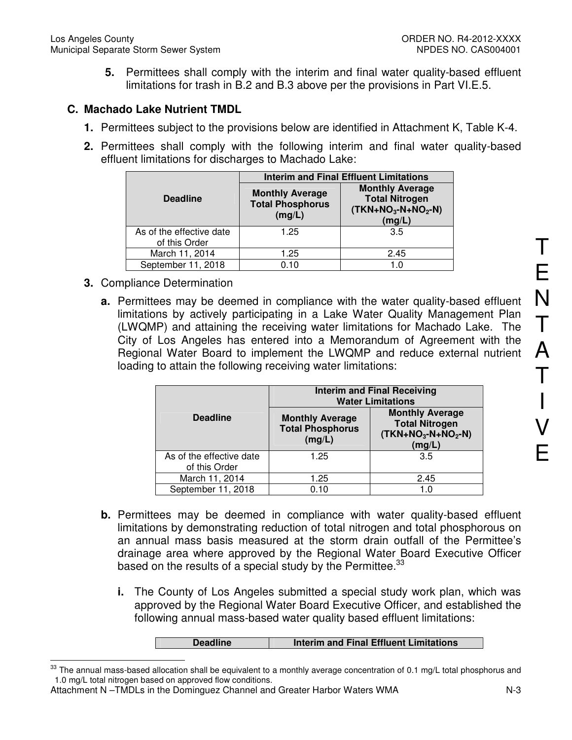**5.** Permittees shall comply with the interim and final water quality-based effluent limitations for trash in B.2 and B.3 above per the provisions in Part VI.E.5.

### C. Machado Lake Nutrient TMDL

**1.** Permittees subject to the provisions below are identified in Attachment K, Table K-4.

**2.** Permittees shall comply with the following interim and final water quality-based effluent limitations for discharges to Machado Lake:

| Deadline | Interim and Final Effluent Limitations | |
|---|---|---|
| | **Monthly Average Total Phosphorus (mg/L)** | **Monthly Average Total Nitrogen ($TKN+NO_3-N+NO_2-N$) (mg/L)** |
| As of the effective date of this Order | 1.25 | 3.5 |
| March 11, 2014 | 1.25 | 2.45 |
| September 11, 2018 | 0.10 | 1.0 |

**3.** Compliance Determination

**a.** Permittees may be deemed in compliance with the water quality-based effluent limitations by actively participating in a Lake Water Quality Management Plan (LWQMP) and attaining the receiving water limitations for Machado Lake. The City of Los Angeles has entered into a Memorandum of Agreement with the Regional Water Board to implement the LWQMP and reduce external nutrient loading to attain the following receiving water limitations:

| Deadline | Interim and Final Receiving Water Limitations | |
|---|---|---|
| | **Monthly Average Total Phosphorus (mg/L)** | **Monthly Average Total Nitrogen ($TKN+NO_3-N+NO_2-N$) (mg/L)** |
| As of the effective date of this Order | 1.25 | 3.5 |
| March 11, 2014 | 1.25 | 2.45 |
| September 11, 2018 | 0.10 | 1.0 |

**b.** Permittees may be deemed in compliance with water quality-based effluent limitations by demonstrating reduction of total nitrogen and total phosphorous on an annual mass basis measured at the storm drain outfall of the Permittee's drainage area where approved by the Regional Water Board Executive Officer based on the results of a special study by the Permittee.[33]

**i.** The County of Los Angeles submitted a special study work plan, which was approved by the Regional Water Board Executive Officer, and established the following annual mass-based water quality based effluent limitations:

| Deadline | Interim and Final Effluent Limitations |
|---|---|

[33] The annual mass-based allocation shall be equivalent to a monthly average concentration of 0.1 mg/L total phosphorus and 1.0 mg/L total nitrogen based on approved flow conditions.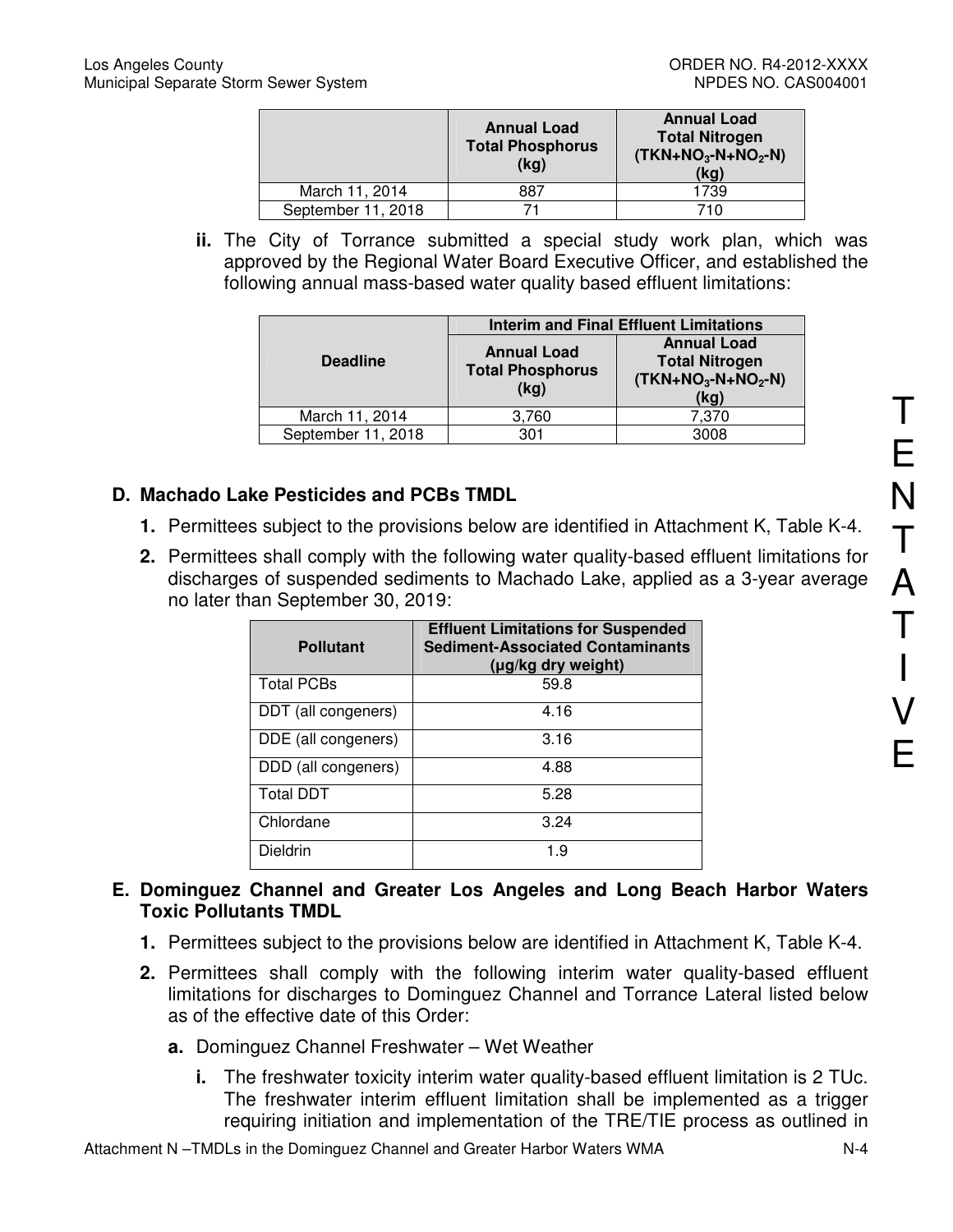| | Annual Load Total Phosphorus (kg) | Annual Load Total Nitrogen ($TKN+NO_3\text{-}N+NO_2\text{-}N$) (kg) |
|---|---|---|
| March 11, 2014 | 887 | 1739 |
| September 11, 2018 | 71 | 710 |

**ii.** The City of Torrance submitted a special study work plan, which was approved by the Regional Water Board Executive Officer, and established the following annual mass-based water quality based effluent limitations:

| Deadline | Interim and Final Effluent Limitations | |
|---|---|---|
| | Annual Load Total Phosphorus (kg) | Annual Load Total Nitrogen ($TKN+NO_3\text{-}N+NO_2\text{-}N$) (kg) |
| March 11, 2014 | 3,760 | 7,370 |
| September 11, 2018 | 301 | 3008 |

## D. Machado Lake Pesticides and PCBs TMDL

1. Permittees subject to the provisions below are identified in Attachment K, Table K-4.
2. Permittees shall comply with the following water quality-based effluent limitations for discharges of suspended sediments to Machado Lake, applied as a 3-year average no later than September 30, 2019:

| Pollutant | Effluent Limitations for Suspended Sediment-Associated Contaminants (µg/kg dry weight) |
|---|---|
| Total PCBs | 59.8 |
| DDT (all congeners) | 4.16 |
| DDE (all congeners) | 3.16 |
| DDD (all congeners) | 4.88 |
| Total DDT | 5.28 |
| Chlordane | 3.24 |
| Dieldrin | 1.9 |

## E. Dominguez Channel and Greater Los Angeles and Long Beach Harbor Waters Toxic Pollutants TMDL

1. Permittees subject to the provisions below are identified in Attachment K, Table K-4.
2. Permittees shall comply with the following interim water quality-based effluent limitations for discharges to Dominguez Channel and Torrance Lateral listed below as of the effective date of this Order:
   - **a.** Dominguez Channel Freshwater – Wet Weather
     - **i.** The freshwater toxicity interim water quality-based effluent limitation is 2 TUc. The freshwater interim effluent limitation shall be implemented as a trigger requiring initiation and implementation of the TRE/TIE process as outlined in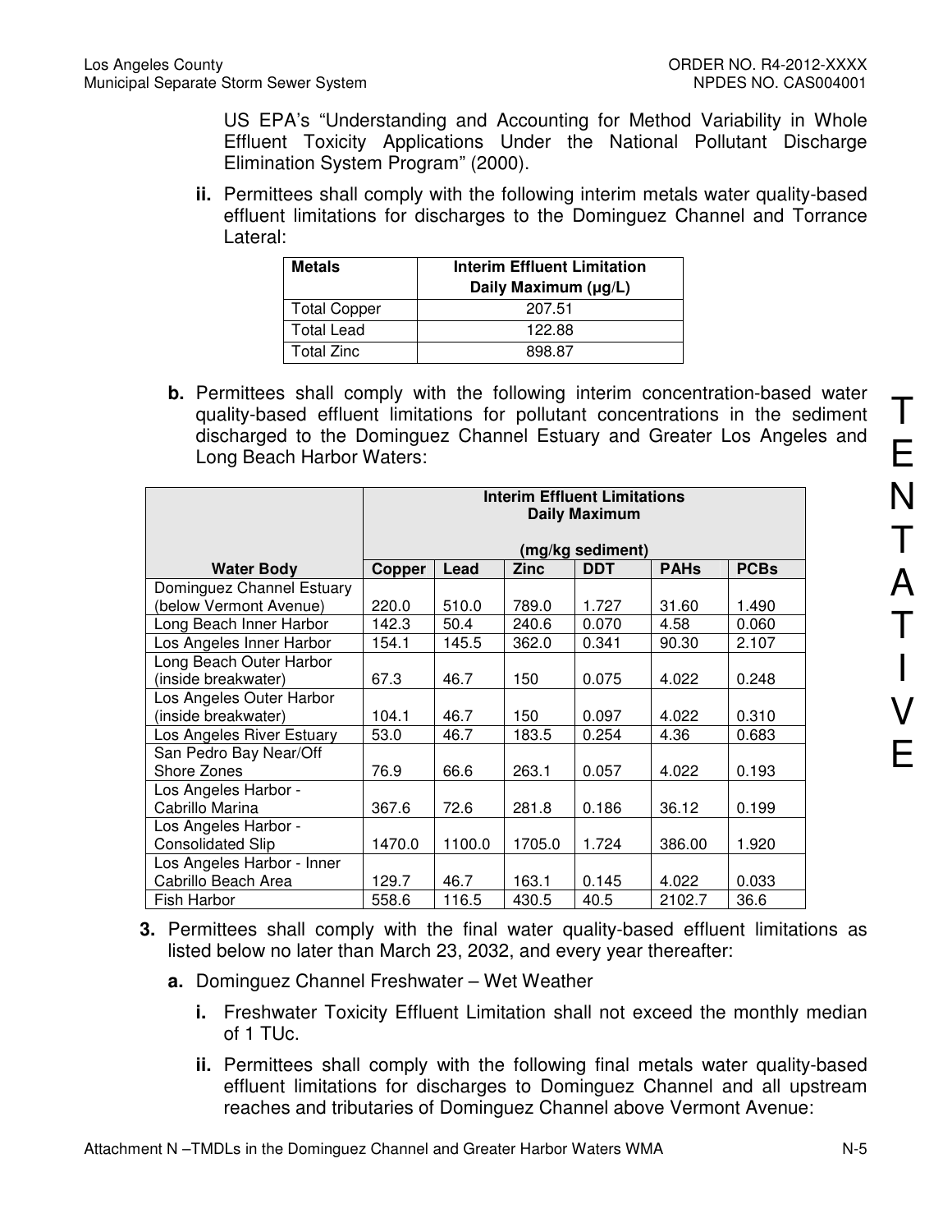US EPA's "Understanding and Accounting for Method Variability in Whole Effluent Toxicity Applications Under the National Pollutant Discharge Elimination System Program" (2000).

**ii.** Permittees shall comply with the following interim metals water quality-based effluent limitations for discharges to the Dominguez Channel and Torrance Lateral:

| Metals | Interim Effluent Limitation Daily Maximum (μg/L) |
|---|---|
| Total Copper | 207.51 |
| Total Lead | 122.88 |
| Total Zinc | 898.87 |

**b.** Permittees shall comply with the following interim concentration-based water quality-based effluent limitations for pollutant concentrations in the sediment discharged to the Dominguez Channel Estuary and Greater Los Angeles and Long Beach Harbor Waters:

| | Interim Effluent Limitations Daily Maximum (mg/kg sediment) | | | | | |
|---|---|---|---|---|---|---|
| **Water Body** | **Copper** | **Lead** | **Zinc** | **DDT** | **PAHs** | **PCBs** |
| Dominguez Channel Estuary (below Vermont Avenue) | 220.0 | 510.0 | 789.0 | 1.727 | 31.60 | 1.490 |
| Long Beach Inner Harbor | 142.3 | 50.4 | 240.6 | 0.070 | 4.58 | 0.060 |
| Los Angeles Inner Harbor | 154.1 | 145.5 | 362.0 | 0.341 | 90.30 | 2.107 |
| Long Beach Outer Harbor (inside breakwater) | 67.3 | 46.7 | 150 | 0.075 | 4.022 | 0.248 |
| Los Angeles Outer Harbor (inside breakwater) | 104.1 | 46.7 | 150 | 0.097 | 4.022 | 0.310 |
| Los Angeles River Estuary | 53.0 | 46.7 | 183.5 | 0.254 | 4.36 | 0.683 |
| San Pedro Bay Near/Off Shore Zones | 76.9 | 66.6 | 263.1 | 0.057 | 4.022 | 0.193 |
| Los Angeles Harbor - Cabrillo Marina | 367.6 | 72.6 | 281.8 | 0.186 | 36.12 | 0.199 |
| Los Angeles Harbor - Consolidated Slip | 1470.0 | 1100.0 | 1705.0 | 1.724 | 386.00 | 1.920 |
| Los Angeles Harbor - Inner Cabrillo Beach Area | 129.7 | 46.7 | 163.1 | 0.145 | 4.022 | 0.033 |
| Fish Harbor | 558.6 | 116.5 | 430.5 | 40.5 | 2102.7 | 36.6 |

**3.** Permittees shall comply with the final water quality-based effluent limitations as listed below no later than March 23, 2032, and every year thereafter:

**a.** Dominguez Channel Freshwater – Wet Weather

**i.** Freshwater Toxicity Effluent Limitation shall not exceed the monthly median of 1 TUc.

**ii.** Permittees shall comply with the following final metals water quality-based effluent limitations for discharges to Dominguez Channel and all upstream reaches and tributaries of Dominguez Channel above Vermont Avenue:

TENTATIVE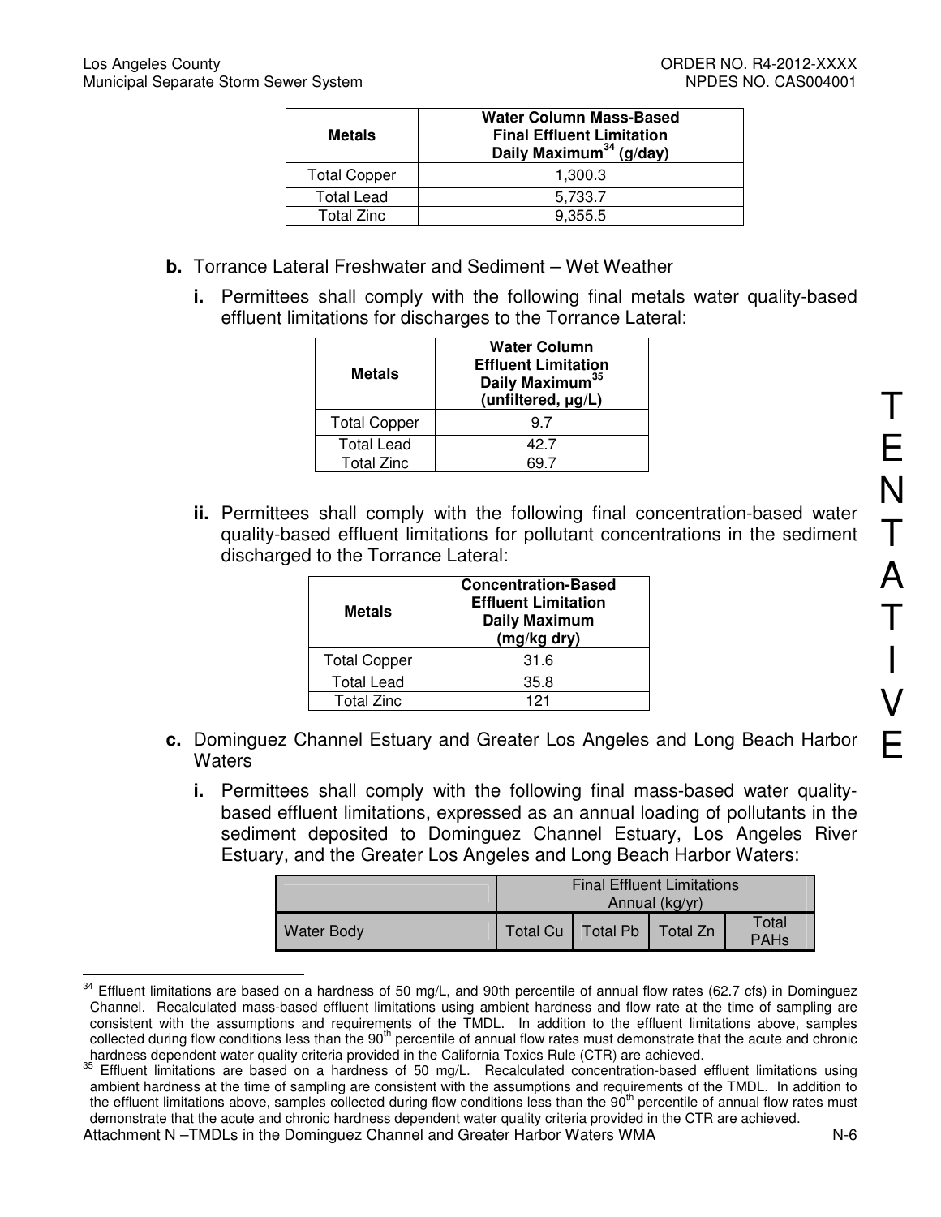| Metals | Water Column Mass-Based Final Effluent Limitation Daily Maximum[34] (g/day) |
|---|---|
| Total Copper | 1,300.3 |
| Total Lead | 5,733.7 |
| Total Zinc | 9,355.5 |

**b.** Torrance Lateral Freshwater and Sediment – Wet Weather

**i.** Permittees shall comply with the following final metals water quality-based effluent limitations for discharges to the Torrance Lateral:

| Metals | Water Column Effluent Limitation Daily Maximum[35] (unfiltered, µg/L) |
|---|---|
| Total Copper | 9.7 |
| Total Lead | 42.7 |
| Total Zinc | 69.7 |

**ii.** Permittees shall comply with the following final concentration-based water quality-based effluent limitations for pollutant concentrations in the sediment discharged to the Torrance Lateral:

| Metals | Concentration-Based Effluent Limitation Daily Maximum (mg/kg dry) |
|---|---|
| Total Copper | 31.6 |
| Total Lead | 35.8 |
| Total Zinc | 121 |

**c.** Dominguez Channel Estuary and Greater Los Angeles and Long Beach Harbor Waters

**i.** Permittees shall comply with the following final mass-based water quality-based effluent limitations, expressed as an annual loading of pollutants in the sediment deposited to Dominguez Channel Estuary, Los Angeles River Estuary, and the Greater Los Angeles and Long Beach Harbor Waters:

| | Final Effluent Limitations Annual (kg/yr) | | | |
|---|---|---|---|---|
| Water Body | Total Cu | Total Pb | Total Zn | Total PAHs |

[34] Effluent limitations are based on a hardness of 50 mg/L, and 90th percentile of annual flow rates (62.7 cfs) in Dominguez Channel. Recalculated mass-based effluent limitations using ambient hardness and flow rate at the time of sampling are consistent with the assumptions and requirements of the TMDL. In addition to the effluent limitations above, samples collected during flow conditions less than the 90th percentile of annual flow rates must demonstrate that the acute and chronic hardness dependent water quality criteria provided in the California Toxics Rule (CTR) are achieved.

[35] Effluent limitations are based on a hardness of 50 mg/L. Recalculated concentration-based effluent limitations using ambient hardness at the time of sampling are consistent with the assumptions and requirements of the TMDL. In addition to the effluent limitations above, samples collected during flow conditions less than the 90th percentile of annual flow rates must demonstrate that the acute and chronic hardness dependent water quality criteria provided in the CTR are achieved.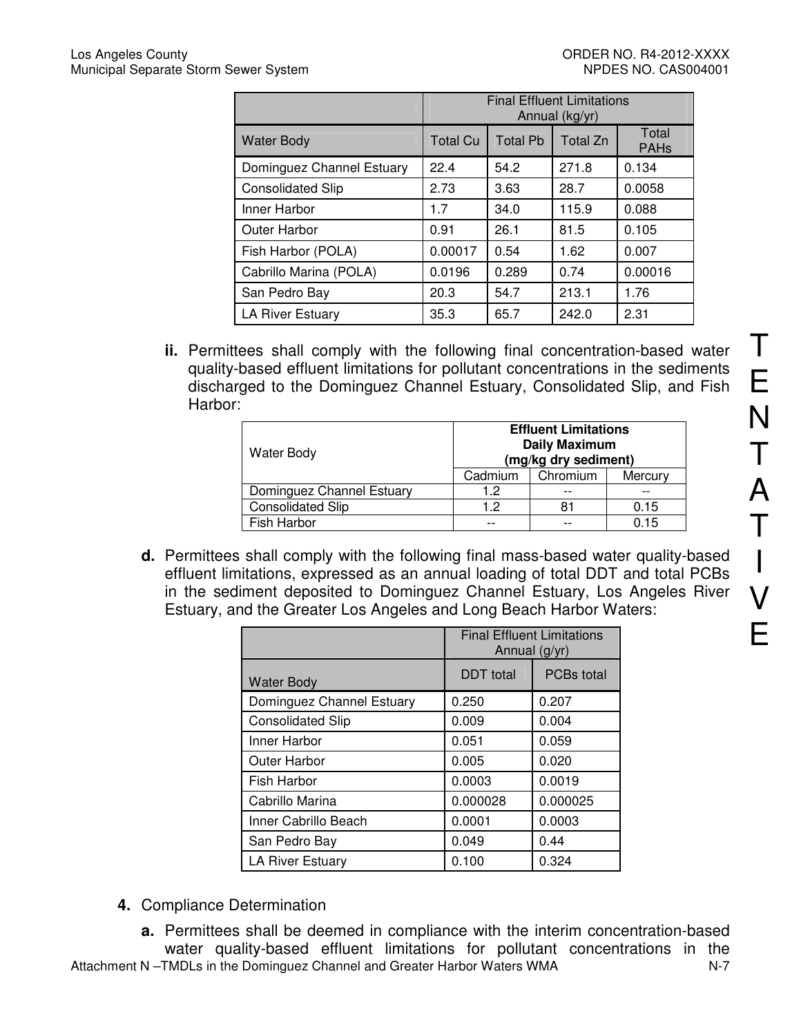| | Final Effluent Limitations Annual (kg/yr) | | | |
|---|---|---|---|---|
| Water Body | Total Cu | Total Pb | Total Zn | Total PAHs |
| Dominguez Channel Estuary | 22.4 | 54.2 | 271.8 | 0.134 |
| Consolidated Slip | 2.73 | 3.63 | 28.7 | 0.0058 |
| Inner Harbor | 1.7 | 34.0 | 115.9 | 0.088 |
| Outer Harbor | 0.91 | 26.1 | 81.5 | 0.105 |
| Fish Harbor (POLA) | 0.00017 | 0.54 | 1.62 | 0.007 |
| Cabrillo Marina (POLA) | 0.0196 | 0.289 | 0.74 | 0.00016 |
| San Pedro Bay | 20.3 | 54.7 | 213.1 | 1.76 |
| LA River Estuary | 35.3 | 65.7 | 242.0 | 2.31 |

**ii.** Permittees shall comply with the following final concentration-based water quality-based effluent limitations for pollutant concentrations in the sediments discharged to the Dominguez Channel Estuary, Consolidated Slip, and Fish Harbor:

| Water Body | **Effluent Limitations Daily Maximum (mg/kg dry sediment)** | | |
|---|---|---|---|
| | Cadmium | Chromium | Mercury |
| Dominguez Channel Estuary | 1.2 | -- | -- |
| Consolidated Slip | 1.2 | 81 | 0.15 |
| Fish Harbor | -- | -- | 0.15 |

**d.** Permittees shall comply with the following final mass-based water quality-based effluent limitations, expressed as an annual loading of total DDT and total PCBs in the sediment deposited to Dominguez Channel Estuary, Los Angeles River Estuary, and the Greater Los Angeles and Long Beach Harbor Waters:

| | Final Effluent Limitations Annual (g/yr) | |
|---|---|---|
| Water Body | DDT total | PCBs total |
| Dominguez Channel Estuary | 0.250 | 0.207 |
| Consolidated Slip | 0.009 | 0.004 |
| Inner Harbor | 0.051 | 0.059 |
| Outer Harbor | 0.005 | 0.020 |
| Fish Harbor | 0.0003 | 0.0019 |
| Cabrillo Marina | 0.000028 | 0.000025 |
| Inner Cabrillo Beach | 0.0001 | 0.0003 |
| San Pedro Bay | 0.049 | 0.44 |
| LA River Estuary | 0.100 | 0.324 |

**4.** Compliance Determination

**a.** Permittees shall be deemed in compliance with the interim concentration-based water quality-based effluent limitations for pollutant concentrations in the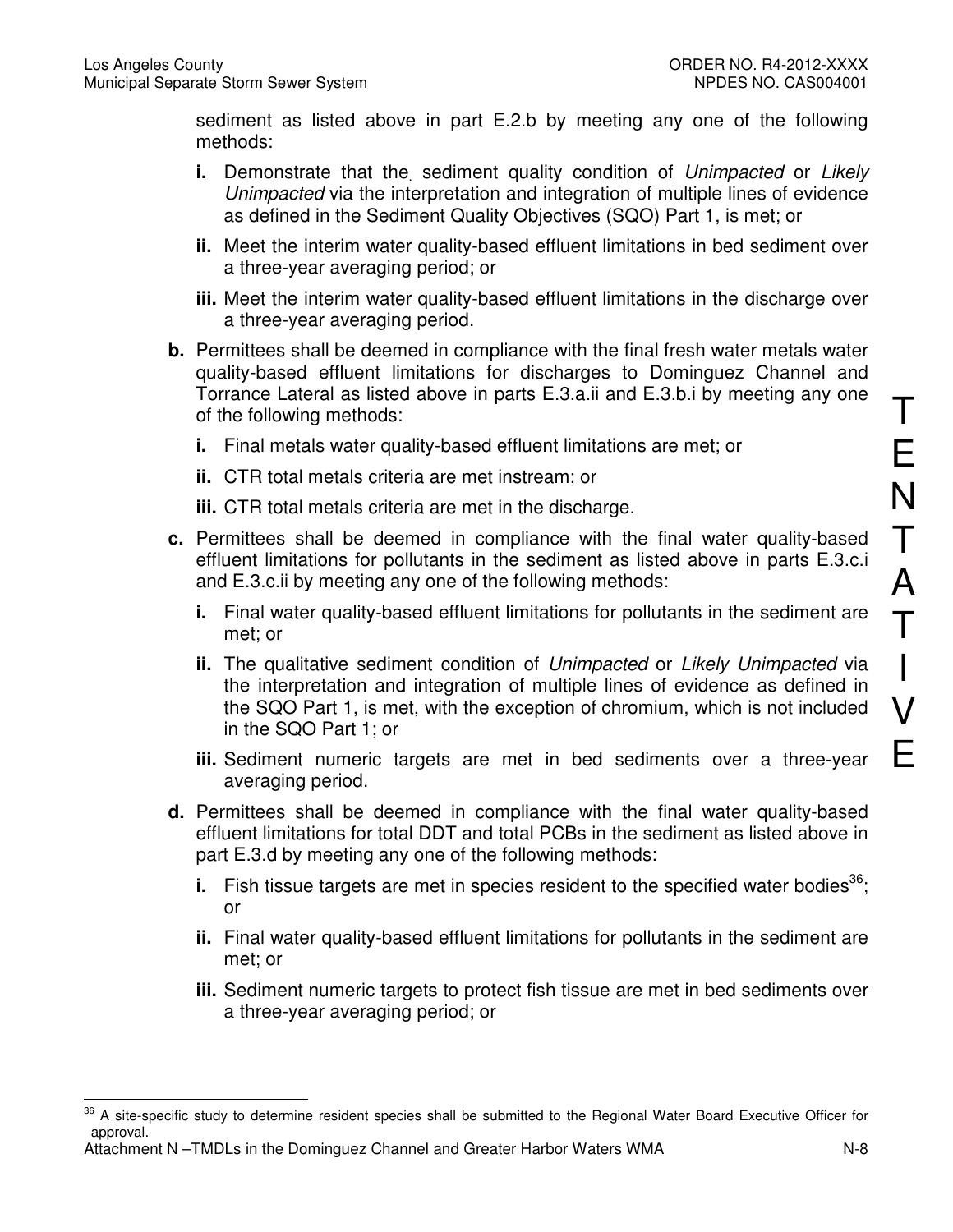sediment as listed above in part E.2.b by meeting any one of the following methods:

- **i.** Demonstrate that the sediment quality condition of *Unimpacted* or *Likely Unimpacted* via the interpretation and integration of multiple lines of evidence as defined in the Sediment Quality Objectives (SQO) Part 1, is met; or
- **ii.** Meet the interim water quality-based effluent limitations in bed sediment over a three-year averaging period; or
- **iii.** Meet the interim water quality-based effluent limitations in the discharge over a three-year averaging period.

**b.** Permittees shall be deemed in compliance with the final fresh water metals water quality-based effluent limitations for discharges to Dominguez Channel and Torrance Lateral as listed above in parts E.3.a.ii and E.3.b.i by meeting any one of the following methods:

- **i.** Final metals water quality-based effluent limitations are met; or
- **ii.** CTR total metals criteria are met instream; or
- **iii.** CTR total metals criteria are met in the discharge.

**c.** Permittees shall be deemed in compliance with the final water quality-based effluent limitations for pollutants in the sediment as listed above in parts E.3.c.i and E.3.c.ii by meeting any one of the following methods:

- **i.** Final water quality-based effluent limitations for pollutants in the sediment are met; or
- **ii.** The qualitative sediment condition of *Unimpacted* or *Likely Unimpacted* via the interpretation and integration of multiple lines of evidence as defined in the SQO Part 1, is met, with the exception of chromium, which is not included in the SQO Part 1; or
- **iii.** Sediment numeric targets are met in bed sediments over a three-year averaging period.

**d.** Permittees shall be deemed in compliance with the final water quality-based effluent limitations for total DDT and total PCBs in the sediment as listed above in part E.3.d by meeting any one of the following methods:

- **i.** Fish tissue targets are met in species resident to the specified water bodies[36]; or
- **ii.** Final water quality-based effluent limitations for pollutants in the sediment are met; or
- **iii.** Sediment numeric targets to protect fish tissue are met in bed sediments over a three-year averaging period; or

TENTATIVE

[36] A site-specific study to determine resident species shall be submitted to the Regional Water Board Executive Officer for approval.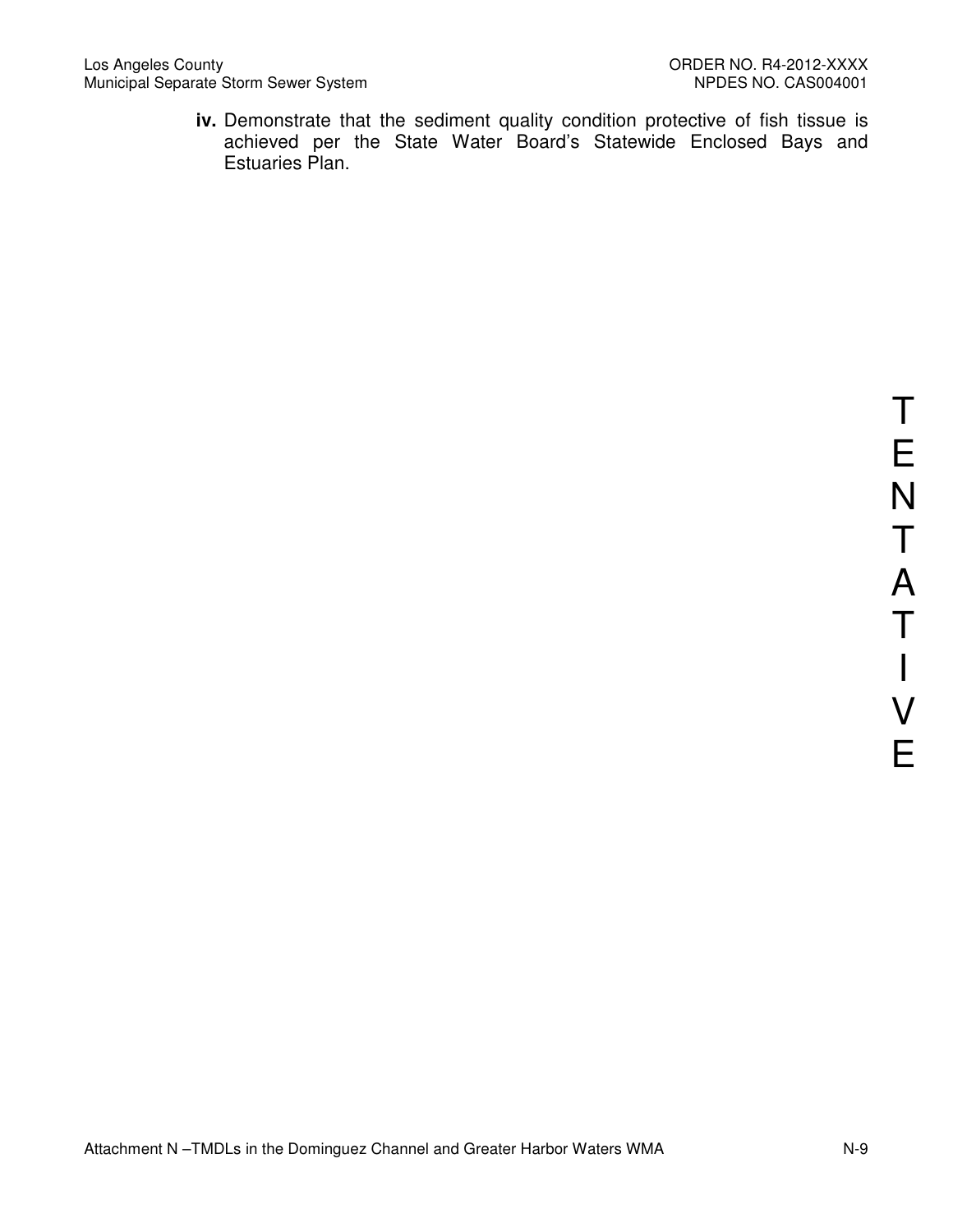**iv.** Demonstrate that the sediment quality condition protective of fish tissue is achieved per the State Water Board's Statewide Enclosed Bays and Estuaries Plan.

TENTATIVE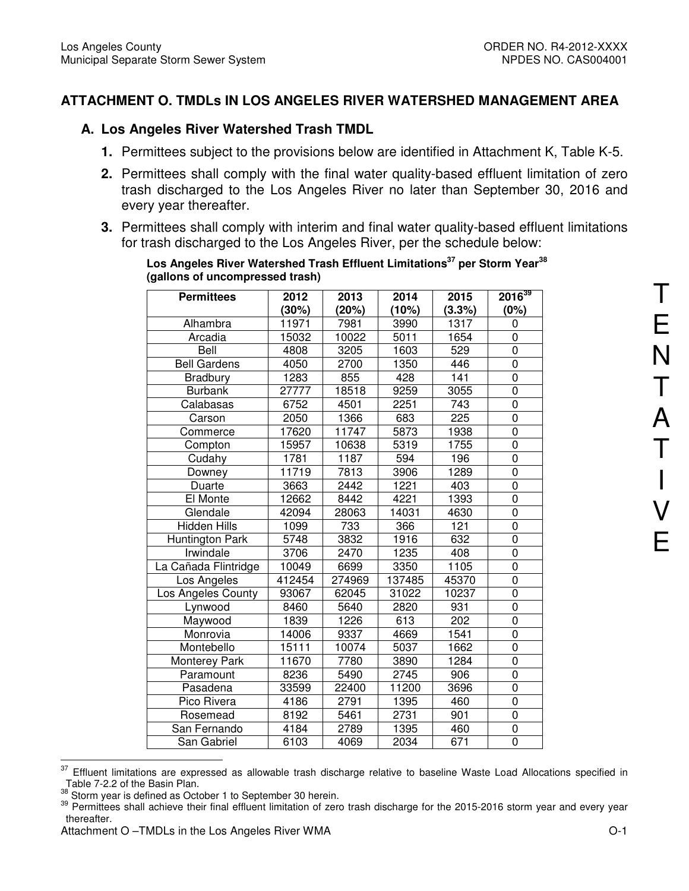## ATTACHMENT O. TMDLs IN LOS ANGELES RIVER WATERSHED MANAGEMENT AREA

### A. Los Angeles River Watershed Trash TMDL

1. Permittees subject to the provisions below are identified in Attachment K, Table K-5.
2. Permittees shall comply with the final water quality-based effluent limitation of zero trash discharged to the Los Angeles River no later than September 30, 2016 and every year thereafter.
3. Permittees shall comply with interim and final water quality-based effluent limitations for trash discharged to the Los Angeles River, per the schedule below:

**Los Angeles River Watershed Trash Effluent Limitations[37] per Storm Year[38] (gallons of uncompressed trash)**

| Permittees | 2012 (30%) | 2013 (20%) | 2014 (10%) | 2015 (3.3%) | 2016[39] (0%) |
|---|---|---|---|---|---|
| Alhambra | 11971 | 7981 | 3990 | 1317 | 0 |
| Arcadia | 15032 | 10022 | 5011 | 1654 | 0 |
| Bell | 4808 | 3205 | 1603 | 529 | 0 |
| Bell Gardens | 4050 | 2700 | 1350 | 446 | 0 |
| Bradbury | 1283 | 855 | 428 | 141 | 0 |
| Burbank | 27777 | 18518 | 9259 | 3055 | 0 |
| Calabasas | 6752 | 4501 | 2251 | 743 | 0 |
| Carson | 2050 | 1366 | 683 | 225 | 0 |
| Commerce | 17620 | 11747 | 5873 | 1938 | 0 |
| Compton | 15957 | 10638 | 5319 | 1755 | 0 |
| Cudahy | 1781 | 1187 | 594 | 196 | 0 |
| Downey | 11719 | 7813 | 3906 | 1289 | 0 |
| Duarte | 3663 | 2442 | 1221 | 403 | 0 |
| El Monte | 12662 | 8442 | 4221 | 1393 | 0 |
| Glendale | 42094 | 28063 | 14031 | 4630 | 0 |
| Hidden Hills | 1099 | 733 | 366 | 121 | 0 |
| Huntington Park | 5748 | 3832 | 1916 | 632 | 0 |
| Irwindale | 3706 | 2470 | 1235 | 408 | 0 |
| La Cañada Flintridge | 10049 | 6699 | 3350 | 1105 | 0 |
| Los Angeles | 412454 | 274969 | 137485 | 45370 | 0 |
| Los Angeles County | 93067 | 62045 | 31022 | 10237 | 0 |
| Lynwood | 8460 | 5640 | 2820 | 931 | 0 |
| Maywood | 1839 | 1226 | 613 | 202 | 0 |
| Monrovia | 14006 | 9337 | 4669 | 1541 | 0 |
| Montebello | 15111 | 10074 | 5037 | 1662 | 0 |
| Monterey Park | 11670 | 7780 | 3890 | 1284 | 0 |
| Paramount | 8236 | 5490 | 2745 | 906 | 0 |
| Pasadena | 33599 | 22400 | 11200 | 3696 | 0 |
| Pico Rivera | 4186 | 2791 | 1395 | 460 | 0 |
| Rosemead | 8192 | 5461 | 2731 | 901 | 0 |
| San Fernando | 4184 | 2789 | 1395 | 460 | 0 |
| San Gabriel | 6103 | 4069 | 2034 | 671 | 0 |

TENTATIVE

[37] Effluent limitations are expressed as allowable trash discharge relative to baseline Waste Load Allocations specified in Table 7-2.2 of the Basin Plan.

[38] Storm year is defined as October 1 to September 30 herein.

[39] Permittees shall achieve their final effluent limitation of zero trash discharge for the 2015-2016 storm year and every year thereafter.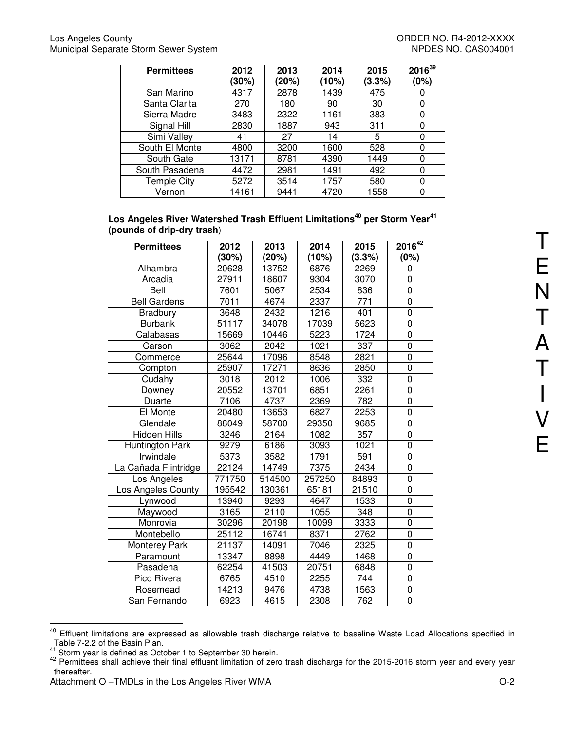| Permittees | 2012 (30%) | 2013 (20%) | 2014 (10%) | 2015 (3.3%) | 2016[39] (0%) |
|---|---|---|---|---|---|
| San Marino | 4317 | 2878 | 1439 | 475 | 0 |
| Santa Clarita | 270 | 180 | 90 | 30 | 0 |
| Sierra Madre | 3483 | 2322 | 1161 | 383 | 0 |
| Signal Hill | 2830 | 1887 | 943 | 311 | 0 |
| Simi Valley | 41 | 27 | 14 | 5 | 0 |
| South El Monte | 4800 | 3200 | 1600 | 528 | 0 |
| South Gate | 13171 | 8781 | 4390 | 1449 | 0 |
| South Pasadena | 4472 | 2981 | 1491 | 492 | 0 |
| Temple City | 5272 | 3514 | 1757 | 580 | 0 |
| Vernon | 14161 | 9441 | 4720 | 1558 | 0 |

**Los Angeles River Watershed Trash Effluent Limitations[40] per Storm Year[41] (pounds of drip-dry trash)**

| Permittees | 2012 (30%) | 2013 (20%) | 2014 (10%) | 2015 (3.3%) | 2016[42] (0%) |
|---|---|---|---|---|---|
| Alhambra | 20628 | 13752 | 6876 | 2269 | 0 |
| Arcadia | 27911 | 18607 | 9304 | 3070 | 0 |
| Bell | 7601 | 5067 | 2534 | 836 | 0 |
| Bell Gardens | 7011 | 4674 | 2337 | 771 | 0 |
| Bradbury | 3648 | 2432 | 1216 | 401 | 0 |
| Burbank | 51117 | 34078 | 17039 | 5623 | 0 |
| Calabasas | 15669 | 10446 | 5223 | 1724 | 0 |
| Carson | 3062 | 2042 | 1021 | 337 | 0 |
| Commerce | 25644 | 17096 | 8548 | 2821 | 0 |
| Compton | 25907 | 17271 | 8636 | 2850 | 0 |
| Cudahy | 3018 | 2012 | 1006 | 332 | 0 |
| Downey | 20552 | 13701 | 6851 | 2261 | 0 |
| Duarte | 7106 | 4737 | 2369 | 782 | 0 |
| El Monte | 20480 | 13653 | 6827 | 2253 | 0 |
| Glendale | 88049 | 58700 | 29350 | 9685 | 0 |
| Hidden Hills | 3246 | 2164 | 1082 | 357 | 0 |
| Huntington Park | 9279 | 6186 | 3093 | 1021 | 0 |
| Irwindale | 5373 | 3582 | 1791 | 591 | 0 |
| La Cañada Flintridge | 22124 | 14749 | 7375 | 2434 | 0 |
| Los Angeles | 771750 | 514500 | 257250 | 84893 | 0 |
| Los Angeles County | 195542 | 130361 | 65181 | 21510 | 0 |
| Lynwood | 13940 | 9293 | 4647 | 1533 | 0 |
| Maywood | 3165 | 2110 | 1055 | 348 | 0 |
| Monrovia | 30296 | 20198 | 10099 | 3333 | 0 |
| Montebello | 25112 | 16741 | 8371 | 2762 | 0 |
| Monterey Park | 21137 | 14091 | 7046 | 2325 | 0 |
| Paramount | 13347 | 8898 | 4449 | 1468 | 0 |
| Pasadena | 62254 | 41503 | 20751 | 6848 | 0 |
| Pico Rivera | 6765 | 4510 | 2255 | 744 | 0 |
| Rosemead | 14213 | 9476 | 4738 | 1563 | 0 |
| San Fernando | 6923 | 4615 | 2308 | 762 | 0 |

T E N T A T I V E

[40] Effluent limitations are expressed as allowable trash discharge relative to baseline Waste Load Allocations specified in Table 7-2.2 of the Basin Plan.

[41] Storm year is defined as October 1 to September 30 herein.

[42] Permittees shall achieve their final effluent limitation of zero trash discharge for the 2015-2016 storm year and every year thereafter.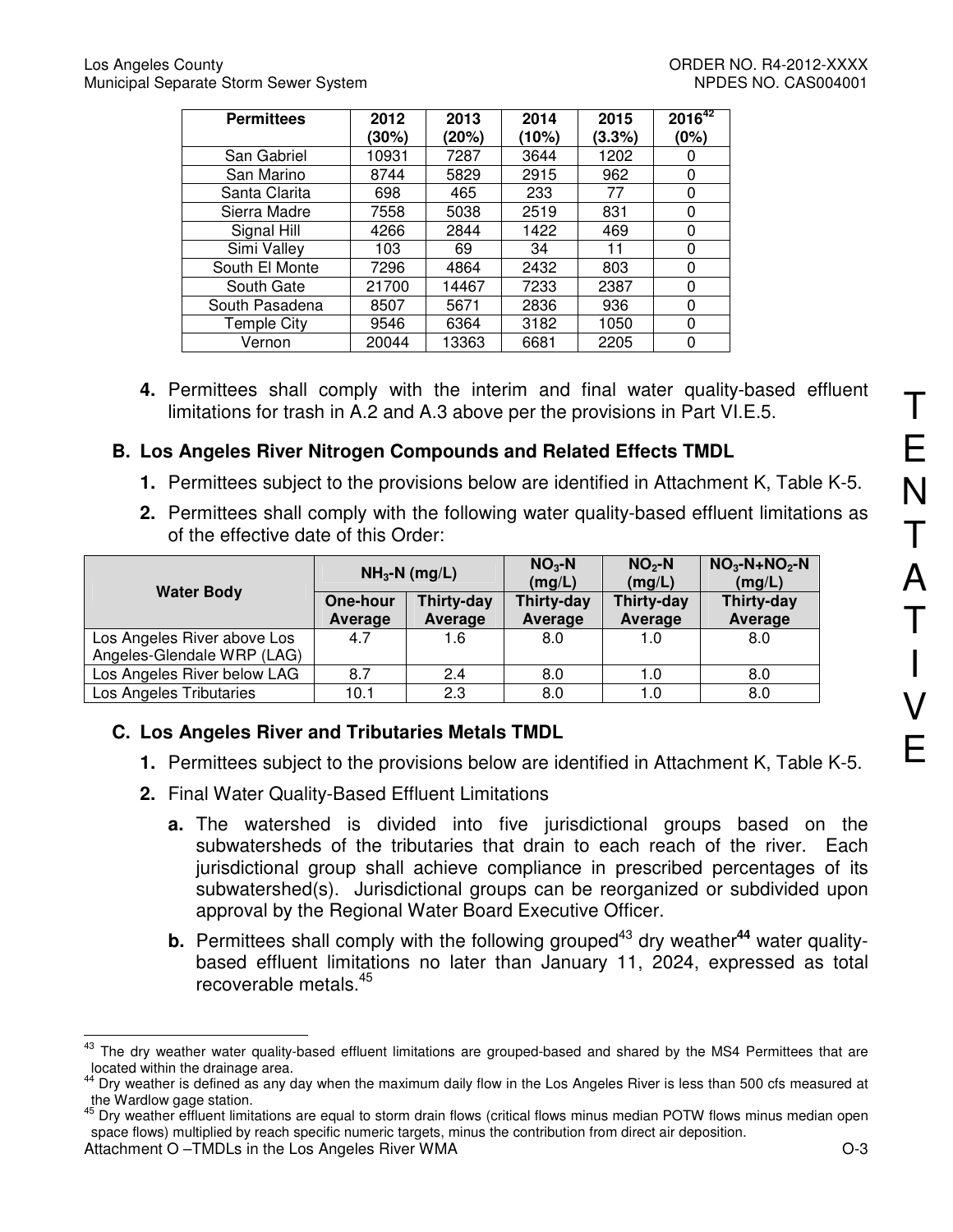| Permittees | 2012 (30%) | 2013 (20%) | 2014 (10%) | 2015 (3.3%) | 2016[42] (0%) |
|---|---|---|---|---|---|
| San Gabriel | 10931 | 7287 | 3644 | 1202 | 0 |
| San Marino | 8744 | 5829 | 2915 | 962 | 0 |
| Santa Clarita | 698 | 465 | 233 | 77 | 0 |
| Sierra Madre | 7558 | 5038 | 2519 | 831 | 0 |
| Signal Hill | 4266 | 2844 | 1422 | 469 | 0 |
| Simi Valley | 103 | 69 | 34 | 11 | 0 |
| South El Monte | 7296 | 4864 | 2432 | 803 | 0 |
| South Gate | 21700 | 14467 | 7233 | 2387 | 0 |
| South Pasadena | 8507 | 5671 | 2836 | 936 | 0 |
| Temple City | 9546 | 6364 | 3182 | 1050 | 0 |
| Vernon | 20044 | 13363 | 6681 | 2205 | 0 |

**4.** Permittees shall comply with the interim and final water quality-based effluent limitations for trash in A.2 and A.3 above per the provisions in Part VI.E.5.

TENTATIVE

## B. Los Angeles River Nitrogen Compounds and Related Effects TMDL

**1.** Permittees subject to the provisions below are identified in Attachment K, Table K-5.

**2.** Permittees shall comply with the following water quality-based effluent limitations as of the effective date of this Order:

| Water Body | $NH_3$-N (mg/L) | | $NO_3$-N (mg/L) | $NO_2$-N (mg/L) | $NO_3$-N+$NO_2$-N (mg/L) |
|---|---|---|---|---|---|
| | One-hour Average | Thirty-day Average | Thirty-day Average | Thirty-day Average | Thirty-day Average |
| Los Angeles River above Los Angeles-Glendale WRP (LAG) | 4.7 | 1.6 | 8.0 | 1.0 | 8.0 |
| Los Angeles River below LAG | 8.7 | 2.4 | 8.0 | 1.0 | 8.0 |
| Los Angeles Tributaries | 10.1 | 2.3 | 8.0 | 1.0 | 8.0 |

## C. Los Angeles River and Tributaries Metals TMDL

**1.** Permittees subject to the provisions below are identified in Attachment K, Table K-5.

**2.** Final Water Quality-Based Effluent Limitations

**a.** The watershed is divided into five jurisdictional groups based on the subwatersheds of the tributaries that drain to each reach of the river. Each jurisdictional group shall achieve compliance in prescribed percentages of its subwatershed(s). Jurisdictional groups can be reorganized or subdivided upon approval by the Regional Water Board Executive Officer.

**b.** Permittees shall comply with the following grouped[43] dry weather[44] water quality-based effluent limitations no later than January 11, 2024, expressed as total recoverable metals.[45]

---

[43] The dry weather water quality-based effluent limitations are grouped-based and shared by the MS4 Permittees that are located within the drainage area.

[44] Dry weather is defined as any day when the maximum daily flow in the Los Angeles River is less than 500 cfs measured at the Wardlow gage station.

[45] Dry weather effluent limitations are equal to storm drain flows (critical flows minus median POTW flows minus median open space flows) multiplied by reach specific numeric targets, minus the contribution from direct air deposition.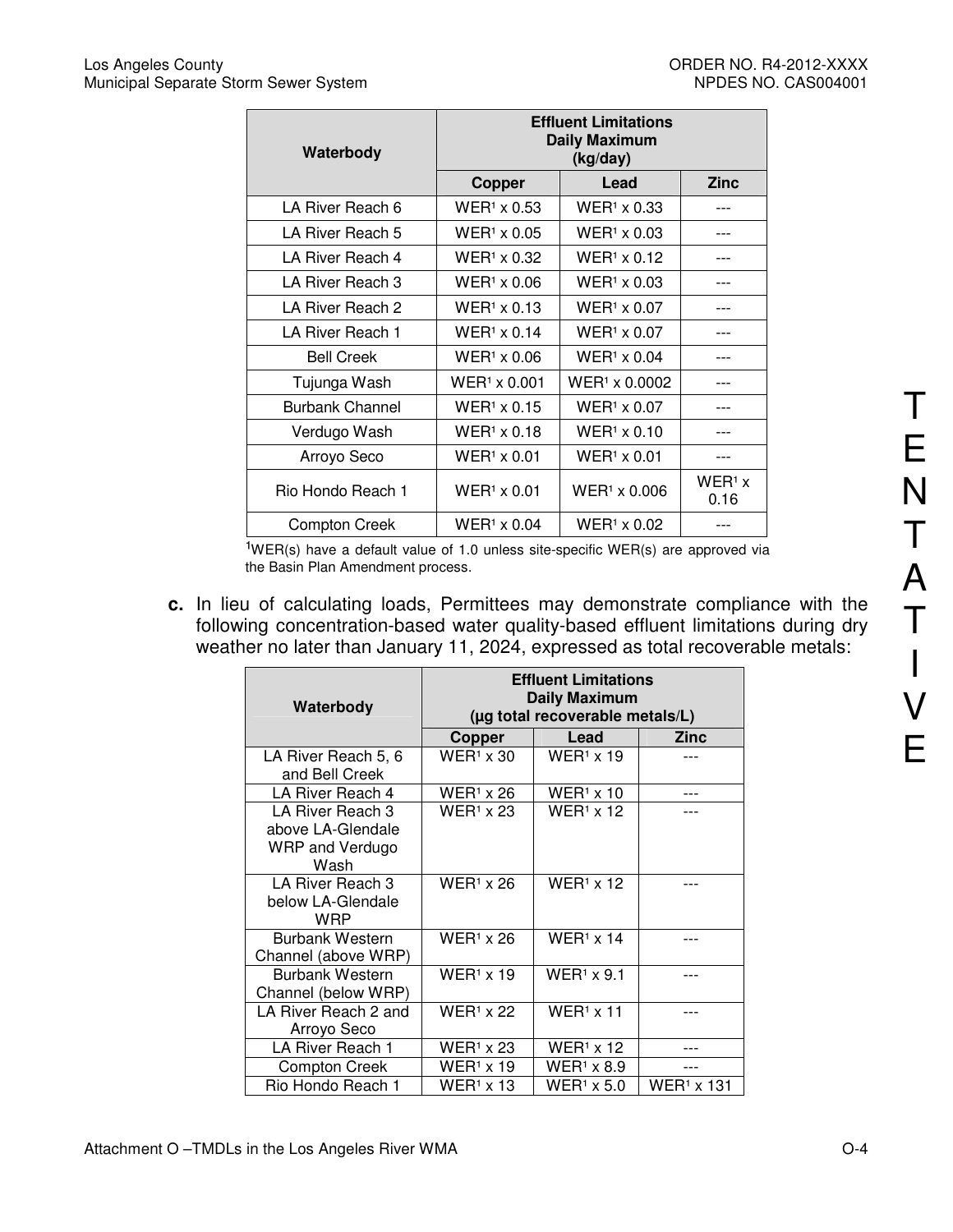| Waterbody | Effluent Limitations Daily Maximum (kg/day) | | |
|---|---|---|---|
| | Copper | Lead | Zinc |
| LA River Reach 6 | WER[1] x 0.53 | WER[1] x 0.33 | --- |
| LA River Reach 5 | WER[1] x 0.05 | WER[1] x 0.03 | --- |
| LA River Reach 4 | WER[1] x 0.32 | WER[1] x 0.12 | --- |
| LA River Reach 3 | WER[1] x 0.06 | WER[1] x 0.03 | --- |
| LA River Reach 2 | WER[1] x 0.13 | WER[1] x 0.07 | --- |
| LA River Reach 1 | WER[1] x 0.14 | WER[1] x 0.07 | --- |
| Bell Creek | WER[1] x 0.06 | WER[1] x 0.04 | --- |
| Tujunga Wash | WER[1] x 0.001 | WER[1] x 0.0002 | --- |
| Burbank Channel | WER[1] x 0.15 | WER[1] x 0.07 | --- |
| Verdugo Wash | WER[1] x 0.18 | WER[1] x 0.10 | --- |
| Arroyo Seco | WER[1] x 0.01 | WER[1] x 0.01 | --- |
| Rio Hondo Reach 1 | WER[1] x 0.01 | WER[1] x 0.006 | WER[1] x 0.16 |
| Compton Creek | WER[1] x 0.04 | WER[1] x 0.02 | --- |

[1]WER(s) have a default value of 1.0 unless site-specific WER(s) are approved via the Basin Plan Amendment process.

**c.** In lieu of calculating loads, Permittees may demonstrate compliance with the following concentration-based water quality-based effluent limitations during dry weather no later than January 11, 2024, expressed as total recoverable metals:

| Waterbody | Effluent Limitations Daily Maximum (µg total recoverable metals/L) | | |
|---|---|---|---|
| | Copper | Lead | Zinc |
| LA River Reach 5, 6 and Bell Creek | WER[1] x 30 | WER[1] x 19 | --- |
| LA River Reach 4 | WER[1] x 26 | WER[1] x 10 | --- |
| LA River Reach 3 above LA-Glendale WRP and Verdugo Wash | WER[1] x 23 | WER[1] x 12 | --- |
| LA River Reach 3 below LA-Glendale WRP | WER[1] x 26 | WER[1] x 12 | --- |
| Burbank Western Channel (above WRP) | WER[1] x 26 | WER[1] x 14 | --- |
| Burbank Western Channel (below WRP) | WER[1] x 19 | WER[1] x 9.1 | --- |
| LA River Reach 2 and Arroyo Seco | WER[1] x 22 | WER[1] x 11 | --- |
| LA River Reach 1 | WER[1] x 23 | WER[1] x 12 | --- |
| Compton Creek | WER[1] x 19 | WER[1] x 8.9 | --- |
| Rio Hondo Reach 1 | WER[1] x 13 | WER[1] x 5.0 | WER[1] x 131 |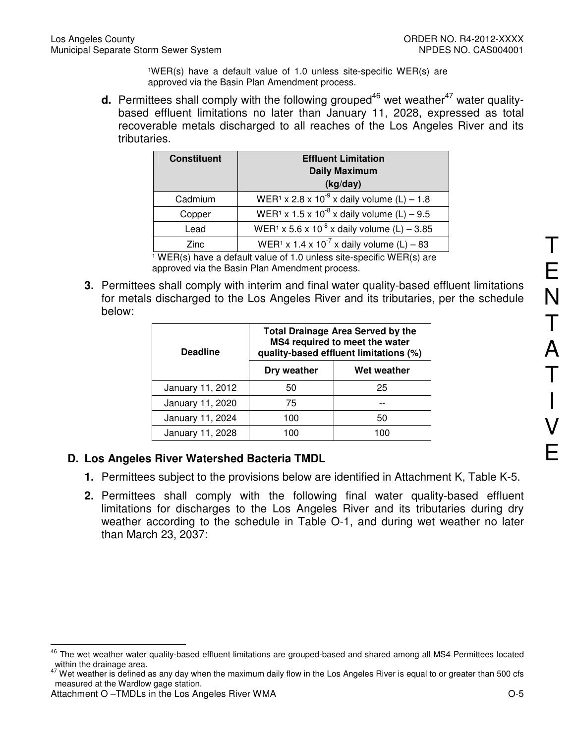[1]WER(s) have a default value of 1.0 unless site-specific WER(s) are approved via the Basin Plan Amendment process.

**d.** Permittees shall comply with the following grouped[46] wet weather[47] water quality-based effluent limitations no later than January 11, 2028, expressed as total recoverable metals discharged to all reaches of the Los Angeles River and its tributaries.

| Constituent | Effluent Limitation Daily Maximum (kg/day) |
|---|---|
| Cadmium | WER[1] x $2.8 \times 10^{-9}$ x daily volume (L) – 1.8 |
| Copper | WER[1] x $1.5 \times 10^{-8}$ x daily volume (L) – 9.5 |
| Lead | WER[1] x $5.6 \times 10^{-8}$ x daily volume (L) – 3.85 |
| Zinc | WER[1] x $1.4 \times 10^{-7}$ x daily volume (L) – 83 |

[1] WER(s) have a default value of 1.0 unless site-specific WER(s) are approved via the Basin Plan Amendment process.

**3.** Permittees shall comply with interim and final water quality-based effluent limitations for metals discharged to the Los Angeles River and its tributaries, per the schedule below:

| Deadline | Total Drainage Area Served by the MS4 required to meet the water quality-based effluent limitations (%) | |
|---|---|---|
| | Dry weather | Wet weather |
| January 11, 2012 | 50 | 25 |
| January 11, 2020 | 75 | -- |
| January 11, 2024 | 100 | 50 |
| January 11, 2028 | 100 | 100 |

## D. Los Angeles River Watershed Bacteria TMDL

**1.** Permittees subject to the provisions below are identified in Attachment K, Table K-5.

**2.** Permittees shall comply with the following final water quality-based effluent limitations for discharges to the Los Angeles River and its tributaries during dry weather according to the schedule in Table O-1, and during wet weather no later than March 23, 2037:

---

[46] The wet weather water quality-based effluent limitations are grouped-based and shared among all MS4 Permittees located within the drainage area.

[47] Wet weather is defined as any day when the maximum daily flow in the Los Angeles River is equal to or greater than 500 cfs measured at the Wardlow gage station.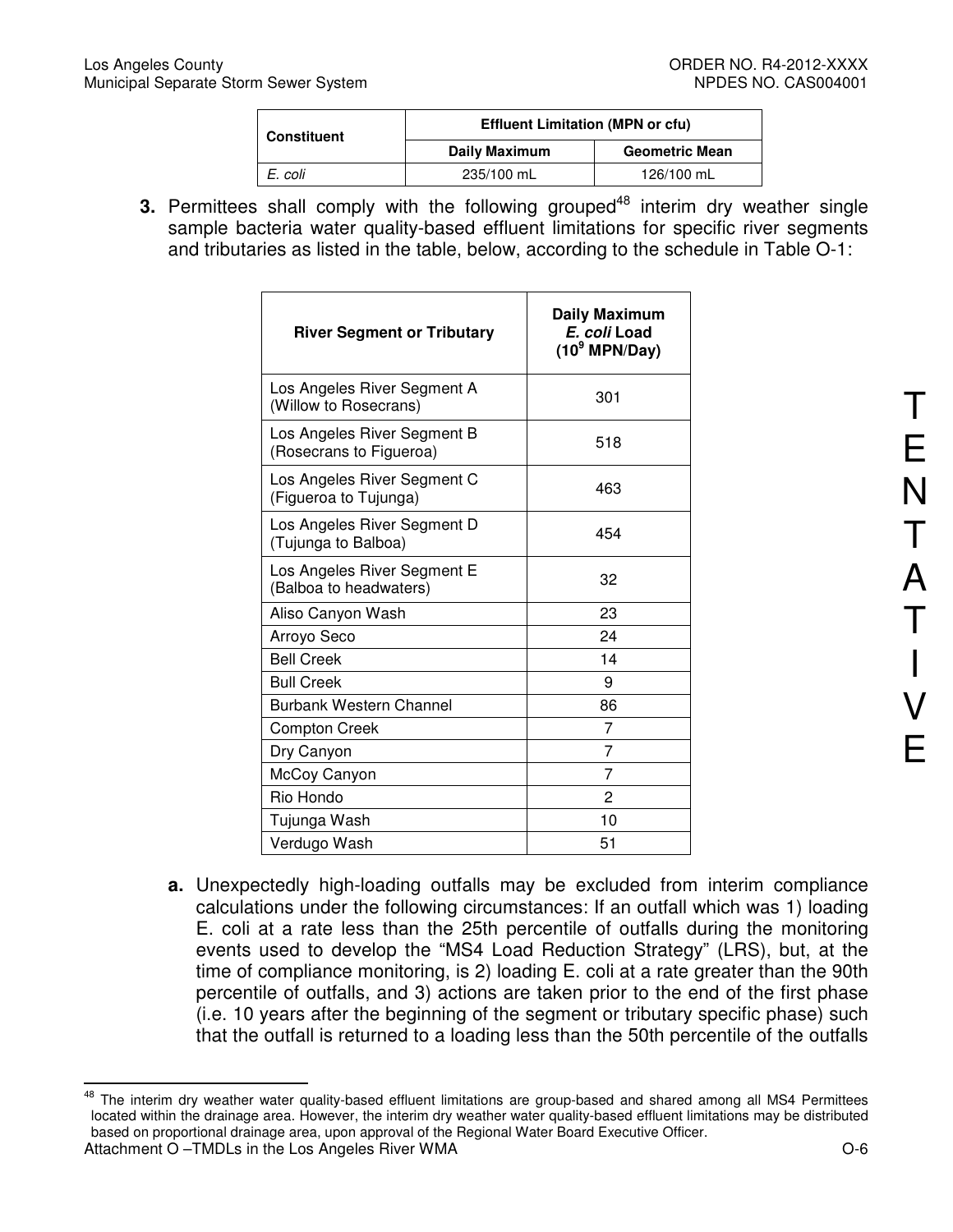| Constituent | Effluent Limitation (MPN or cfu) | |
|---|---|---|
| | Daily Maximum | Geometric Mean |
| *E. coli* | 235/100 mL | 126/100 mL |

**3.** Permittees shall comply with the following grouped[48] interim dry weather single sample bacteria water quality-based effluent limitations for specific river segments and tributaries as listed in the table, below, according to the schedule in Table O-1:

| River Segment or Tributary | Daily Maximum *E. coli* Load ($10^9$ MPN/Day) |
|---|---|
| Los Angeles River Segment A (Willow to Rosecrans) | 301 |
| Los Angeles River Segment B (Rosecrans to Figueroa) | 518 |
| Los Angeles River Segment C (Figueroa to Tujunga) | 463 |
| Los Angeles River Segment D (Tujunga to Balboa) | 454 |
| Los Angeles River Segment E (Balboa to headwaters) | 32 |
| Aliso Canyon Wash | 23 |
| Arroyo Seco | 24 |
| Bell Creek | 14 |
| Bull Creek | 9 |
| Burbank Western Channel | 86 |
| Compton Creek | 7 |
| Dry Canyon | 7 |
| McCoy Canyon | 7 |
| Rio Hondo | 2 |
| Tujunga Wash | 10 |
| Verdugo Wash | 51 |

**a.** Unexpectedly high-loading outfalls may be excluded from interim compliance calculations under the following circumstances: If an outfall which was 1) loading E. coli at a rate less than the 25th percentile of outfalls during the monitoring events used to develop the "MS4 Load Reduction Strategy" (LRS), but, at the time of compliance monitoring, is 2) loading E. coli at a rate greater than the 90th percentile of outfalls, and 3) actions are taken prior to the end of the first phase (i.e. 10 years after the beginning of the segment or tributary specific phase) such that the outfall is returned to a loading less than the 50th percentile of the outfalls

[48] The interim dry weather water quality-based effluent limitations are group-based and shared among all MS4 Permittees located within the drainage area. However, the interim dry weather water quality-based effluent limitations may be distributed based on proportional drainage area, upon approval of the Regional Water Board Executive Officer.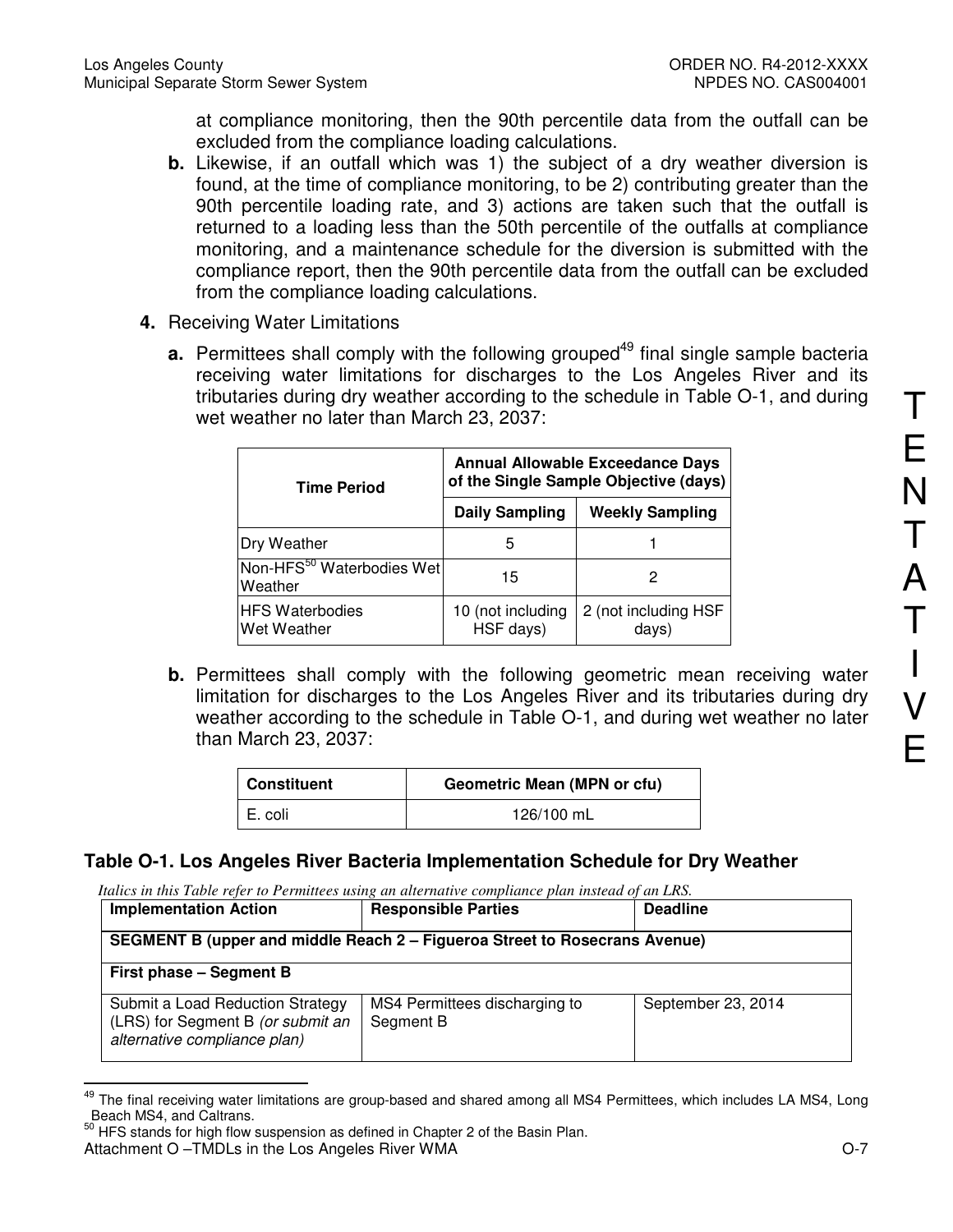at compliance monitoring, then the 90th percentile data from the outfall can be excluded from the compliance loading calculations.

**b.** Likewise, if an outfall which was 1) the subject of a dry weather diversion is found, at the time of compliance monitoring, to be 2) contributing greater than the 90th percentile loading rate, and 3) actions are taken such that the outfall is returned to a loading less than the 50th percentile of the outfalls at compliance monitoring, and a maintenance schedule for the diversion is submitted with the compliance report, then the 90th percentile data from the outfall can be excluded from the compliance loading calculations.

**4.** Receiving Water Limitations

**a.** Permittees shall comply with the following grouped[49] final single sample bacteria receiving water limitations for discharges to the Los Angeles River and its tributaries during dry weather according to the schedule in Table O-1, and during wet weather no later than March 23, 2037:

| Time Period | Annual Allowable Exceedance Days of the Single Sample Objective (days) | |
|---|---|---|
| | Daily Sampling | Weekly Sampling |
| Dry Weather | 5 | 1 |
| Non-HFS[50] Waterbodies Wet Weather | 15 | 2 |
| HFS Waterbodies Wet Weather | 10 (not including HSF days) | 2 (not including HSF days) |

**b.** Permittees shall comply with the following geometric mean receiving water limitation for discharges to the Los Angeles River and its tributaries during dry weather according to the schedule in Table O-1, and during wet weather no later than March 23, 2037:

| Constituent | Geometric Mean (MPN or cfu) |
|---|---|
| E. coli | 126/100 mL |

### Table O-1. Los Angeles River Bacteria Implementation Schedule for Dry Weather

*Italics in this Table refer to Permittees using an alternative compliance plan instead of an LRS.*

| Implementation Action | Responsible Parties | Deadline |
|---|---|---|
| **SEGMENT B (upper and middle Reach 2 – Figueroa Street to Rosecrans Avenue)** | | |
| **First phase – Segment B** | | |
| Submit a Load Reduction Strategy (LRS) for Segment B *(or submit an alternative compliance plan)* | MS4 Permittees discharging to Segment B | September 23, 2014 |

[49] The final receiving water limitations are group-based and shared among all MS4 Permittees, which includes LA MS4, Long Beach MS4, and Caltrans.

[50] HFS stands for high flow suspension as defined in Chapter 2 of the Basin Plan.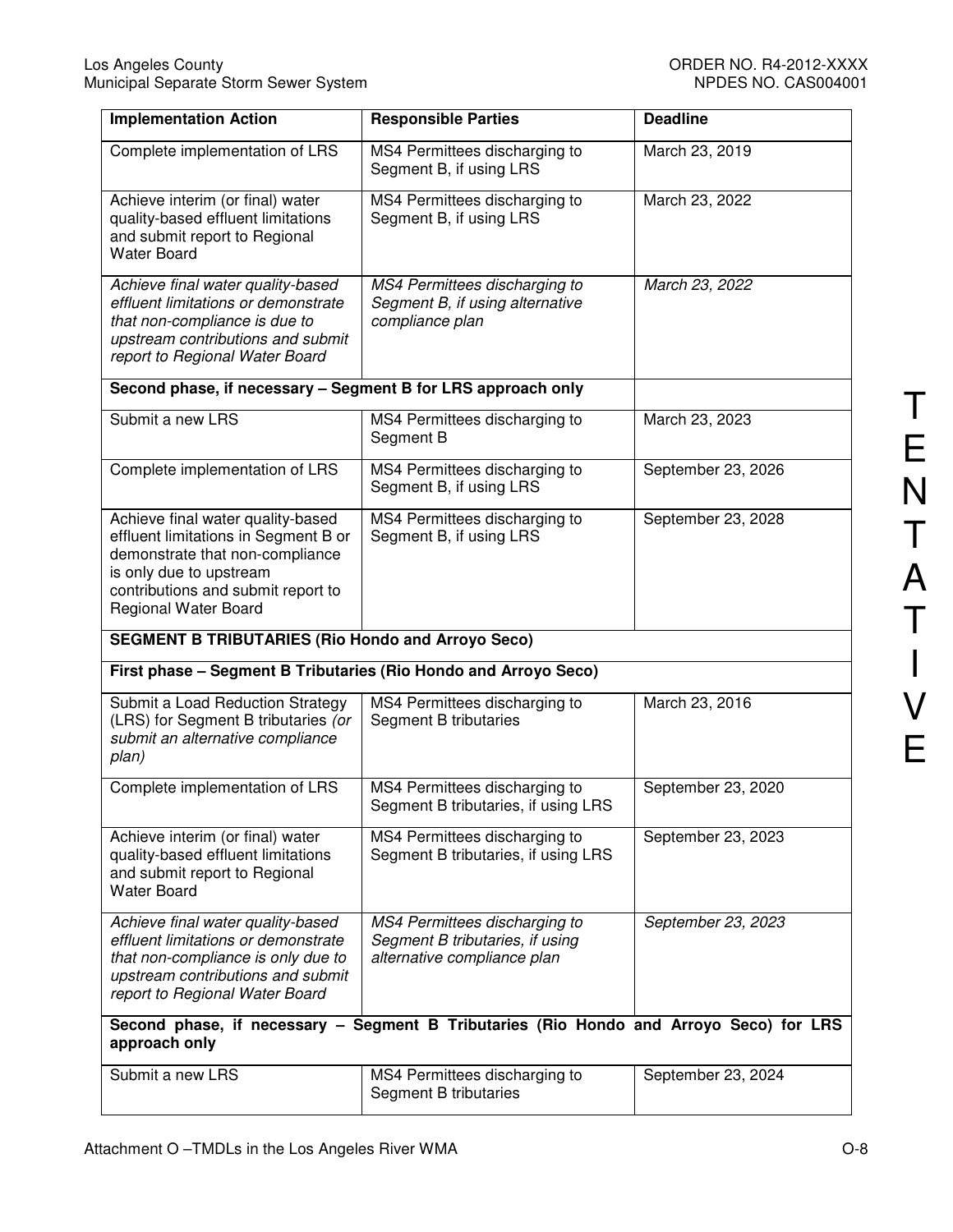| Implementation Action | Responsible Parties | Deadline |
|---|---|---|
| Complete implementation of LRS | MS4 Permittees discharging to Segment B, if using LRS | March 23, 2019 |
| Achieve interim (or final) water quality-based effluent limitations and submit report to Regional Water Board | MS4 Permittees discharging to Segment B, if using LRS | March 23, 2022 |
| *Achieve final water quality-based effluent limitations or demonstrate that non-compliance is due to upstream contributions and submit report to Regional Water Board* | *MS4 Permittees discharging to Segment B, if using alternative compliance plan* | *March 23, 2022* |
| **Second phase, if necessary – Segment B for LRS approach only** | | |
| Submit a new LRS | MS4 Permittees discharging to Segment B | March 23, 2023 |
| Complete implementation of LRS | MS4 Permittees discharging to Segment B, if using LRS | September 23, 2026 |
| Achieve final water quality-based effluent limitations in Segment B or demonstrate that non-compliance is only due to upstream contributions and submit report to Regional Water Board | MS4 Permittees discharging to Segment B, if using LRS | September 23, 2028 |
| **SEGMENT B TRIBUTARIES (Rio Hondo and Arroyo Seco)** | | |
| **First phase – Segment B Tributaries (Rio Hondo and Arroyo Seco)** | | |
| Submit a Load Reduction Strategy (LRS) for Segment B tributaries *(or submit an alternative compliance plan)* | MS4 Permittees discharging to Segment B tributaries | March 23, 2016 |
| Complete implementation of LRS | MS4 Permittees discharging to Segment B tributaries, if using LRS | September 23, 2020 |
| Achieve interim (or final) water quality-based effluent limitations and submit report to Regional Water Board | MS4 Permittees discharging to Segment B tributaries, if using LRS | September 23, 2023 |
| *Achieve final water quality-based effluent limitations or demonstrate that non-compliance is only due to upstream contributions and submit report to Regional Water Board* | *MS4 Permittees discharging to Segment B tributaries, if using alternative compliance plan* | *September 23, 2023* |
| **Second phase, if necessary – Segment B Tributaries (Rio Hondo and Arroyo Seco) for LRS approach only** | | |
| Submit a new LRS | MS4 Permittees discharging to Segment B tributaries | September 23, 2024 |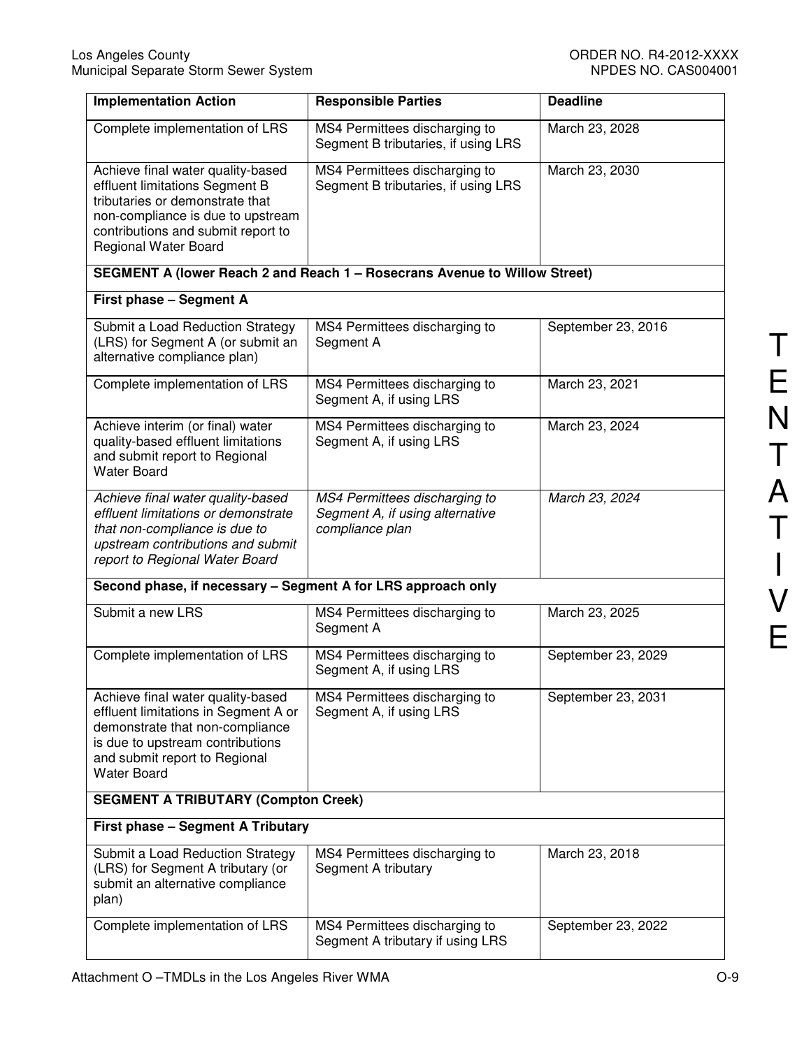| Implementation Action | Responsible Parties | Deadline |
|---|---|---|
| Complete implementation of LRS | MS4 Permittees discharging to Segment B tributaries, if using LRS | March 23, 2028 |
| Achieve final water quality-based effluent limitations Segment B tributaries or demonstrate that non-compliance is due to upstream contributions and submit report to Regional Water Board | MS4 Permittees discharging to Segment B tributaries, if using LRS | March 23, 2030 |
| **SEGMENT A (lower Reach 2 and Reach 1 – Rosecrans Avenue to Willow Street)** | | |
| **First phase – Segment A** | | |
| Submit a Load Reduction Strategy (LRS) for Segment A (or submit an alternative compliance plan) | MS4 Permittees discharging to Segment A | September 23, 2016 |
| Complete implementation of LRS | MS4 Permittees discharging to Segment A, if using LRS | March 23, 2021 |
| Achieve interim (or final) water quality-based effluent limitations and submit report to Regional Water Board | MS4 Permittees discharging to Segment A, if using LRS | March 23, 2024 |
| *Achieve final water quality-based effluent limitations or demonstrate that non-compliance is due to upstream contributions and submit report to Regional Water Board* | *MS4 Permittees discharging to Segment A, if using alternative compliance plan* | *March 23, 2024* |
| **Second phase, if necessary – Segment A for LRS approach only** | | |
| Submit a new LRS | MS4 Permittees discharging to Segment A | March 23, 2025 |
| Complete implementation of LRS | MS4 Permittees discharging to Segment A, if using LRS | September 23, 2029 |
| Achieve final water quality-based effluent limitations in Segment A or demonstrate that non-compliance is due to upstream contributions and submit report to Regional Water Board | MS4 Permittees discharging to Segment A, if using LRS | September 23, 2031 |
| **SEGMENT A TRIBUTARY (Compton Creek)** | | |
| **First phase – Segment A Tributary** | | |
| Submit a Load Reduction Strategy (LRS) for Segment A tributary (or submit an alternative compliance plan) | MS4 Permittees discharging to Segment A tributary | March 23, 2018 |
| Complete implementation of LRS | MS4 Permittees discharging to Segment A tributary if using LRS | September 23, 2022 |

TENTATIVE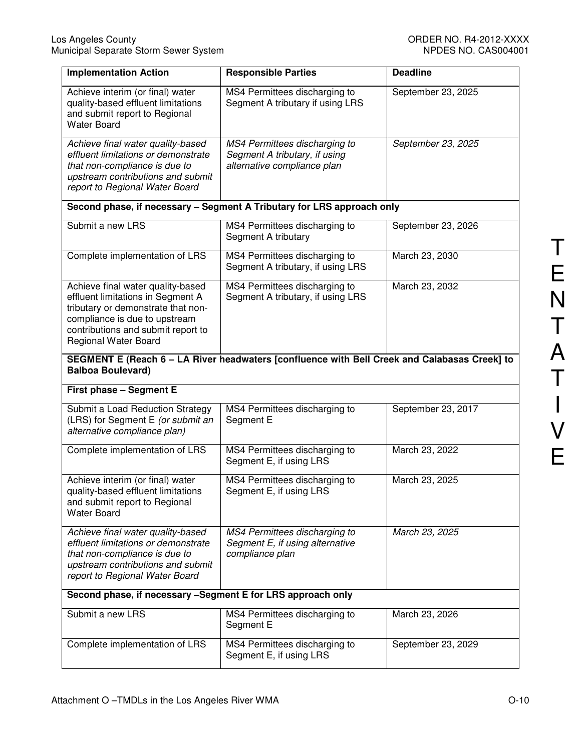| Implementation Action | Responsible Parties | Deadline |
|---|---|---|
| Achieve interim (or final) water quality-based effluent limitations and submit report to Regional Water Board | MS4 Permittees discharging to Segment A tributary if using LRS | September 23, 2025 |
| *Achieve final water quality-based effluent limitations or demonstrate that non-compliance is due to upstream contributions and submit report to Regional Water Board* | *MS4 Permittees discharging to Segment A tributary, if using alternative compliance plan* | *September 23, 2025* |
| **Second phase, if necessary – Segment A Tributary for LRS approach only** | | |
| Submit a new LRS | MS4 Permittees discharging to Segment A tributary | September 23, 2026 |
| Complete implementation of LRS | MS4 Permittees discharging to Segment A tributary, if using LRS | March 23, 2030 |
| Achieve final water quality-based effluent limitations in Segment A tributary or demonstrate that non-compliance is due to upstream contributions and submit report to Regional Water Board | MS4 Permittees discharging to Segment A tributary, if using LRS | March 23, 2032 |
| **SEGMENT E (Reach 6 – LA River headwaters [confluence with Bell Creek and Calabasas Creek] to Balboa Boulevard)** | | |
| **First phase – Segment E** | | |
| Submit a Load Reduction Strategy (LRS) for Segment E *(or submit an alternative compliance plan)* | MS4 Permittees discharging to Segment E | September 23, 2017 |
| Complete implementation of LRS | MS4 Permittees discharging to Segment E, if using LRS | March 23, 2022 |
| Achieve interim (or final) water quality-based effluent limitations and submit report to Regional Water Board | MS4 Permittees discharging to Segment E, if using LRS | March 23, 2025 |
| *Achieve final water quality-based effluent limitations or demonstrate that non-compliance is due to upstream contributions and submit report to Regional Water Board* | *MS4 Permittees discharging to Segment E, if using alternative compliance plan* | *March 23, 2025* |
| **Second phase, if necessary –Segment E for LRS approach only** | | |
| Submit a new LRS | MS4 Permittees discharging to Segment E | March 23, 2026 |
| Complete implementation of LRS | MS4 Permittees discharging to Segment E, if using LRS | September 23, 2029 |

TENTATIVE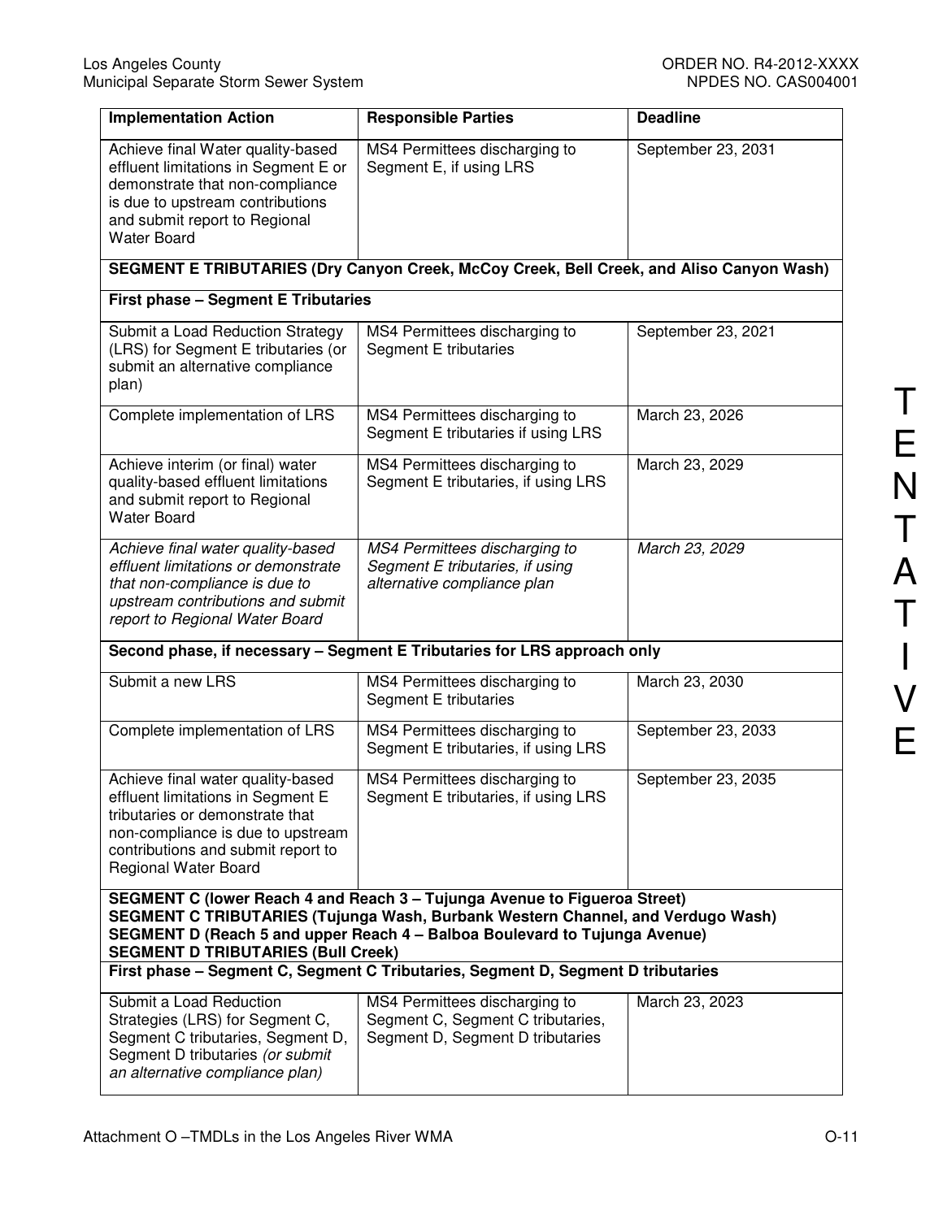| Implementation Action | Responsible Parties | Deadline |
|---|---|---|
| Achieve final Water quality-based effluent limitations in Segment E or demonstrate that non-compliance is due to upstream contributions and submit report to Regional Water Board | MS4 Permittees discharging to Segment E, if using LRS | September 23, 2031 |
| **SEGMENT E TRIBUTARIES (Dry Canyon Creek, McCoy Creek, Bell Creek, and Aliso Canyon Wash)** | | |
| **First phase – Segment E Tributaries** | | |
| Submit a Load Reduction Strategy (LRS) for Segment E tributaries (or submit an alternative compliance plan) | MS4 Permittees discharging to Segment E tributaries | September 23, 2021 |
| Complete implementation of LRS | MS4 Permittees discharging to Segment E tributaries if using LRS | March 23, 2026 |
| Achieve interim (or final) water quality-based effluent limitations and submit report to Regional Water Board | MS4 Permittees discharging to Segment E tributaries, if using LRS | March 23, 2029 |
| *Achieve final water quality-based effluent limitations or demonstrate that non-compliance is due to upstream contributions and submit report to Regional Water Board* | *MS4 Permittees discharging to Segment E tributaries, if using alternative compliance plan* | *March 23, 2029* |
| **Second phase, if necessary – Segment E Tributaries for LRS approach only** | | |
| Submit a new LRS | MS4 Permittees discharging to Segment E tributaries | March 23, 2030 |
| Complete implementation of LRS | MS4 Permittees discharging to Segment E tributaries, if using LRS | September 23, 2033 |
| Achieve final water quality-based effluent limitations in Segment E tributaries or demonstrate that non-compliance is due to upstream contributions and submit report to Regional Water Board | MS4 Permittees discharging to Segment E tributaries, if using LRS | September 23, 2035 |
| **SEGMENT C (lower Reach 4 and Reach 3 – Tujunga Avenue to Figueroa Street)**<br>**SEGMENT C TRIBUTARIES (Tujunga Wash, Burbank Western Channel, and Verdugo Wash)**<br>**SEGMENT D (Reach 5 and upper Reach 4 – Balboa Boulevard to Tujunga Avenue)**<br>**SEGMENT D TRIBUTARIES (Bull Creek)** | | |
| **First phase – Segment C, Segment C Tributaries, Segment D, Segment D tributaries** | | |
| Submit a Load Reduction Strategies (LRS) for Segment C, Segment C tributaries, Segment D, Segment D tributaries *(or submit an alternative compliance plan)* | MS4 Permittees discharging to Segment C, Segment C tributaries, Segment D, Segment D tributaries | March 23, 2023 |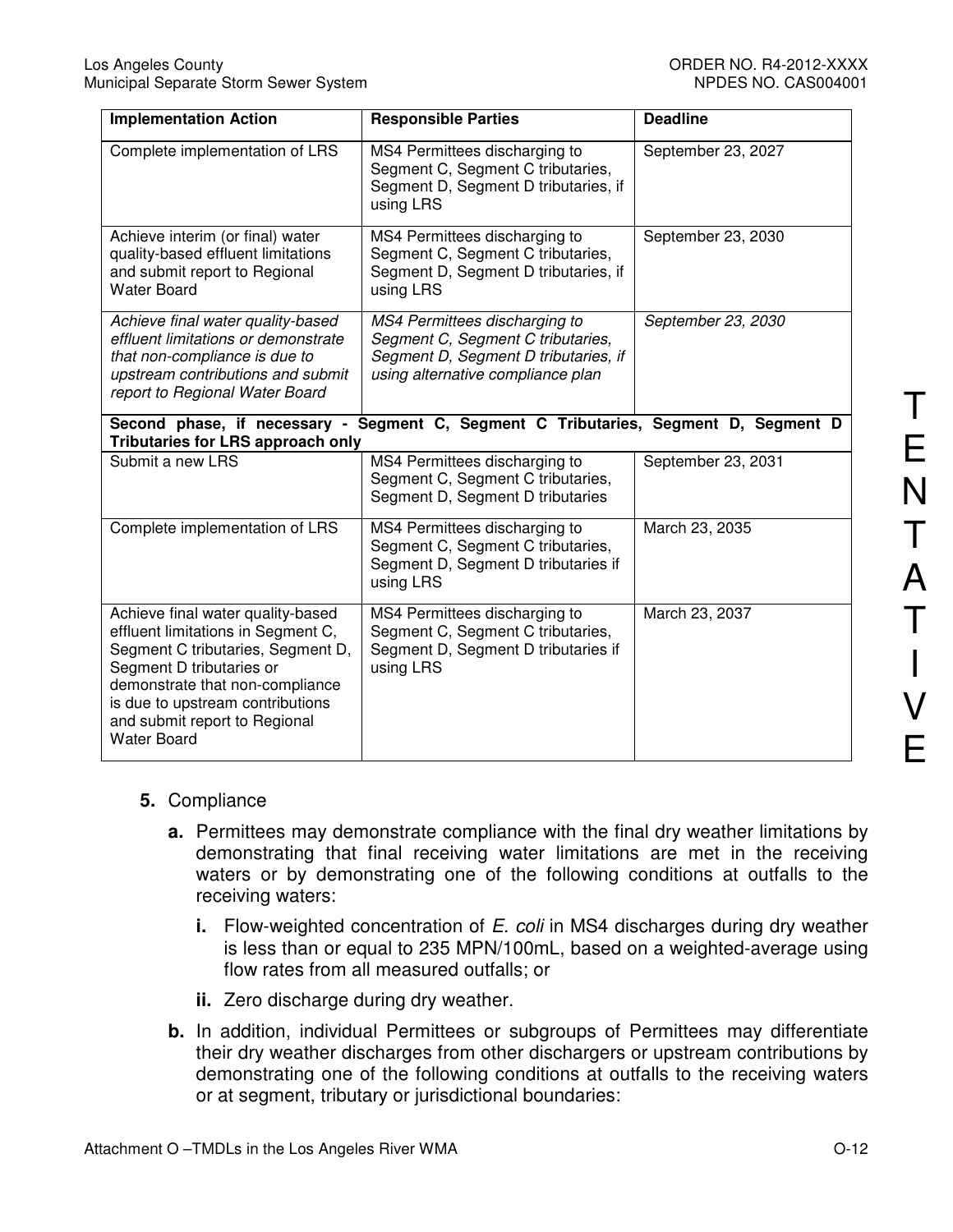| Implementation Action | Responsible Parties | Deadline |
|---|---|---|
| Complete implementation of LRS | MS4 Permittees discharging to Segment C, Segment C tributaries, Segment D, Segment D tributaries, if using LRS | September 23, 2027 |
| Achieve interim (or final) water quality-based effluent limitations and submit report to Regional Water Board | MS4 Permittees discharging to Segment C, Segment C tributaries, Segment D, Segment D tributaries, if using LRS | September 23, 2030 |
| *Achieve final water quality-based effluent limitations or demonstrate that non-compliance is due to upstream contributions and submit report to Regional Water Board* | *MS4 Permittees discharging to Segment C, Segment C tributaries, Segment D, Segment D tributaries, if using alternative compliance plan* | *September 23, 2030* |
| **Second phase, if necessary - Segment C, Segment C Tributaries, Segment D, Segment D Tributaries for LRS approach only** | | |
| Submit a new LRS | MS4 Permittees discharging to Segment C, Segment C tributaries, Segment D, Segment D tributaries | September 23, 2031 |
| Complete implementation of LRS | MS4 Permittees discharging to Segment C, Segment C tributaries, Segment D, Segment D tributaries if using LRS | March 23, 2035 |
| Achieve final water quality-based effluent limitations in Segment C, Segment C tributaries, Segment D, Segment D tributaries or demonstrate that non-compliance is due to upstream contributions and submit report to Regional Water Board | MS4 Permittees discharging to Segment C, Segment C tributaries, Segment D, Segment D tributaries if using LRS | March 23, 2037 |

5. Compliance

   a. Permittees may demonstrate compliance with the final dry weather limitations by demonstrating that final receiving water limitations are met in the receiving waters or by demonstrating one of the following conditions at outfalls to the receiving waters:

      i. Flow-weighted concentration of *E. coli* in MS4 discharges during dry weather is less than or equal to 235 MPN/100mL, based on a weighted-average using flow rates from all measured outfalls; or

      ii. Zero discharge during dry weather.

   b. In addition, individual Permittees or subgroups of Permittees may differentiate their dry weather discharges from other dischargers or upstream contributions by demonstrating one of the following conditions at outfalls to the receiving waters or at segment, tributary or jurisdictional boundaries: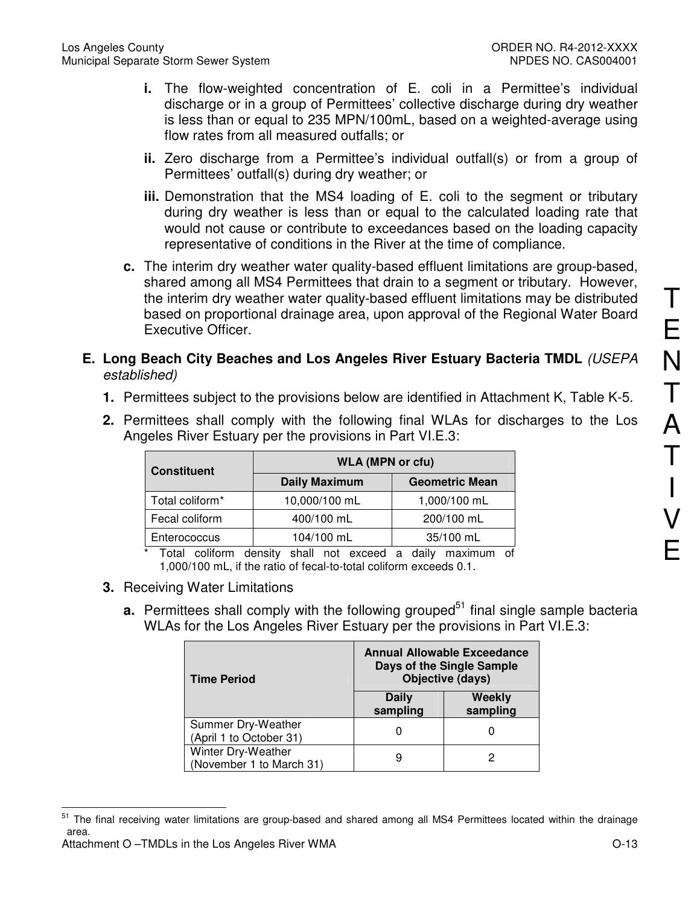i. The flow-weighted concentration of E. coli in a Permittee's individual discharge or in a group of Permittees' collective discharge during dry weather is less than or equal to 235 MPN/100mL, based on a weighted-average using flow rates from all measured outfalls; or

ii. Zero discharge from a Permittee's individual outfall(s) or from a group of Permittees' outfall(s) during dry weather; or

iii. Demonstration that the MS4 loading of E. coli to the segment or tributary during dry weather is less than or equal to the calculated loading rate that would not cause or contribute to exceedances based on the loading capacity representative of conditions in the River at the time of compliance.

c. The interim dry weather water quality-based effluent limitations are group-based, shared among all MS4 Permittees that drain to a segment or tributary. However, the interim dry weather water quality-based effluent limitations may be distributed based on proportional drainage area, upon approval of the Regional Water Board Executive Officer.

## E. Long Beach City Beaches and Los Angeles River Estuary Bacteria TMDL *(USEPA established)*

1. Permittees subject to the provisions below are identified in Attachment K, Table K-5.

2. Permittees shall comply with the following final WLAs for discharges to the Los Angeles River Estuary per the provisions in Part VI.E.3:

| Constituent | WLA (MPN or cfu) | |
|---|---|---|
| | Daily Maximum | Geometric Mean |
| Total coliform* | 10,000/100 mL | 1,000/100 mL |
| Fecal coliform | 400/100 mL | 200/100 mL |
| Enterococcus | 104/100 mL | 35/100 mL |

\* Total coliform density shall not exceed a daily maximum of 1,000/100 mL, if the ratio of fecal-to-total coliform exceeds 0.1.

3. Receiving Water Limitations

a. Permittees shall comply with the following grouped[51] final single sample bacteria WLAs for the Los Angeles River Estuary per the provisions in Part VI.E.3:

| Time Period | Annual Allowable Exceedance Days of the Single Sample Objective (days) | |
|---|---|---|
| | Daily sampling | Weekly sampling |
| Summer Dry-Weather (April 1 to October 31) | 0 | 0 |
| Winter Dry-Weather (November 1 to March 31) | 9 | 2 |

[51] The final receiving water limitations are group-based and shared among all MS4 Permittees located within the drainage area.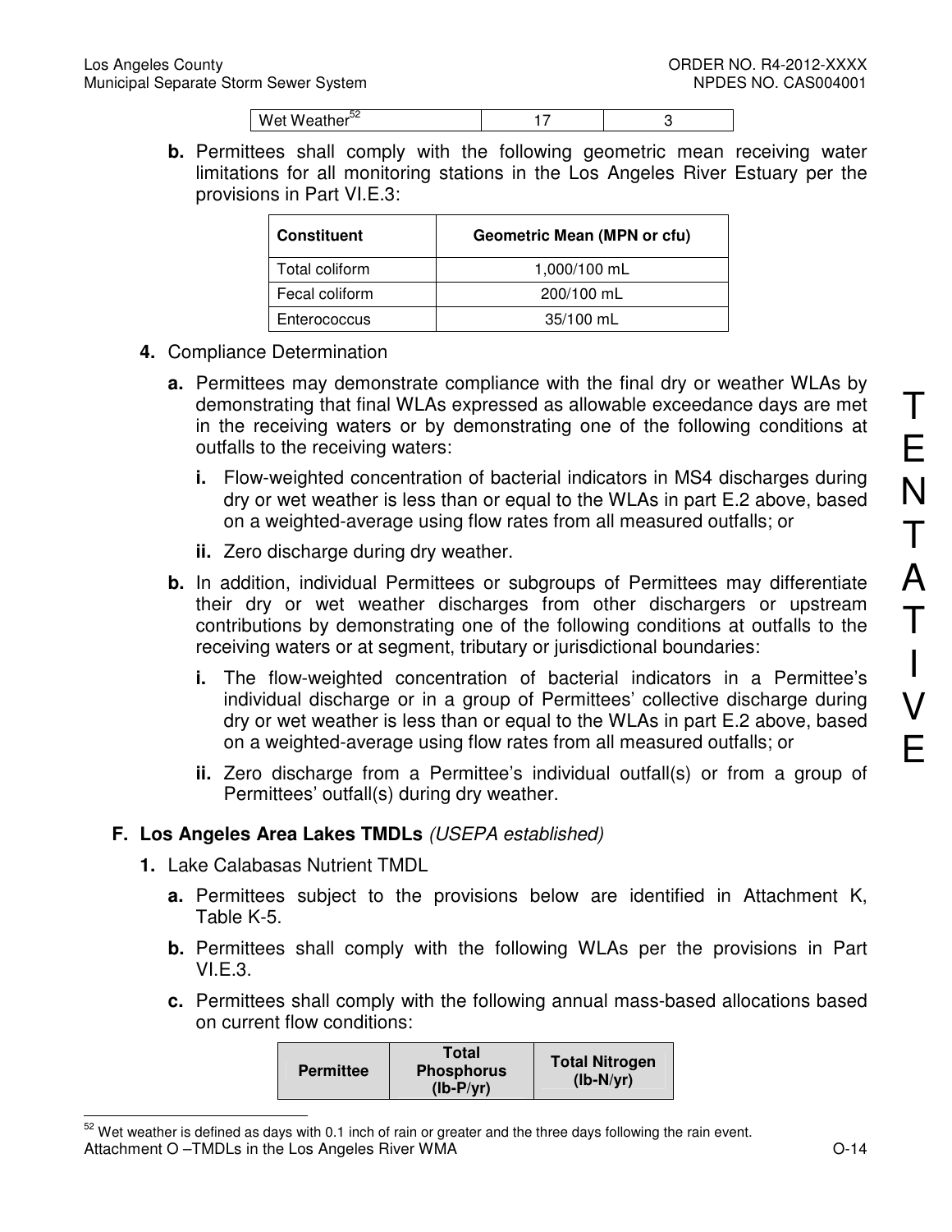| Wet Weather[52] | 17 | 3 |
|---|---|---|

**b.** Permittees shall comply with the following geometric mean receiving water limitations for all monitoring stations in the Los Angeles River Estuary per the provisions in Part VI.E.3:

| Constituent | Geometric Mean (MPN or cfu) |
|---|---|
| Total coliform | 1,000/100 mL |
| Fecal coliform | 200/100 mL |
| Enterococcus | 35/100 mL |

**4.** Compliance Determination

**a.** Permittees may demonstrate compliance with the final dry or weather WLAs by demonstrating that final WLAs expressed as allowable exceedance days are met in the receiving waters or by demonstrating one of the following conditions at outfalls to the receiving waters:

**i.** Flow-weighted concentration of bacterial indicators in MS4 discharges during dry or wet weather is less than or equal to the WLAs in part E.2 above, based on a weighted-average using flow rates from all measured outfalls; or

**ii.** Zero discharge during dry weather.

**b.** In addition, individual Permittees or subgroups of Permittees may differentiate their dry or wet weather discharges from other dischargers or upstream contributions by demonstrating one of the following conditions at outfalls to the receiving waters or at segment, tributary or jurisdictional boundaries:

**i.** The flow-weighted concentration of bacterial indicators in a Permittee's individual discharge or in a group of Permittees' collective discharge during dry or wet weather is less than or equal to the WLAs in part E.2 above, based on a weighted-average using flow rates from all measured outfalls; or

**ii.** Zero discharge from a Permittee's individual outfall(s) or from a group of Permittees' outfall(s) during dry weather.

## F. Los Angeles Area Lakes TMDLs *(USEPA established)*

**1.** Lake Calabasas Nutrient TMDL

**a.** Permittees subject to the provisions below are identified in Attachment K, Table K-5.

**b.** Permittees shall comply with the following WLAs per the provisions in Part VI.E.3.

**c.** Permittees shall comply with the following annual mass-based allocations based on current flow conditions:

| Permittee | Total Phosphorus (lb-P/yr) | Total Nitrogen (lb-N/yr) |
|---|---|---|

[52] Wet weather is defined as days with 0.1 inch of rain or greater and the three days following the rain event.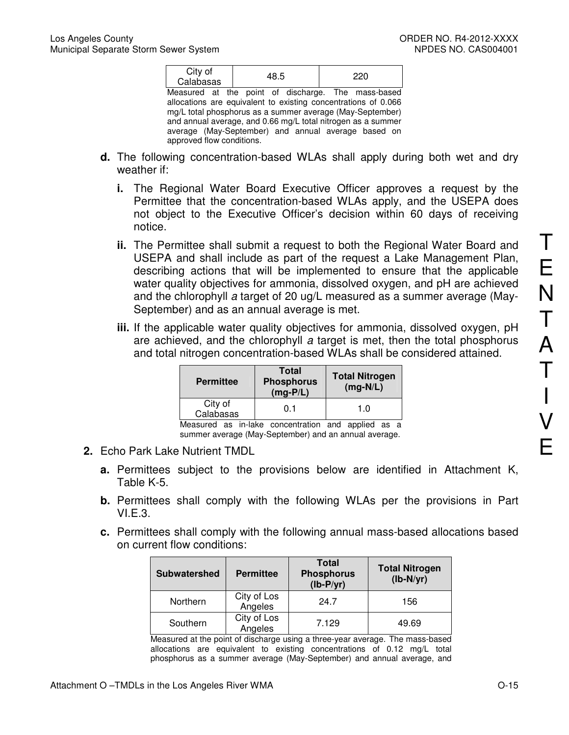| City of Calabasas | 48.5 | 220 |
|---|---|---|

Measured at the point of discharge. The mass-based allocations are equivalent to existing concentrations of 0.066 mg/L total phosphorus as a summer average (May-September) and annual average, and 0.66 mg/L total nitrogen as a summer average (May-September) and annual average based on approved flow conditions.

**d.** The following concentration-based WLAs shall apply during both wet and dry weather if:

**i.** The Regional Water Board Executive Officer approves a request by the Permittee that the concentration-based WLAs apply, and the USEPA does not object to the Executive Officer's decision within 60 days of receiving notice.

**ii.** The Permittee shall submit a request to both the Regional Water Board and USEPA and shall include as part of the request a Lake Management Plan, describing actions that will be implemented to ensure that the applicable water quality objectives for ammonia, dissolved oxygen, and pH are achieved and the chlorophyll *a* target of 20 ug/L measured as a summer average (May-September) and as an annual average is met.

**iii.** If the applicable water quality objectives for ammonia, dissolved oxygen, pH are achieved, and the chlorophyll *a* target is met, then the total phosphorus and total nitrogen concentration-based WLAs shall be considered attained.

| Permittee | Total Phosphorus (mg-P/L) | Total Nitrogen (mg-N/L) |
|---|---|---|
| City of Calabasas | 0.1 | 1.0 |

Measured as in-lake concentration and applied as a summer average (May-September) and an annual average.

**2.** Echo Park Lake Nutrient TMDL

**a.** Permittees subject to the provisions below are identified in Attachment K, Table K-5.

**b.** Permittees shall comply with the following WLAs per the provisions in Part VI.E.3.

**c.** Permittees shall comply with the following annual mass-based allocations based on current flow conditions:

| Subwatershed | Permittee | Total Phosphorus (lb-P/yr) | Total Nitrogen (lb-N/yr) |
|---|---|---|---|
| Northern | City of Los Angeles | 24.7 | 156 |
| Southern | City of Los Angeles | 7.129 | 49.69 |

Measured at the point of discharge using a three-year average. The mass-based allocations are equivalent to existing concentrations of 0.12 mg/L total phosphorus as a summer average (May-September) and annual average, and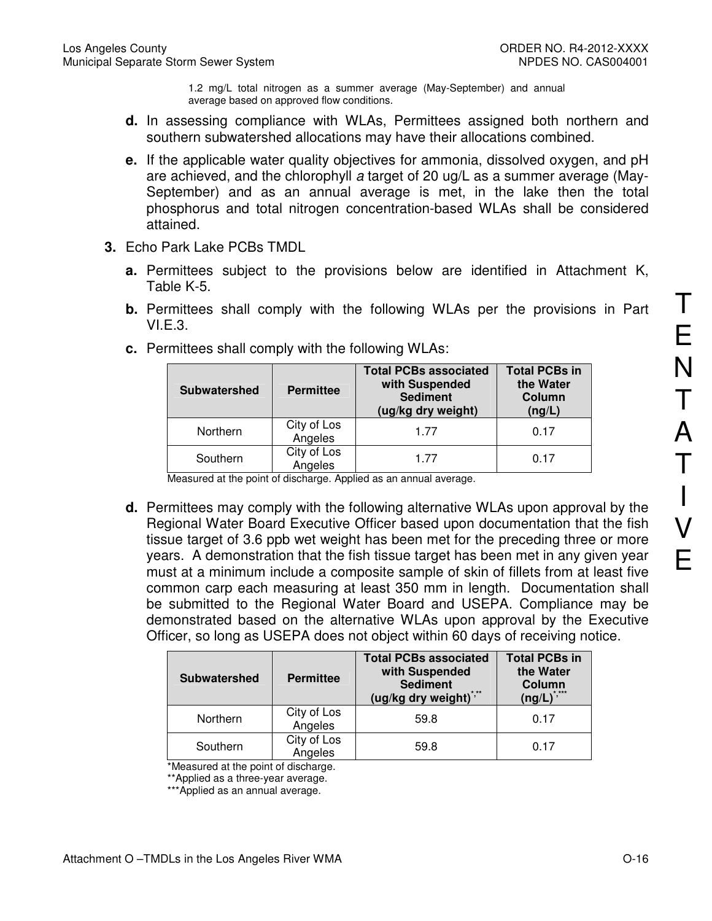1.2 mg/L total nitrogen as a summer average (May-September) and annual average based on approved flow conditions.

**d.** In assessing compliance with WLAs, Permittees assigned both northern and southern subwatershed allocations may have their allocations combined.

**e.** If the applicable water quality objectives for ammonia, dissolved oxygen, and pH are achieved, and the chlorophyll *a* target of 20 ug/L as a summer average (May-September) and as an annual average is met, in the lake then the total phosphorus and total nitrogen concentration-based WLAs shall be considered attained.

**3.** Echo Park Lake PCBs TMDL

**a.** Permittees subject to the provisions below are identified in Attachment K, Table K-5.

**b.** Permittees shall comply with the following WLAs per the provisions in Part VI.E.3.

**c.** Permittees shall comply with the following WLAs:

| Subwatershed | Permittee | Total PCBs associated with Suspended Sediment (ug/kg dry weight) | Total PCBs in the Water Column (ng/L) |
|---|---|---|---|
| Northern | City of Los Angeles | 1.77 | 0.17 |
| Southern | City of Los Angeles | 1.77 | 0.17 |

Measured at the point of discharge. Applied as an annual average.

**d.** Permittees may comply with the following alternative WLAs upon approval by the Regional Water Board Executive Officer based upon documentation that the fish tissue target of 3.6 ppb wet weight has been met for the preceding three or more years. A demonstration that the fish tissue target has been met in any given year must at a minimum include a composite sample of skin of fillets from at least five common carp each measuring at least 350 mm in length. Documentation shall be submitted to the Regional Water Board and USEPA. Compliance may be demonstrated based on the alternative WLAs upon approval by the Executive Officer, so long as USEPA does not object within 60 days of receiving notice.

| Subwatershed | Permittee | Total PCBs associated with Suspended Sediment (ug/kg dry weight)*,** | Total PCBs in the Water Column (ng/L)*,*** |
|---|---|---|---|
| Northern | City of Los Angeles | 59.8 | 0.17 |
| Southern | City of Los Angeles | 59.8 | 0.17 |

*Measured at the point of discharge.
**Applied as a three-year average.
***Applied as an annual average.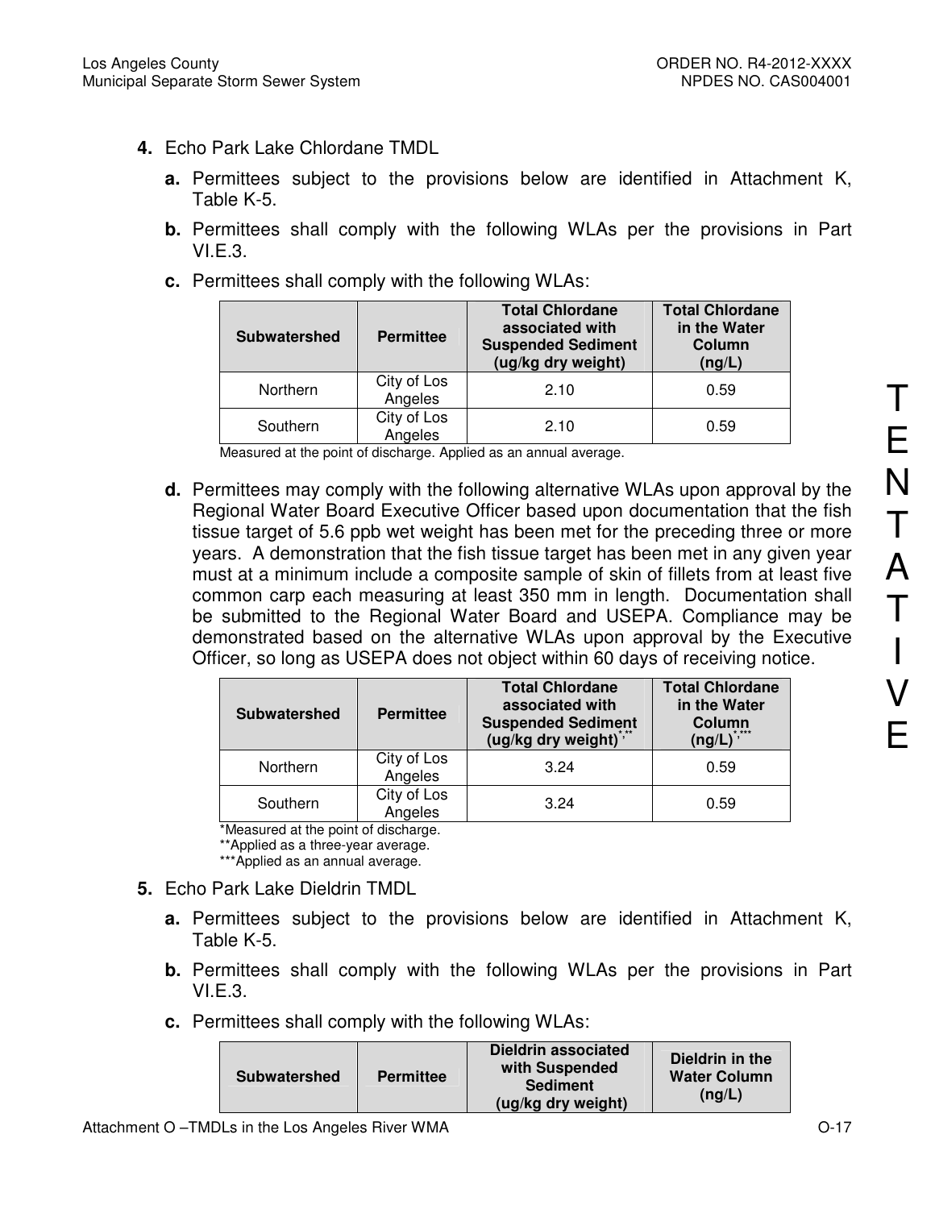**4.** Echo Park Lake Chlordane TMDL

**a.** Permittees subject to the provisions below are identified in Attachment K, Table K-5.

**b.** Permittees shall comply with the following WLAs per the provisions in Part VI.E.3.

**c.** Permittees shall comply with the following WLAs:

| Subwatershed | Permittee | Total Chlordane associated with Suspended Sediment (ug/kg dry weight) | Total Chlordane in the Water Column (ng/L) |
|---|---|---|---|
| Northern | City of Los Angeles | 2.10 | 0.59 |
| Southern | City of Los Angeles | 2.10 | 0.59 |

Measured at the point of discharge. Applied as an annual average.

**d.** Permittees may comply with the following alternative WLAs upon approval by the Regional Water Board Executive Officer based upon documentation that the fish tissue target of 5.6 ppb wet weight has been met for the preceding three or more years. A demonstration that the fish tissue target has been met in any given year must at a minimum include a composite sample of skin of fillets from at least five common carp each measuring at least 350 mm in length. Documentation shall be submitted to the Regional Water Board and USEPA. Compliance may be demonstrated based on the alternative WLAs upon approval by the Executive Officer, so long as USEPA does not object within 60 days of receiving notice.

| Subwatershed | Permittee | Total Chlordane associated with Suspended Sediment (ug/kg dry weight)*,** | Total Chlordane in the Water Column (ng/L)*,*** |
|---|---|---|---|
| Northern | City of Los Angeles | 3.24 | 0.59 |
| Southern | City of Los Angeles | 3.24 | 0.59 |

*Measured at the point of discharge.
**Applied as a three-year average.
***Applied as an annual average.

**5.** Echo Park Lake Dieldrin TMDL

**a.** Permittees subject to the provisions below are identified in Attachment K, Table K-5.

**b.** Permittees shall comply with the following WLAs per the provisions in Part VI.E.3.

**c.** Permittees shall comply with the following WLAs:

| Subwatershed | Permittee | Dieldrin associated with Suspended Sediment (ug/kg dry weight) | Dieldrin in the Water Column (ng/L) |
|---|---|---|---|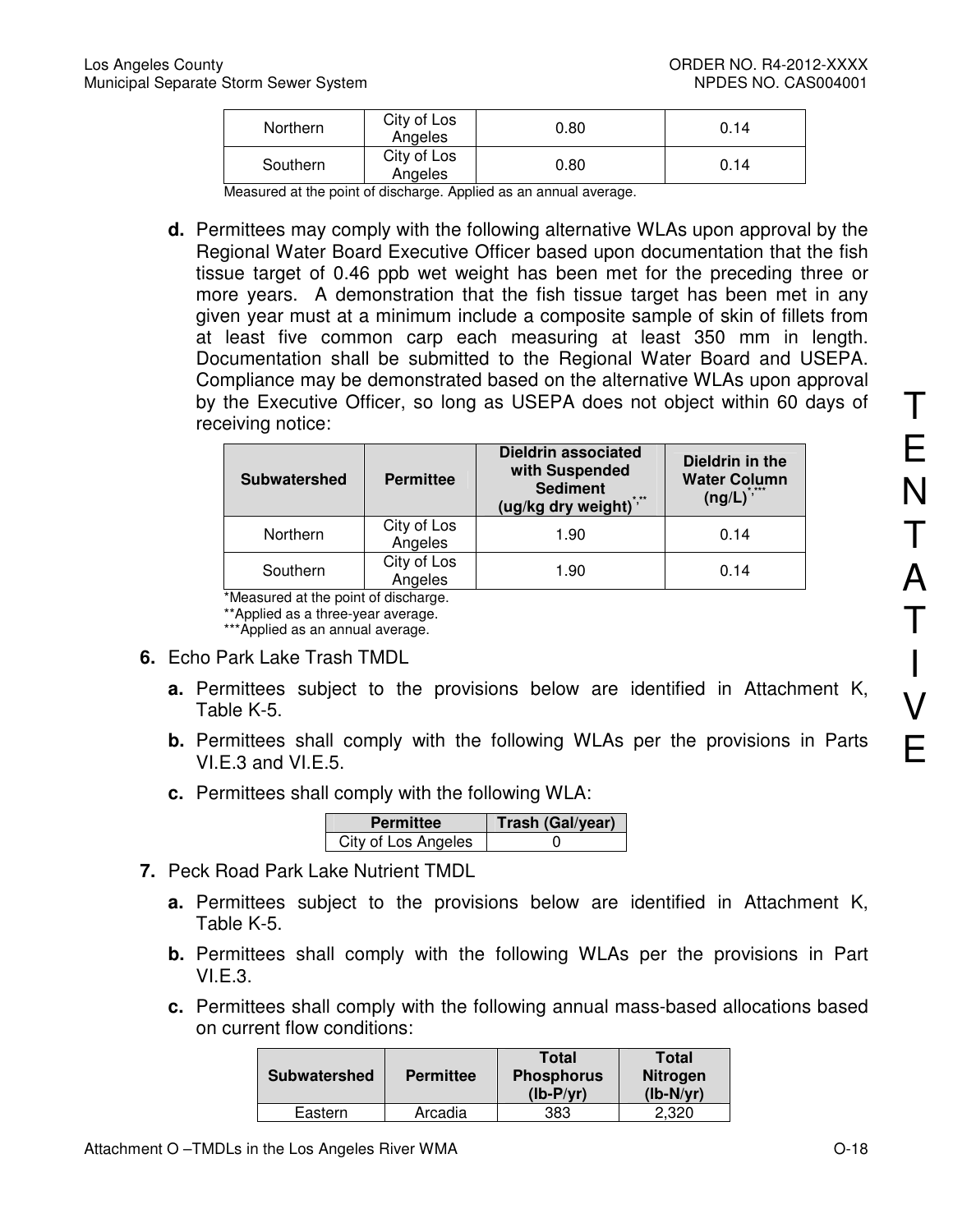| Northern | City of Los Angeles | 0.80 | 0.14 |
|---|---|---|---|
| Southern | City of Los Angeles | 0.80 | 0.14 |

Measured at the point of discharge. Applied as an annual average.

**d.** Permittees may comply with the following alternative WLAs upon approval by the Regional Water Board Executive Officer based upon documentation that the fish tissue target of 0.46 ppb wet weight has been met for the preceding three or more years. A demonstration that the fish tissue target has been met in any given year must at a minimum include a composite sample of skin of fillets from at least five common carp each measuring at least 350 mm in length. Documentation shall be submitted to the Regional Water Board and USEPA. Compliance may be demonstrated based on the alternative WLAs upon approval by the Executive Officer, so long as USEPA does not object within 60 days of receiving notice:

| Subwatershed | Permittee | Dieldrin associated with Suspended Sediment (ug/kg dry weight)*,** | Dieldrin in the Water Column (ng/L)*,*** |
|---|---|---|---|
| Northern | City of Los Angeles | 1.90 | 0.14 |
| Southern | City of Los Angeles | 1.90 | 0.14 |

*Measured at the point of discharge.
**Applied as a three-year average.
***Applied as an annual average.

**6.** Echo Park Lake Trash TMDL

**a.** Permittees subject to the provisions below are identified in Attachment K, Table K-5.

**b.** Permittees shall comply with the following WLAs per the provisions in Parts VI.E.3 and VI.E.5.

**c.** Permittees shall comply with the following WLA:

| Permittee | Trash (Gal/year) |
|---|---|
| City of Los Angeles | 0 |

**7.** Peck Road Park Lake Nutrient TMDL

**a.** Permittees subject to the provisions below are identified in Attachment K, Table K-5.

**b.** Permittees shall comply with the following WLAs per the provisions in Part VI.E.3.

**c.** Permittees shall comply with the following annual mass-based allocations based on current flow conditions:

| Subwatershed | Permittee | Total Phosphorus (lb-P/yr) | Total Nitrogen (lb-N/yr) |
|---|---|---|---|
| Eastern | Arcadia | 383 | 2,320 |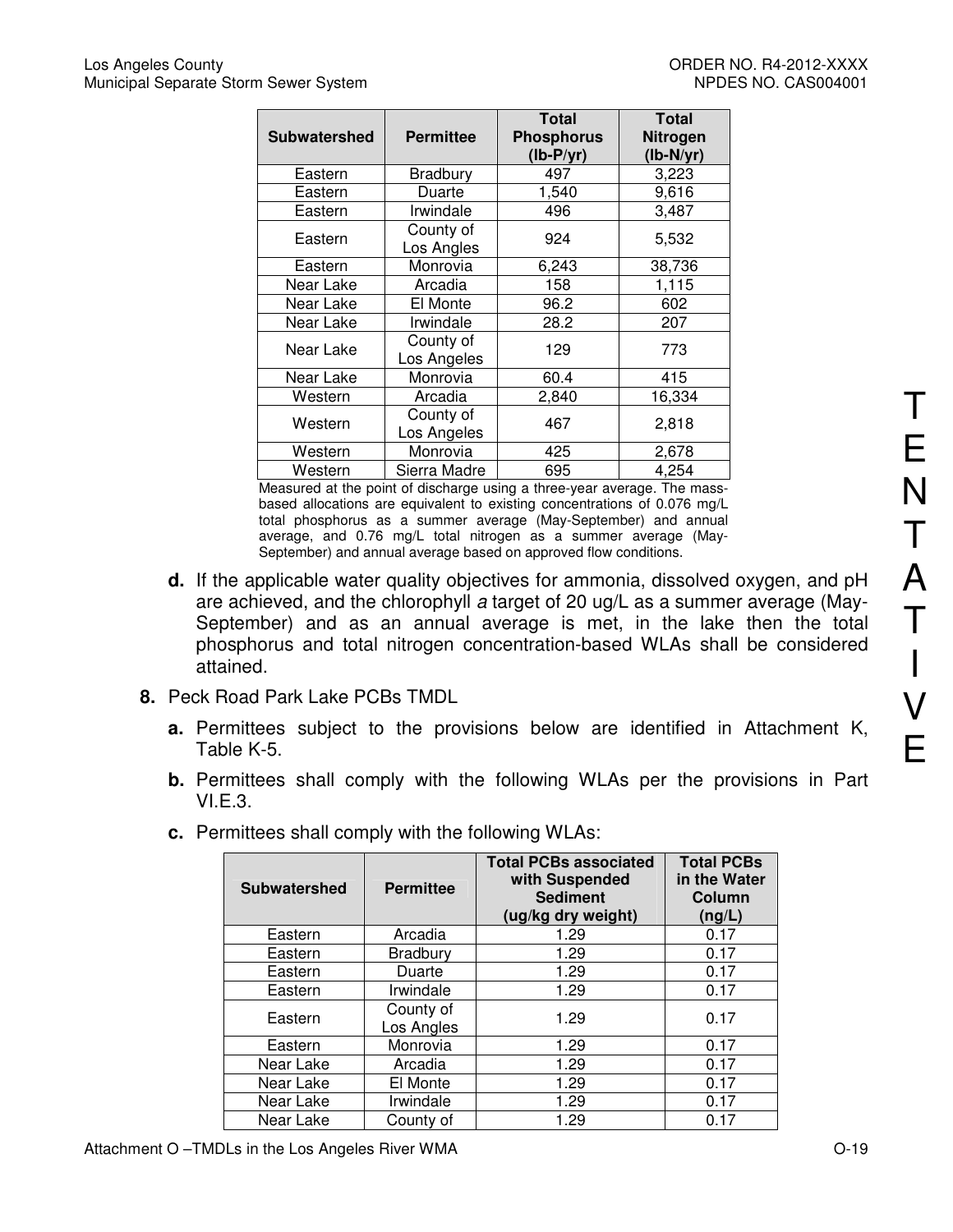| Subwatershed | Permittee | Total Phosphorus (lb-P/yr) | Total Nitrogen (lb-N/yr) |
|---|---|---|---|
| Eastern | Bradbury | 497 | 3,223 |
| Eastern | Duarte | 1,540 | 9,616 |
| Eastern | Irwindale | 496 | 3,487 |
| Eastern | County of Los Angles | 924 | 5,532 |
| Eastern | Monrovia | 6,243 | 38,736 |
| Near Lake | Arcadia | 158 | 1,115 |
| Near Lake | El Monte | 96.2 | 602 |
| Near Lake | Irwindale | 28.2 | 207 |
| Near Lake | County of Los Angeles | 129 | 773 |
| Near Lake | Monrovia | 60.4 | 415 |
| Western | Arcadia | 2,840 | 16,334 |
| Western | County of Los Angeles | 467 | 2,818 |
| Western | Monrovia | 425 | 2,678 |
| Western | Sierra Madre | 695 | 4,254 |

Measured at the point of discharge using a three-year average. The mass-based allocations are equivalent to existing concentrations of 0.076 mg/L total phosphorus as a summer average (May-September) and annual average, and 0.76 mg/L total nitrogen as a summer average (May-September) and annual average based on approved flow conditions.

**d.** If the applicable water quality objectives for ammonia, dissolved oxygen, and pH are achieved, and the chlorophyll *a* target of 20 ug/L as a summer average (May-September) and as an annual average is met, in the lake then the total phosphorus and total nitrogen concentration-based WLAs shall be considered attained.

**8.** Peck Road Park Lake PCBs TMDL

**a.** Permittees subject to the provisions below are identified in Attachment K, Table K-5.

**b.** Permittees shall comply with the following WLAs per the provisions in Part VI.E.3.

**c.** Permittees shall comply with the following WLAs:

| Subwatershed | Permittee | Total PCBs associated with Suspended Sediment (ug/kg dry weight) | Total PCBs in the Water Column (ng/L) |
|---|---|---|---|
| Eastern | Arcadia | 1.29 | 0.17 |
| Eastern | Bradbury | 1.29 | 0.17 |
| Eastern | Duarte | 1.29 | 0.17 |
| Eastern | Irwindale | 1.29 | 0.17 |
| Eastern | County of Los Angles | 1.29 | 0.17 |
| Eastern | Monrovia | 1.29 | 0.17 |
| Near Lake | Arcadia | 1.29 | 0.17 |
| Near Lake | El Monte | 1.29 | 0.17 |
| Near Lake | Irwindale | 1.29 | 0.17 |
| Near Lake | County of | 1.29 | 0.17 |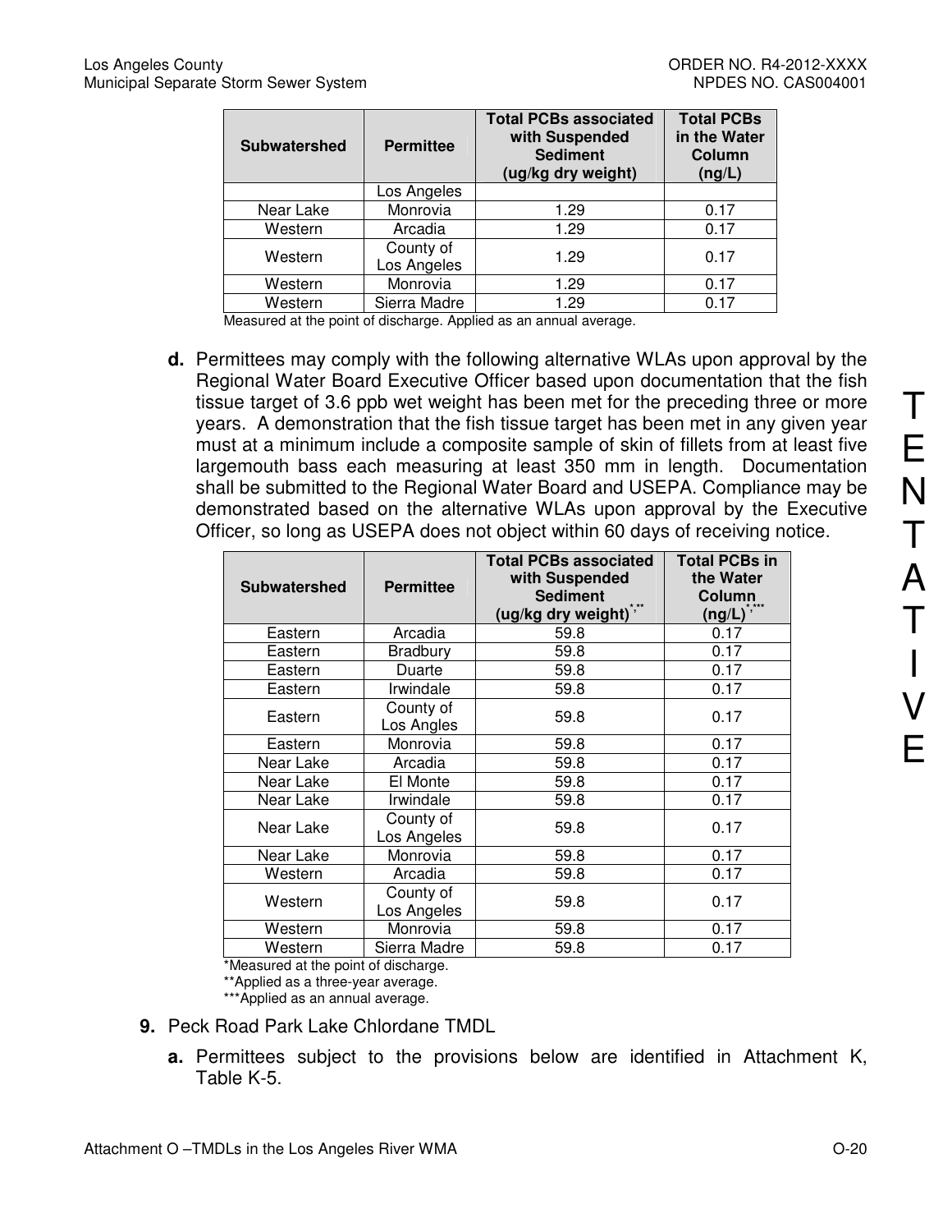| Subwatershed | Permittee | Total PCBs associated with Suspended Sediment (ug/kg dry weight) | Total PCBs in the Water Column (ng/L) |
|---|---|---|---|
| | Los Angeles | | |
| Near Lake | Monrovia | 1.29 | 0.17 |
| Western | Arcadia | 1.29 | 0.17 |
| Western | County of Los Angeles | 1.29 | 0.17 |
| Western | Monrovia | 1.29 | 0.17 |
| Western | Sierra Madre | 1.29 | 0.17 |

Measured at the point of discharge. Applied as an annual average.

**d.** Permittees may comply with the following alternative WLAs upon approval by the Regional Water Board Executive Officer based upon documentation that the fish tissue target of 3.6 ppb wet weight has been met for the preceding three or more years. A demonstration that the fish tissue target has been met in any given year must at a minimum include a composite sample of skin of fillets from at least five largemouth bass each measuring at least 350 mm in length. Documentation shall be submitted to the Regional Water Board and USEPA. Compliance may be demonstrated based on the alternative WLAs upon approval by the Executive Officer, so long as USEPA does not object within 60 days of receiving notice.

| Subwatershed | Permittee | Total PCBs associated with Suspended Sediment (ug/kg dry weight)*,** | Total PCBs in the Water Column (ng/L)*,*** |
|---|---|---|---|
| Eastern | Arcadia | 59.8 | 0.17 |
| Eastern | Bradbury | 59.8 | 0.17 |
| Eastern | Duarte | 59.8 | 0.17 |
| Eastern | Irwindale | 59.8 | 0.17 |
| Eastern | County of Los Angles | 59.8 | 0.17 |
| Eastern | Monrovia | 59.8 | 0.17 |
| Near Lake | Arcadia | 59.8 | 0.17 |
| Near Lake | El Monte | 59.8 | 0.17 |
| Near Lake | Irwindale | 59.8 | 0.17 |
| Near Lake | County of Los Angeles | 59.8 | 0.17 |
| Near Lake | Monrovia | 59.8 | 0.17 |
| Western | Arcadia | 59.8 | 0.17 |
| Western | County of Los Angeles | 59.8 | 0.17 |
| Western | Monrovia | 59.8 | 0.17 |
| Western | Sierra Madre | 59.8 | 0.17 |

*Measured at the point of discharge.

**Applied as a three-year average.

***Applied as an annual average.

9. Peck Road Park Lake Chlordane TMDL

**a.** Permittees subject to the provisions below are identified in Attachment K, Table K-5.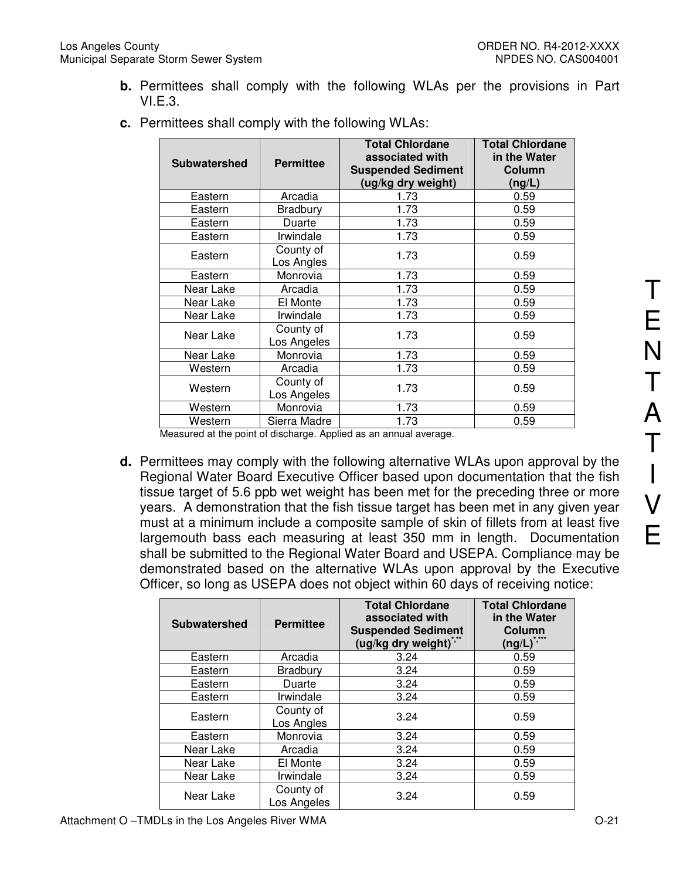**b.** Permittees shall comply with the following WLAs per the provisions in Part VI.E.3.

**c.** Permittees shall comply with the following WLAs:

| Subwatershed | Permittee | Total Chlordane associated with Suspended Sediment (ug/kg dry weight) | Total Chlordane in the Water Column (ng/L) |
|---|---|---|---|
| Eastern | Arcadia | 1.73 | 0.59 |
| Eastern | Bradbury | 1.73 | 0.59 |
| Eastern | Duarte | 1.73 | 0.59 |
| Eastern | Irwindale | 1.73 | 0.59 |
| Eastern | County of Los Angles | 1.73 | 0.59 |
| Eastern | Monrovia | 1.73 | 0.59 |
| Near Lake | Arcadia | 1.73 | 0.59 |
| Near Lake | El Monte | 1.73 | 0.59 |
| Near Lake | Irwindale | 1.73 | 0.59 |
| Near Lake | County of Los Angeles | 1.73 | 0.59 |
| Near Lake | Monrovia | 1.73 | 0.59 |
| Western | Arcadia | 1.73 | 0.59 |
| Western | County of Los Angeles | 1.73 | 0.59 |
| Western | Monrovia | 1.73 | 0.59 |
| Western | Sierra Madre | 1.73 | 0.59 |

Measured at the point of discharge. Applied as an annual average.

**d.** Permittees may comply with the following alternative WLAs upon approval by the Regional Water Board Executive Officer based upon documentation that the fish tissue target of 5.6 ppb wet weight has been met for the preceding three or more years. A demonstration that the fish tissue target has been met in any given year must at a minimum include a composite sample of skin of fillets from at least five largemouth bass each measuring at least 350 mm in length. Documentation shall be submitted to the Regional Water Board and USEPA. Compliance may be demonstrated based on the alternative WLAs upon approval by the Executive Officer, so long as USEPA does not object within 60 days of receiving notice:

| Subwatershed | Permittee | Total Chlordane associated with Suspended Sediment (ug/kg dry weight)*,** | Total Chlordane in the Water Column (ng/L)*,*** |
|---|---|---|---|
| Eastern | Arcadia | 3.24 | 0.59 |
| Eastern | Bradbury | 3.24 | 0.59 |
| Eastern | Duarte | 3.24 | 0.59 |
| Eastern | Irwindale | 3.24 | 0.59 |
| Eastern | County of Los Angles | 3.24 | 0.59 |
| Eastern | Monrovia | 3.24 | 0.59 |
| Near Lake | Arcadia | 3.24 | 0.59 |
| Near Lake | El Monte | 3.24 | 0.59 |
| Near Lake | Irwindale | 3.24 | 0.59 |
| Near Lake | County of Los Angeles | 3.24 | 0.59 |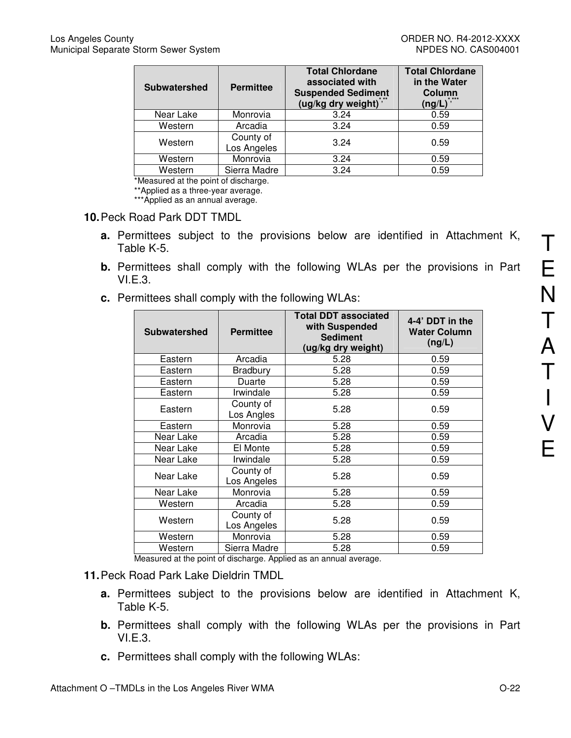| Subwatershed | Permittee | Total Chlordane associated with Suspended Sediment (ug/kg dry weight)*,** | Total Chlordane in the Water Column (ng/L)*,*** |
|---|---|---|---|
| Near Lake | Monrovia | 3.24 | 0.59 |
| Western | Arcadia | 3.24 | 0.59 |
| Western | County of Los Angeles | 3.24 | 0.59 |
| Western | Monrovia | 3.24 | 0.59 |
| Western | Sierra Madre | 3.24 | 0.59 |

*Measured at the point of discharge.

**Applied as a three-year average.

***Applied as an annual average.

**10.** Peck Road Park DDT TMDL

**a.** Permittees subject to the provisions below are identified in Attachment K, Table K-5.

**b.** Permittees shall comply with the following WLAs per the provisions in Part VI.E.3.

**c.** Permittees shall comply with the following WLAs:

| Subwatershed | Permittee | Total DDT associated with Suspended Sediment (ug/kg dry weight) | 4-4' DDT in the Water Column (ng/L) |
|---|---|---|---|
| Eastern | Arcadia | 5.28 | 0.59 |
| Eastern | Bradbury | 5.28 | 0.59 |
| Eastern | Duarte | 5.28 | 0.59 |
| Eastern | Irwindale | 5.28 | 0.59 |
| Eastern | County of Los Angles | 5.28 | 0.59 |
| Eastern | Monrovia | 5.28 | 0.59 |
| Near Lake | Arcadia | 5.28 | 0.59 |
| Near Lake | El Monte | 5.28 | 0.59 |
| Near Lake | Irwindale | 5.28 | 0.59 |
| Near Lake | County of Los Angeles | 5.28 | 0.59 |
| Near Lake | Monrovia | 5.28 | 0.59 |
| Western | Arcadia | 5.28 | 0.59 |
| Western | County of Los Angeles | 5.28 | 0.59 |
| Western | Monrovia | 5.28 | 0.59 |
| Western | Sierra Madre | 5.28 | 0.59 |

Measured at the point of discharge. Applied as an annual average.

**11.** Peck Road Park Lake Dieldrin TMDL

**a.** Permittees subject to the provisions below are identified in Attachment K, Table K-5.

**b.** Permittees shall comply with the following WLAs per the provisions in Part VI.E.3.

**c.** Permittees shall comply with the following WLAs: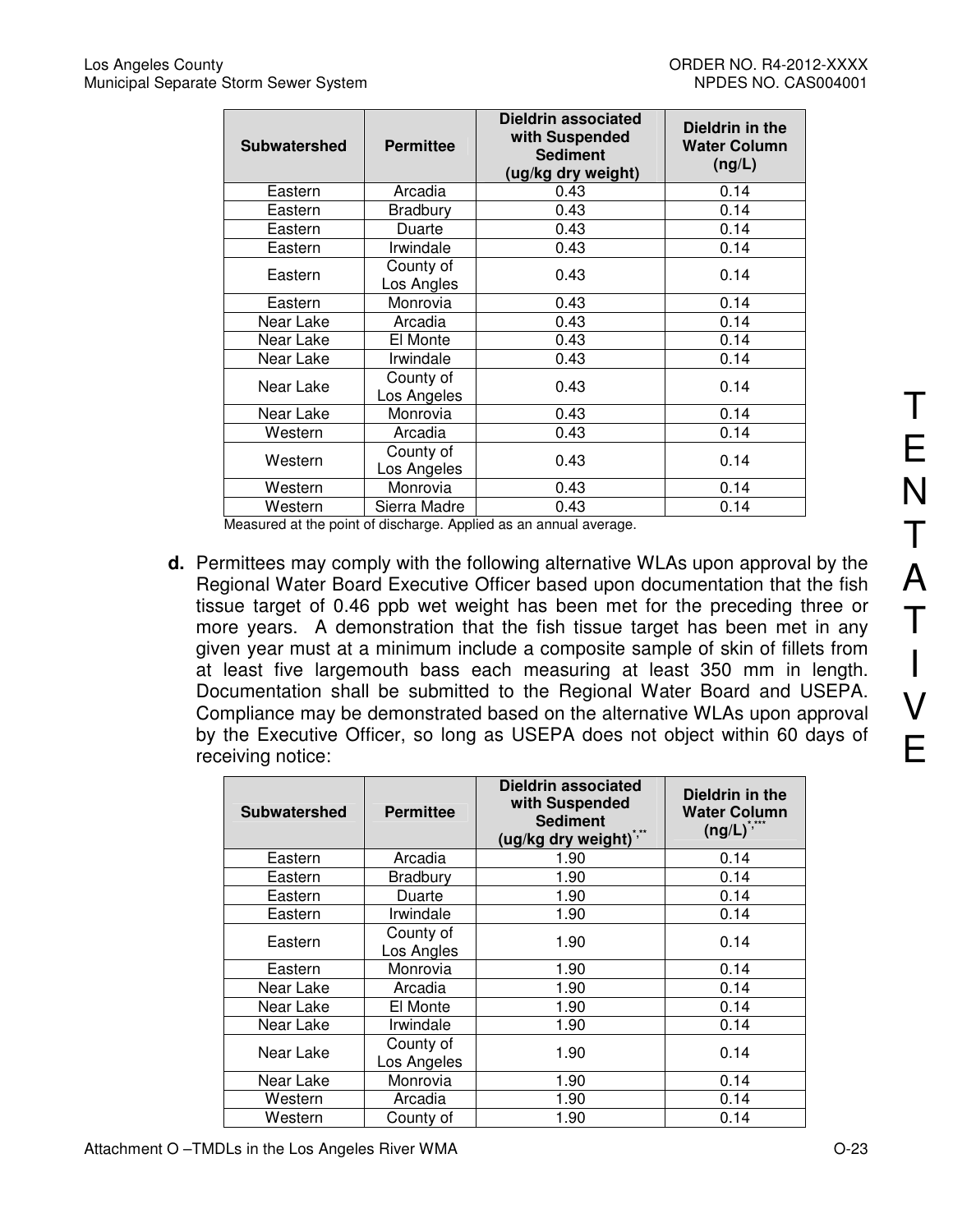| Subwatershed | Permittee | Dieldrin associated with Suspended Sediment (ug/kg dry weight) | Dieldrin in the Water Column (ng/L) |
|---|---|---|---|
| Eastern | Arcadia | 0.43 | 0.14 |
| Eastern | Bradbury | 0.43 | 0.14 |
| Eastern | Duarte | 0.43 | 0.14 |
| Eastern | Irwindale | 0.43 | 0.14 |
| Eastern | County of Los Angles | 0.43 | 0.14 |
| Eastern | Monrovia | 0.43 | 0.14 |
| Near Lake | Arcadia | 0.43 | 0.14 |
| Near Lake | El Monte | 0.43 | 0.14 |
| Near Lake | Irwindale | 0.43 | 0.14 |
| Near Lake | County of Los Angeles | 0.43 | 0.14 |
| Near Lake | Monrovia | 0.43 | 0.14 |
| Western | Arcadia | 0.43 | 0.14 |
| Western | County of Los Angeles | 0.43 | 0.14 |
| Western | Monrovia | 0.43 | 0.14 |
| Western | Sierra Madre | 0.43 | 0.14 |

Measured at the point of discharge. Applied as an annual average.

**d.** Permittees may comply with the following alternative WLAs upon approval by the Regional Water Board Executive Officer based upon documentation that the fish tissue target of 0.46 ppb wet weight has been met for the preceding three or more years. A demonstration that the fish tissue target has been met in any given year must at a minimum include a composite sample of skin of fillets from at least five largemouth bass each measuring at least 350 mm in length. Documentation shall be submitted to the Regional Water Board and USEPA. Compliance may be demonstrated based on the alternative WLAs upon approval by the Executive Officer, so long as USEPA does not object within 60 days of receiving notice:

| Subwatershed | Permittee | Dieldrin associated with Suspended Sediment (ug/kg dry weight)*,** | Dieldrin in the Water Column (ng/L)*,*** |
|---|---|---|---|
| Eastern | Arcadia | 1.90 | 0.14 |
| Eastern | Bradbury | 1.90 | 0.14 |
| Eastern | Duarte | 1.90 | 0.14 |
| Eastern | Irwindale | 1.90 | 0.14 |
| Eastern | County of Los Angles | 1.90 | 0.14 |
| Eastern | Monrovia | 1.90 | 0.14 |
| Near Lake | Arcadia | 1.90 | 0.14 |
| Near Lake | El Monte | 1.90 | 0.14 |
| Near Lake | Irwindale | 1.90 | 0.14 |
| Near Lake | County of Los Angeles | 1.90 | 0.14 |
| Near Lake | Monrovia | 1.90 | 0.14 |
| Western | Arcadia | 1.90 | 0.14 |
| Western | County of | 1.90 | 0.14 |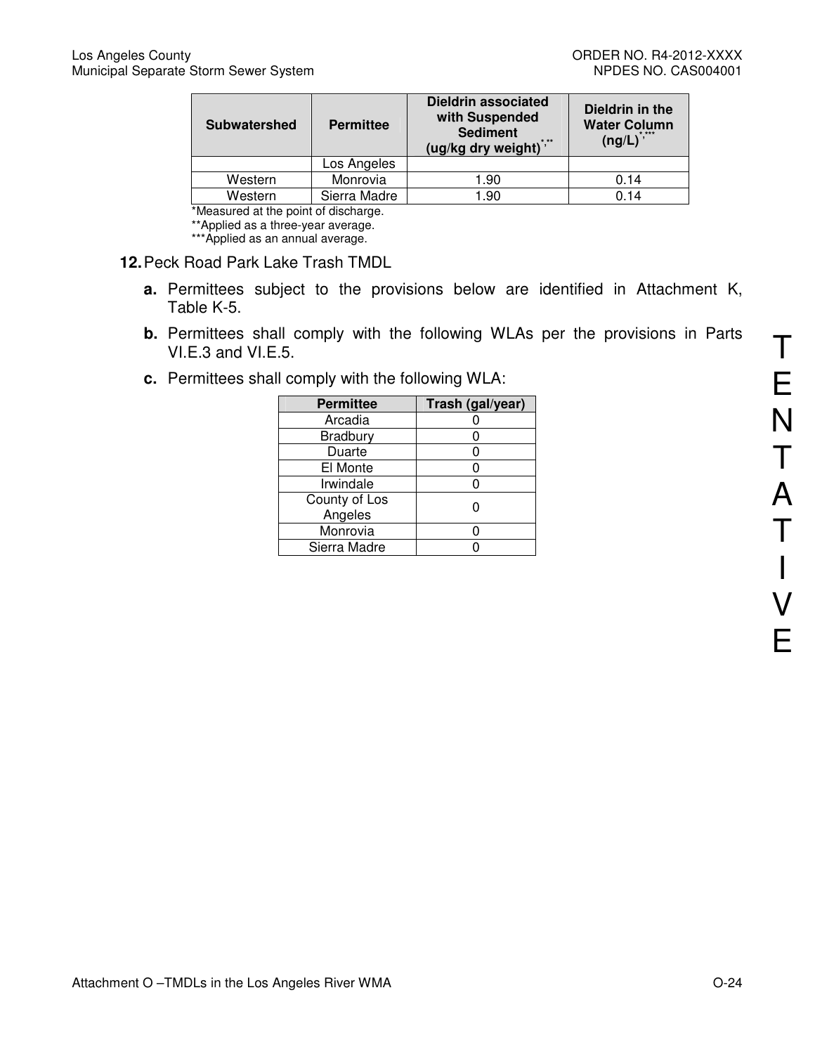| Subwatershed | Permittee | Dieldrin associated with Suspended Sediment (ug/kg dry weight)*,** | Dieldrin in the Water Column (ng/L)*,*** |
|---|---|---|---|
| | Los Angeles | | |
| Western | Monrovia | 1.90 | 0.14 |
| Western | Sierra Madre | 1.90 | 0.14 |

*Measured at the point of discharge.
**Applied as a three-year average.
***Applied as an annual average.

**12.** Peck Road Park Lake Trash TMDL

**a.** Permittees subject to the provisions below are identified in Attachment K, Table K-5.

**b.** Permittees shall comply with the following WLAs per the provisions in Parts VI.E.3 and VI.E.5.

**c.** Permittees shall comply with the following WLA:

| Permittee | Trash (gal/year) |
|---|---|
| Arcadia | 0 |
| Bradbury | 0 |
| Duarte | 0 |
| El Monte | 0 |
| Irwindale | 0 |
| County of Los Angeles | 0 |
| Monrovia | 0 |
| Sierra Madre | 0 |

TENTATIVE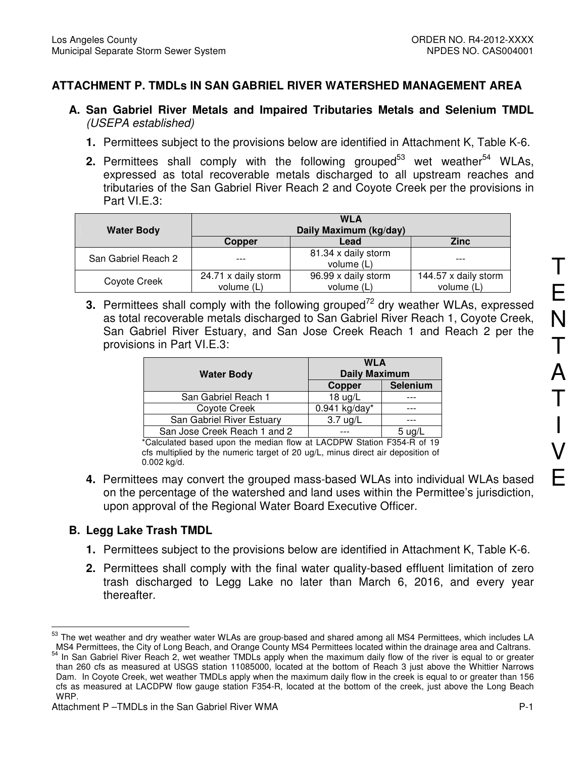## ATTACHMENT P. TMDLs IN SAN GABRIEL RIVER WATERSHED MANAGEMENT AREA

### A. San Gabriel River Metals and Impaired Tributaries Metals and Selenium TMDL *(USEPA established)*

1. Permittees subject to the provisions below are identified in Attachment K, Table K-6.
2. Permittees shall comply with the following grouped[53] wet weather[54] WLAs, expressed as total recoverable metals discharged to all upstream reaches and tributaries of the San Gabriel River Reach 2 and Coyote Creek per the provisions in Part VI.E.3:

| Water Body | WLA Daily Maximum (kg/day) | | |
|---|---|---|---|
| | Copper | Lead | Zinc |
| San Gabriel Reach 2 | --- | 81.34 x daily storm volume (L) | --- |
| Coyote Creek | 24.71 x daily storm volume (L) | 96.99 x daily storm volume (L) | 144.57 x daily storm volume (L) |

3. Permittees shall comply with the following grouped[72] dry weather WLAs, expressed as total recoverable metals discharged to San Gabriel River Reach 1, Coyote Creek, San Gabriel River Estuary, and San Jose Creek Reach 1 and Reach 2 per the provisions in Part VI.E.3:

| Water Body | WLA Daily Maximum | |
|---|---|---|
| | Copper | Selenium |
| San Gabriel Reach 1 | 18 ug/L | --- |
| Coyote Creek | 0.941 kg/day* | --- |
| San Gabriel River Estuary | 3.7 ug/L | --- |
| San Jose Creek Reach 1 and 2 | --- | 5 ug/L |

*Calculated based upon the median flow at LACDPW Station F354-R of 19 cfs multiplied by the numeric target of 20 ug/L, minus direct air deposition of 0.002 kg/d.

4. Permittees may convert the grouped mass-based WLAs into individual WLAs based on the percentage of the watershed and land uses within the Permittee's jurisdiction, upon approval of the Regional Water Board Executive Officer.

### B. Legg Lake Trash TMDL

1. Permittees subject to the provisions below are identified in Attachment K, Table K-6.
2. Permittees shall comply with the final water quality-based effluent limitation of zero trash discharged to Legg Lake no later than March 6, 2016, and every year thereafter.

---

[53] The wet weather and dry weather water WLAs are group-based and shared among all MS4 Permittees, which includes LA MS4 Permittees, the City of Long Beach, and Orange County MS4 Permittees located within the drainage area and Caltrans.

[54] In San Gabriel River Reach 2, wet weather TMDLs apply when the maximum daily flow of the river is equal to or greater than 260 cfs as measured at USGS station 11085000, located at the bottom of Reach 3 just above the Whittier Narrows Dam. In Coyote Creek, wet weather TMDLs apply when the maximum daily flow in the creek is equal to or greater than 156 cfs as measured at LACDPW flow gauge station F354-R, located at the bottom of the creek, just above the Long Beach WRP.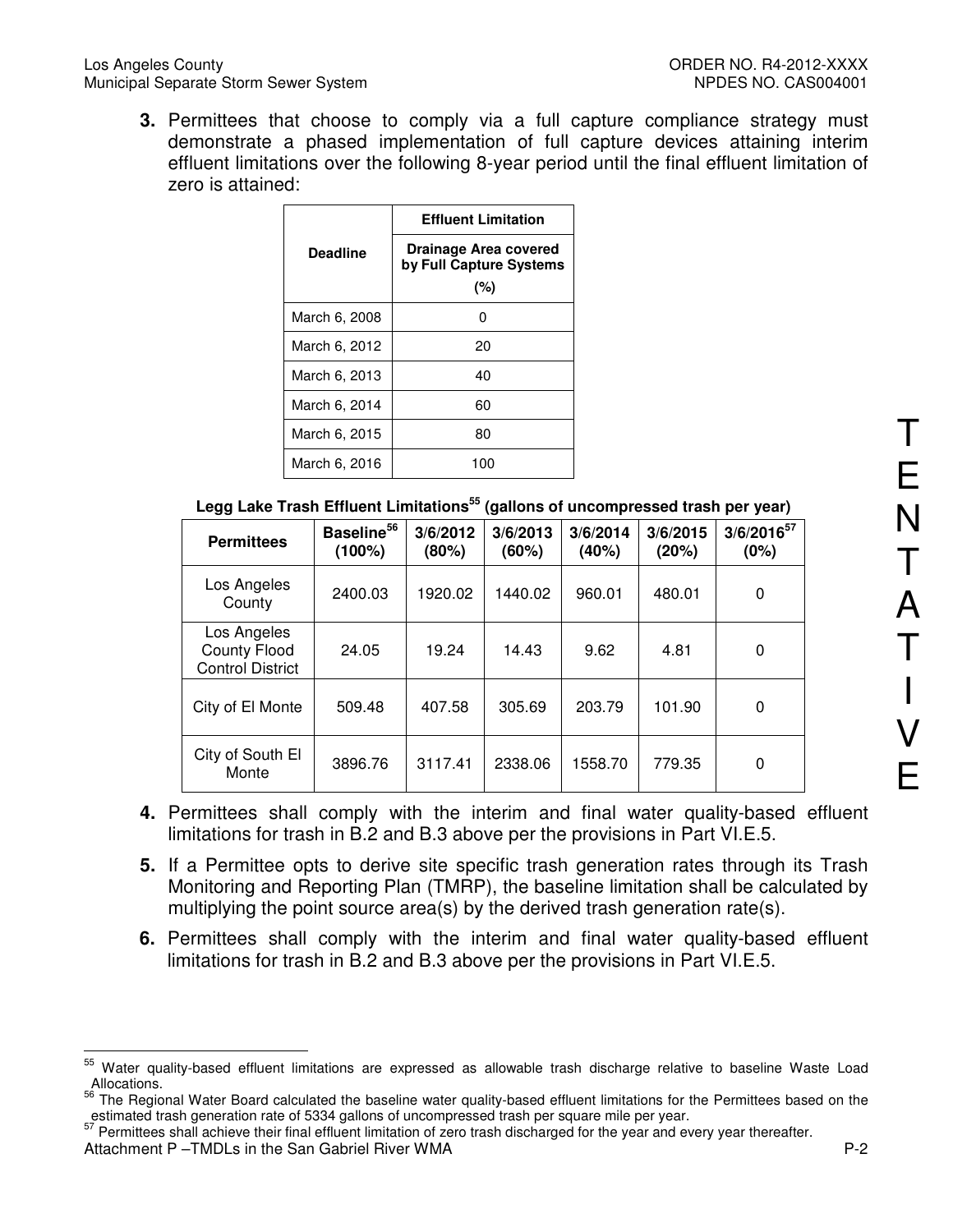3. Permittees that choose to comply via a full capture compliance strategy must demonstrate a phased implementation of full capture devices attaining interim effluent limitations over the following 8-year period until the final effluent limitation of zero is attained:

| Deadline | Effluent Limitation |
|---|---|
| | Drainage Area covered by Full Capture Systems (%) |
| March 6, 2008 | 0 |
| March 6, 2012 | 20 |
| March 6, 2013 | 40 |
| March 6, 2014 | 60 |
| March 6, 2015 | 80 |
| March 6, 2016 | 100 |

**Legg Lake Trash Effluent Limitations[55] (gallons of uncompressed trash per year)**

| Permittees | Baseline[56] (100%) | 3/6/2012 (80%) | 3/6/2013 (60%) | 3/6/2014 (40%) | 3/6/2015 (20%) | 3/6/2016[57] (0%) |
|---|---|---|---|---|---|---|
| Los Angeles County | 2400.03 | 1920.02 | 1440.02 | 960.01 | 480.01 | 0 |
| Los Angeles County Flood Control District | 24.05 | 19.24 | 14.43 | 9.62 | 4.81 | 0 |
| City of El Monte | 509.48 | 407.58 | 305.69 | 203.79 | 101.90 | 0 |
| City of South El Monte | 3896.76 | 3117.41 | 2338.06 | 1558.70 | 779.35 | 0 |

4. Permittees shall comply with the interim and final water quality-based effluent limitations for trash in B.2 and B.3 above per the provisions in Part VI.E.5.

5. If a Permittee opts to derive site specific trash generation rates through its Trash Monitoring and Reporting Plan (TMRP), the baseline limitation shall be calculated by multiplying the point source area(s) by the derived trash generation rate(s).

6. Permittees shall comply with the interim and final water quality-based effluent limitations for trash in B.2 and B.3 above per the provisions in Part VI.E.5.

---

[55] Water quality-based effluent limitations are expressed as allowable trash discharge relative to baseline Waste Load Allocations.

[56] The Regional Water Board calculated the baseline water quality-based effluent limitations for the Permittees based on the estimated trash generation rate of 5334 gallons of uncompressed trash per square mile per year.

[57] Permittees shall achieve their final effluent limitation of zero trash discharged for the year and every year thereafter.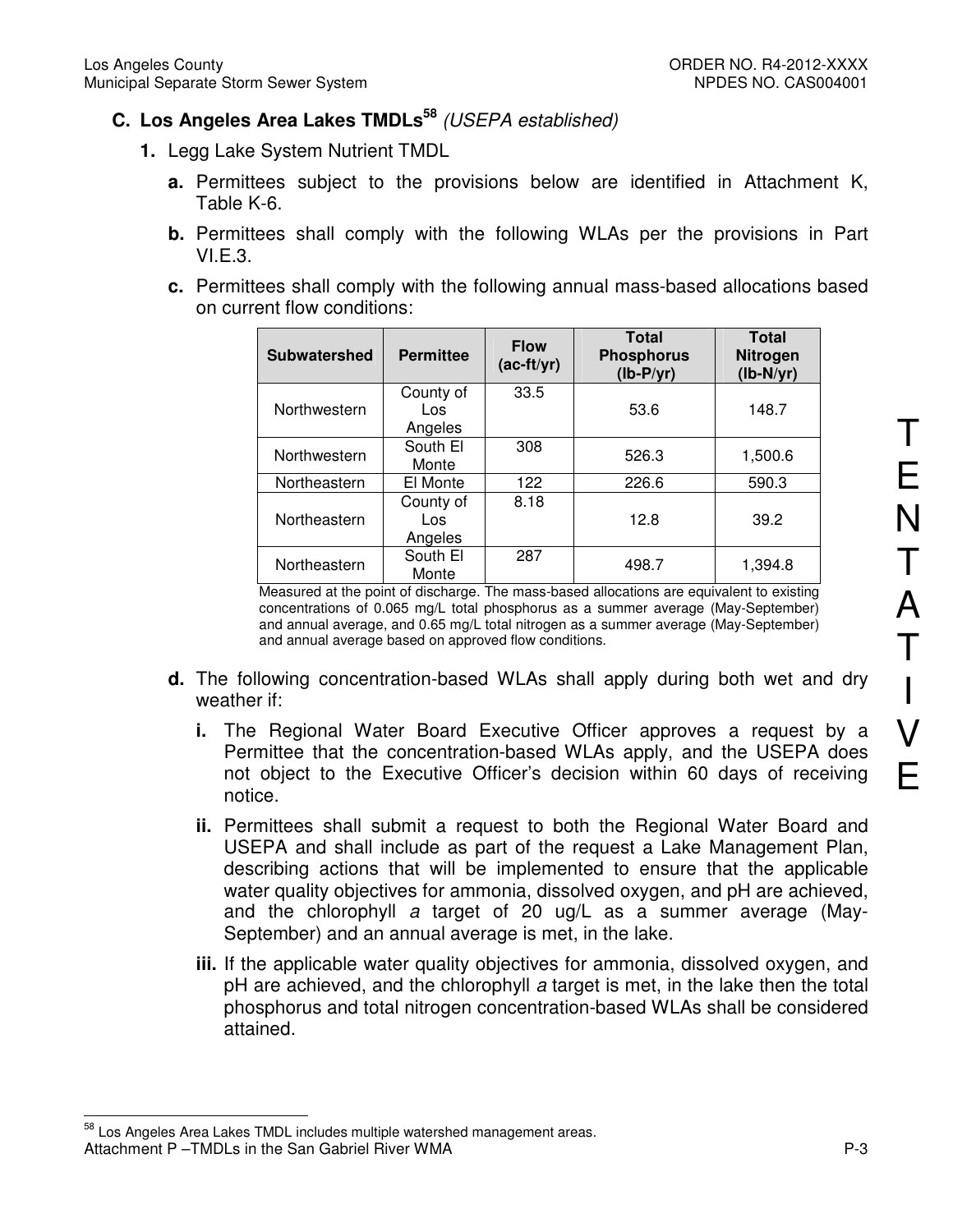## C. Los Angeles Area Lakes TMDLs[58] *(USEPA established)*

**1.** Legg Lake System Nutrient TMDL

**a.** Permittees subject to the provisions below are identified in Attachment K, Table K-6.

**b.** Permittees shall comply with the following WLAs per the provisions in Part VI.E.3.

**c.** Permittees shall comply with the following annual mass-based allocations based on current flow conditions:

| Subwatershed | Permittee | Flow (ac-ft/yr) | Total Phosphorus (lb-P/yr) | Total Nitrogen (lb-N/yr) |
|---|---|---|---|---|
| Northwestern | County of Los Angeles | 33.5 | 53.6 | 148.7 |
| Northwestern | South El Monte | 308 | 526.3 | 1,500.6 |
| Northeastern | El Monte | 122 | 226.6 | 590.3 |
| Northeastern | County of Los Angeles | 8.18 | 12.8 | 39.2 |
| Northeastern | South El Monte | 287 | 498.7 | 1,394.8 |

Measured at the point of discharge. The mass-based allocations are equivalent to existing concentrations of 0.065 mg/L total phosphorus as a summer average (May-September) and annual average, and 0.65 mg/L total nitrogen as a summer average (May-September) and annual average based on approved flow conditions.

**d.** The following concentration-based WLAs shall apply during both wet and dry weather if:

**i.** The Regional Water Board Executive Officer approves a request by a Permittee that the concentration-based WLAs apply, and the USEPA does not object to the Executive Officer's decision within 60 days of receiving notice.

**ii.** Permittees shall submit a request to both the Regional Water Board and USEPA and shall include as part of the request a Lake Management Plan, describing actions that will be implemented to ensure that the applicable water quality objectives for ammonia, dissolved oxygen, and pH are achieved, and the chlorophyll *a* target of 20 ug/L as a summer average (May-September) and an annual average is met, in the lake.

**iii.** If the applicable water quality objectives for ammonia, dissolved oxygen, and pH are achieved, and the chlorophyll *a* target is met, in the lake then the total phosphorus and total nitrogen concentration-based WLAs shall be considered attained.

---

[58] Los Angeles Area Lakes TMDL includes multiple watershed management areas.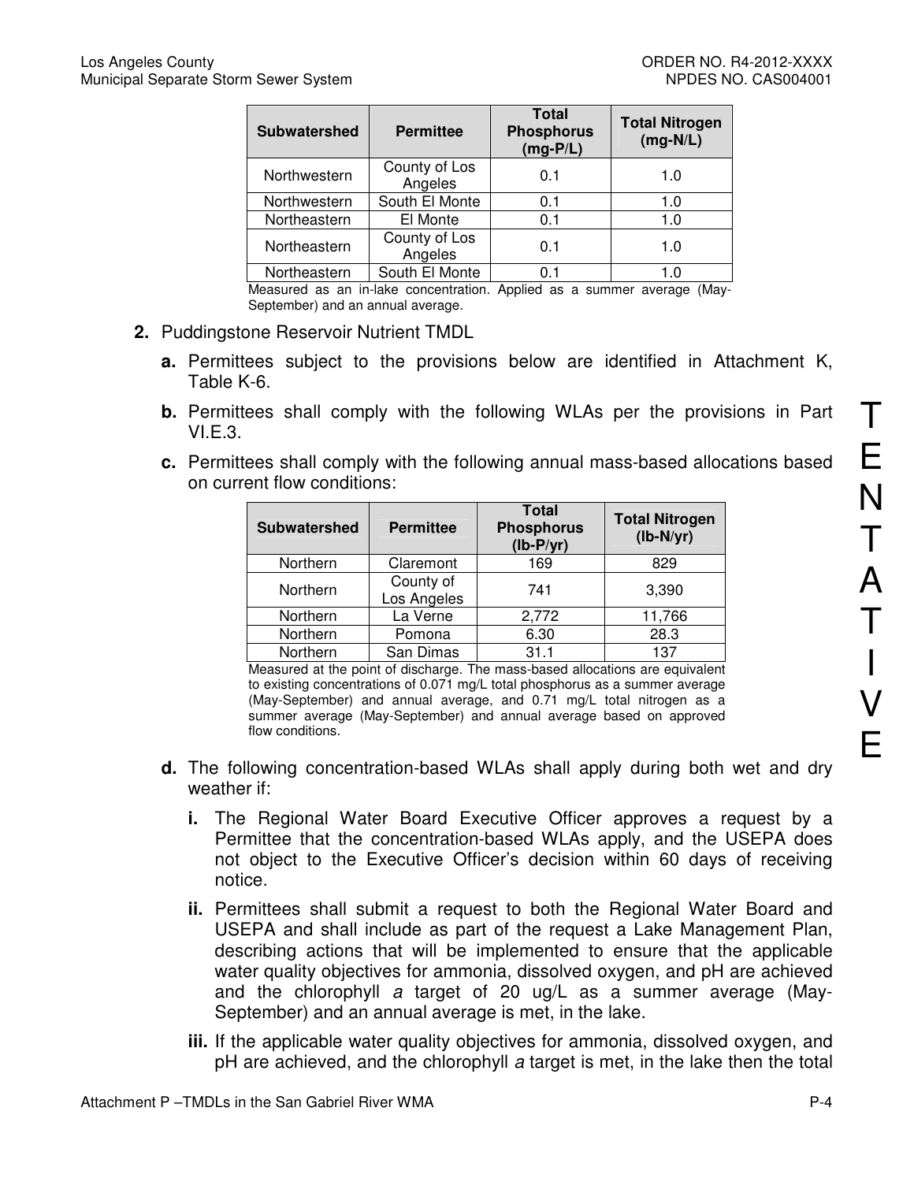| Subwatershed | Permittee | Total Phosphorus (mg-P/L) | Total Nitrogen (mg-N/L) |
|---|---|---|---|
| Northwestern | County of Los Angeles | 0.1 | 1.0 |
| Northwestern | South El Monte | 0.1 | 1.0 |
| Northeastern | El Monte | 0.1 | 1.0 |
| Northeastern | County of Los Angeles | 0.1 | 1.0 |
| Northeastern | South El Monte | 0.1 | 1.0 |

Measured as an in-lake concentration. Applied as a summer average (May-September) and an annual average.

2. Puddingstone Reservoir Nutrient TMDL

   a. Permittees subject to the provisions below are identified in Attachment K, Table K-6.

   b. Permittees shall comply with the following WLAs per the provisions in Part VI.E.3.

   c. Permittees shall comply with the following annual mass-based allocations based on current flow conditions:

| Subwatershed | Permittee | Total Phosphorus (lb-P/yr) | Total Nitrogen (lb-N/yr) |
|---|---|---|---|
| Northern | Claremont | 169 | 829 |
| Northern | County of Los Angeles | 741 | 3,390 |
| Northern | La Verne | 2,772 | 11,766 |
| Northern | Pomona | 6.30 | 28.3 |
| Northern | San Dimas | 31.1 | 137 |

Measured at the point of discharge. The mass-based allocations are equivalent to existing concentrations of 0.071 mg/L total phosphorus as a summer average (May-September) and annual average, and 0.71 mg/L total nitrogen as a summer average (May-September) and annual average based on approved flow conditions.

   d. The following concentration-based WLAs shall apply during both wet and dry weather if:

      i. The Regional Water Board Executive Officer approves a request by a Permittee that the concentration-based WLAs apply, and the USEPA does not object to the Executive Officer's decision within 60 days of receiving notice.

      ii. Permittees shall submit a request to both the Regional Water Board and USEPA and shall include as part of the request a Lake Management Plan, describing actions that will be implemented to ensure that the applicable water quality objectives for ammonia, dissolved oxygen, and pH are achieved and the chlorophyll *a* target of 20 ug/L as a summer average (May-September) and an annual average is met, in the lake.

      iii. If the applicable water quality objectives for ammonia, dissolved oxygen, and pH are achieved, and the chlorophyll *a* target is met, in the lake then the total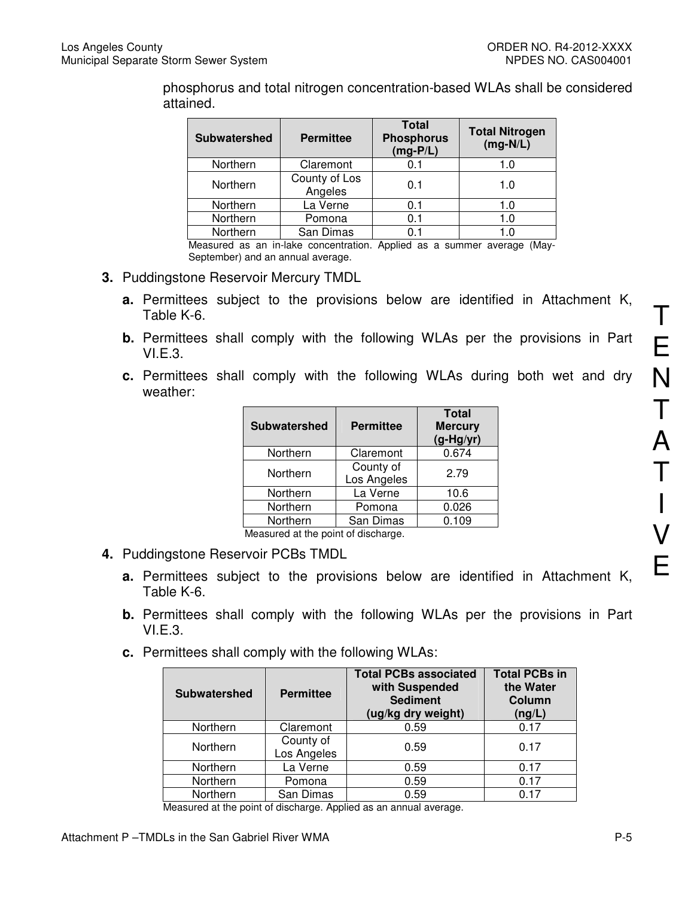phosphorus and total nitrogen concentration-based WLAs shall be considered attained.

| Subwatershed | Permittee | Total Phosphorus (mg-P/L) | Total Nitrogen (mg-N/L) |
| --- | --- | --- | --- |
| Northern | Claremont | 0.1 | 1.0 |
| Northern | County of Los Angeles | 0.1 | 1.0 |
| Northern | La Verne | 0.1 | 1.0 |
| Northern | Pomona | 0.1 | 1.0 |
| Northern | San Dimas | 0.1 | 1.0 |

Measured as an in-lake concentration. Applied as a summer average (May-September) and an annual average.

3. Puddingstone Reservoir Mercury TMDL

   a. Permittees subject to the provisions below are identified in Attachment K, Table K-6.

   b. Permittees shall comply with the following WLAs per the provisions in Part VI.E.3.

   c. Permittees shall comply with the following WLAs during both wet and dry weather:

| Subwatershed | Permittee | Total Mercury (g-Hg/yr) |
| --- | --- | --- |
| Northern | Claremont | 0.674 |
| Northern | County of Los Angeles | 2.79 |
| Northern | La Verne | 10.6 |
| Northern | Pomona | 0.026 |
| Northern | San Dimas | 0.109 |

Measured at the point of discharge.

4. Puddingstone Reservoir PCBs TMDL

   a. Permittees subject to the provisions below are identified in Attachment K, Table K-6.

   b. Permittees shall comply with the following WLAs per the provisions in Part VI.E.3.

   c. Permittees shall comply with the following WLAs:

| Subwatershed | Permittee | Total PCBs associated with Suspended Sediment (ug/kg dry weight) | Total PCBs in the Water Column (ng/L) |
| --- | --- | --- | --- |
| Northern | Claremont | 0.59 | 0.17 |
| Northern | County of Los Angeles | 0.59 | 0.17 |
| Northern | La Verne | 0.59 | 0.17 |
| Northern | Pomona | 0.59 | 0.17 |
| Northern | San Dimas | 0.59 | 0.17 |

Measured at the point of discharge. Applied as an annual average.

TENTATIVE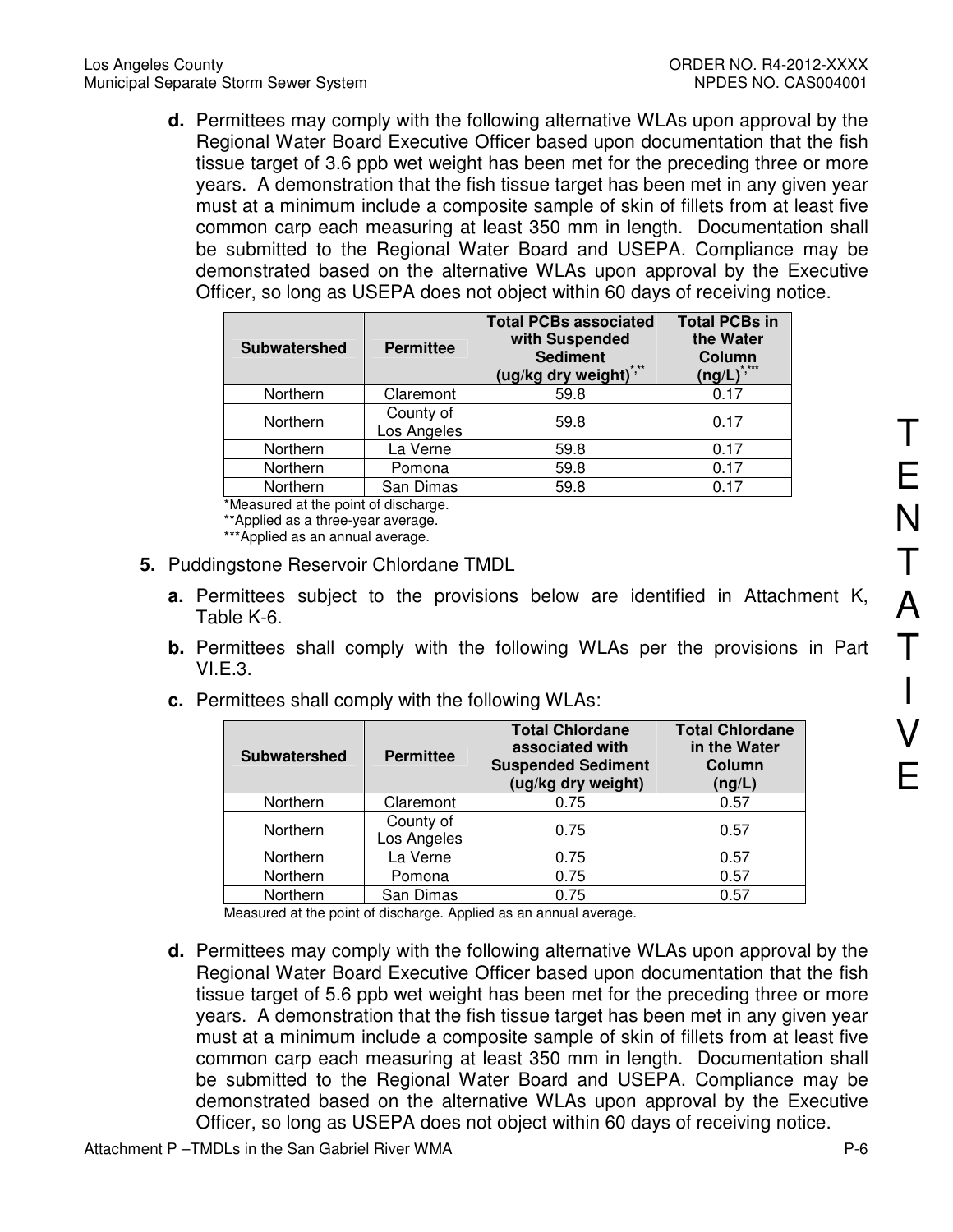**d.** Permittees may comply with the following alternative WLAs upon approval by the Regional Water Board Executive Officer based upon documentation that the fish tissue target of 3.6 ppb wet weight has been met for the preceding three or more years. A demonstration that the fish tissue target has been met in any given year must at a minimum include a composite sample of skin of fillets from at least five common carp each measuring at least 350 mm in length. Documentation shall be submitted to the Regional Water Board and USEPA. Compliance may be demonstrated based on the alternative WLAs upon approval by the Executive Officer, so long as USEPA does not object within 60 days of receiving notice.

| Subwatershed | Permittee | Total PCBs associated with Suspended Sediment (ug/kg dry weight)*,** | Total PCBs in the Water Column (ng/L)*,*** |
|---|---|---|---|
| Northern | Claremont | 59.8 | 0.17 |
| Northern | County of Los Angeles | 59.8 | 0.17 |
| Northern | La Verne | 59.8 | 0.17 |
| Northern | Pomona | 59.8 | 0.17 |
| Northern | San Dimas | 59.8 | 0.17 |

*Measured at the point of discharge.
**Applied as a three-year average.
***Applied as an annual average.

**5.** Puddingstone Reservoir Chlordane TMDL

**a.** Permittees subject to the provisions below are identified in Attachment K, Table K-6.

**b.** Permittees shall comply with the following WLAs per the provisions in Part VI.E.3.

**c.** Permittees shall comply with the following WLAs:

| Subwatershed | Permittee | Total Chlordane associated with Suspended Sediment (ug/kg dry weight) | Total Chlordane in the Water Column (ng/L) |
|---|---|---|---|
| Northern | Claremont | 0.75 | 0.57 |
| Northern | County of Los Angeles | 0.75 | 0.57 |
| Northern | La Verne | 0.75 | 0.57 |
| Northern | Pomona | 0.75 | 0.57 |
| Northern | San Dimas | 0.75 | 0.57 |

Measured at the point of discharge. Applied as an annual average.

**d.** Permittees may comply with the following alternative WLAs upon approval by the Regional Water Board Executive Officer based upon documentation that the fish tissue target of 5.6 ppb wet weight has been met for the preceding three or more years. A demonstration that the fish tissue target has been met in any given year must at a minimum include a composite sample of skin of fillets from at least five common carp each measuring at least 350 mm in length. Documentation shall be submitted to the Regional Water Board and USEPA. Compliance may be demonstrated based on the alternative WLAs upon approval by the Executive Officer, so long as USEPA does not object within 60 days of receiving notice.

TENTATIVE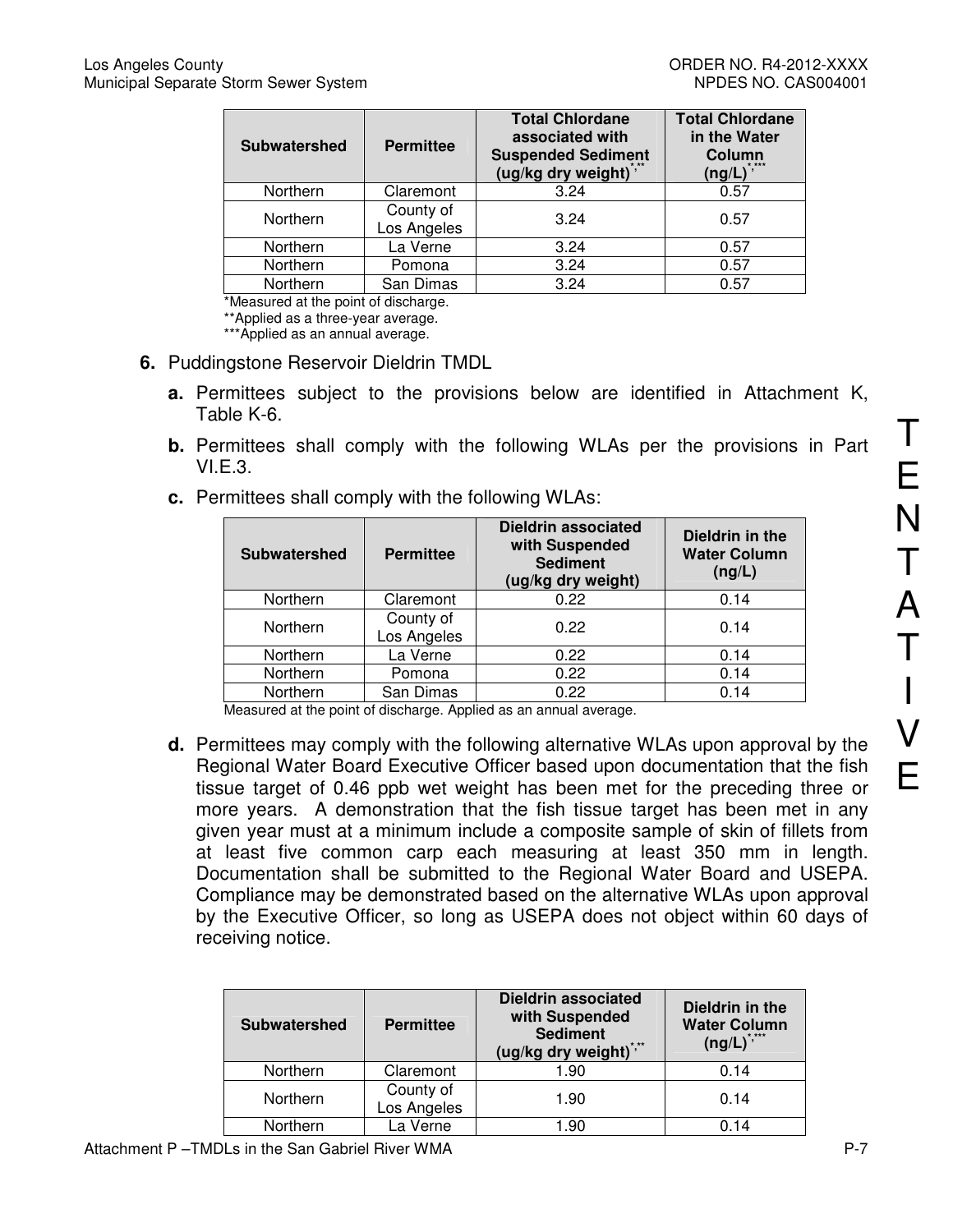| Subwatershed | Permittee | Total Chlordane associated with Suspended Sediment (ug/kg dry weight)*,** | Total Chlordane in the Water Column (ng/L)*,*** |
|---|---|---|---|
| Northern | Claremont | 3.24 | 0.57 |
| Northern | County of Los Angeles | 3.24 | 0.57 |
| Northern | La Verne | 3.24 | 0.57 |
| Northern | Pomona | 3.24 | 0.57 |
| Northern | San Dimas | 3.24 | 0.57 |

*Measured at the point of discharge.
**Applied as a three-year average.
***Applied as an annual average.

**6.** Puddingstone Reservoir Dieldrin TMDL

**a.** Permittees subject to the provisions below are identified in Attachment K, Table K-6.

**b.** Permittees shall comply with the following WLAs per the provisions in Part VI.E.3.

**c.** Permittees shall comply with the following WLAs:

| Subwatershed | Permittee | Dieldrin associated with Suspended Sediment (ug/kg dry weight) | Dieldrin in the Water Column (ng/L) |
|---|---|---|---|
| Northern | Claremont | 0.22 | 0.14 |
| Northern | County of Los Angeles | 0.22 | 0.14 |
| Northern | La Verne | 0.22 | 0.14 |
| Northern | Pomona | 0.22 | 0.14 |
| Northern | San Dimas | 0.22 | 0.14 |

Measured at the point of discharge. Applied as an annual average.

**d.** Permittees may comply with the following alternative WLAs upon approval by the Regional Water Board Executive Officer based upon documentation that the fish tissue target of 0.46 ppb wet weight has been met for the preceding three or more years. A demonstration that the fish tissue target has been met in any given year must at a minimum include a composite sample of skin of fillets from at least five common carp each measuring at least 350 mm in length. Documentation shall be submitted to the Regional Water Board and USEPA. Compliance may be demonstrated based on the alternative WLAs upon approval by the Executive Officer, so long as USEPA does not object within 60 days of receiving notice.

| Subwatershed | Permittee | Dieldrin associated with Suspended Sediment (ug/kg dry weight)*,** | Dieldrin in the Water Column (ng/L)*,*** |
|---|---|---|---|
| Northern | Claremont | 1.90 | 0.14 |
| Northern | County of Los Angeles | 1.90 | 0.14 |
| Northern | La Verne | 1.90 | 0.14 |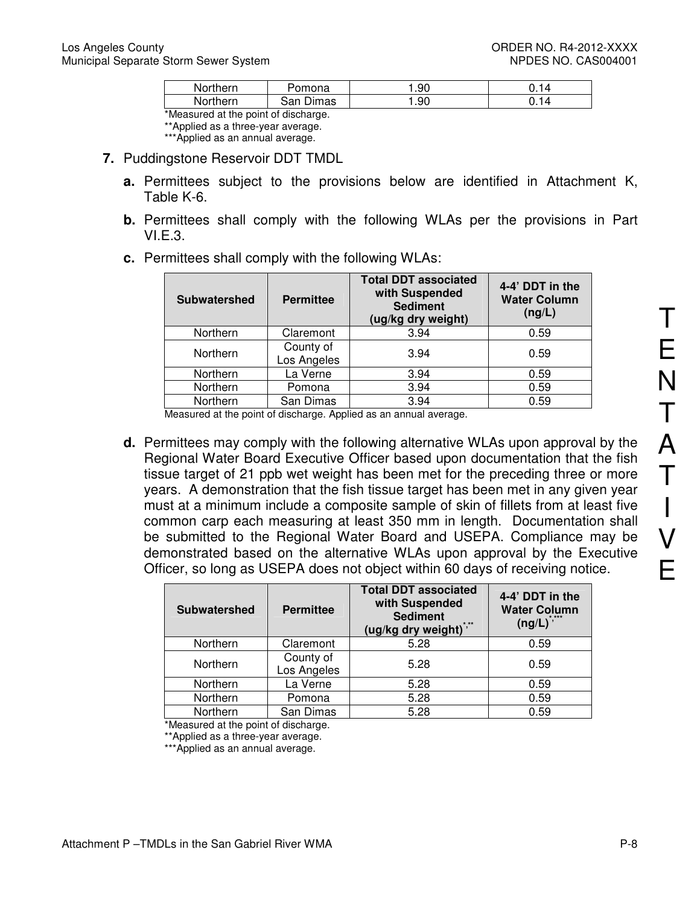| Northern | Pomona | 1.90 | 0.14 |
|---|---|---|---|
| Northern | San Dimas | 1.90 | 0.14 |

*Measured at the point of discharge.
**Applied as a three-year average.
***Applied as an annual average.

7. Puddingstone Reservoir DDT TMDL

   a. Permittees subject to the provisions below are identified in Attachment K, Table K-6.

   b. Permittees shall comply with the following WLAs per the provisions in Part VI.E.3.

   c. Permittees shall comply with the following WLAs:

| Subwatershed | Permittee | Total DDT associated with Suspended Sediment (ug/kg dry weight) | 4-4' DDT in the Water Column (ng/L) |
|---|---|---|---|
| Northern | Claremont | 3.94 | 0.59 |
| Northern | County of Los Angeles | 3.94 | 0.59 |
| Northern | La Verne | 3.94 | 0.59 |
| Northern | Pomona | 3.94 | 0.59 |
| Northern | San Dimas | 3.94 | 0.59 |

Measured at the point of discharge. Applied as an annual average.

   d. Permittees may comply with the following alternative WLAs upon approval by the Regional Water Board Executive Officer based upon documentation that the fish tissue target of 21 ppb wet weight has been met for the preceding three or more years. A demonstration that the fish tissue target has been met in any given year must at a minimum include a composite sample of skin of fillets from at least five common carp each measuring at least 350 mm in length. Documentation shall be submitted to the Regional Water Board and USEPA. Compliance may be demonstrated based on the alternative WLAs upon approval by the Executive Officer, so long as USEPA does not object within 60 days of receiving notice.

| Subwatershed | Permittee | Total DDT associated with Suspended Sediment (ug/kg dry weight)*,** | 4-4' DDT in the Water Column (ng/L)*,*** |
|---|---|---|---|
| Northern | Claremont | 5.28 | 0.59 |
| Northern | County of Los Angeles | 5.28 | 0.59 |
| Northern | La Verne | 5.28 | 0.59 |
| Northern | Pomona | 5.28 | 0.59 |
| Northern | San Dimas | 5.28 | 0.59 |

*Measured at the point of discharge.
**Applied as a three-year average.
***Applied as an annual average.

TENTATIVE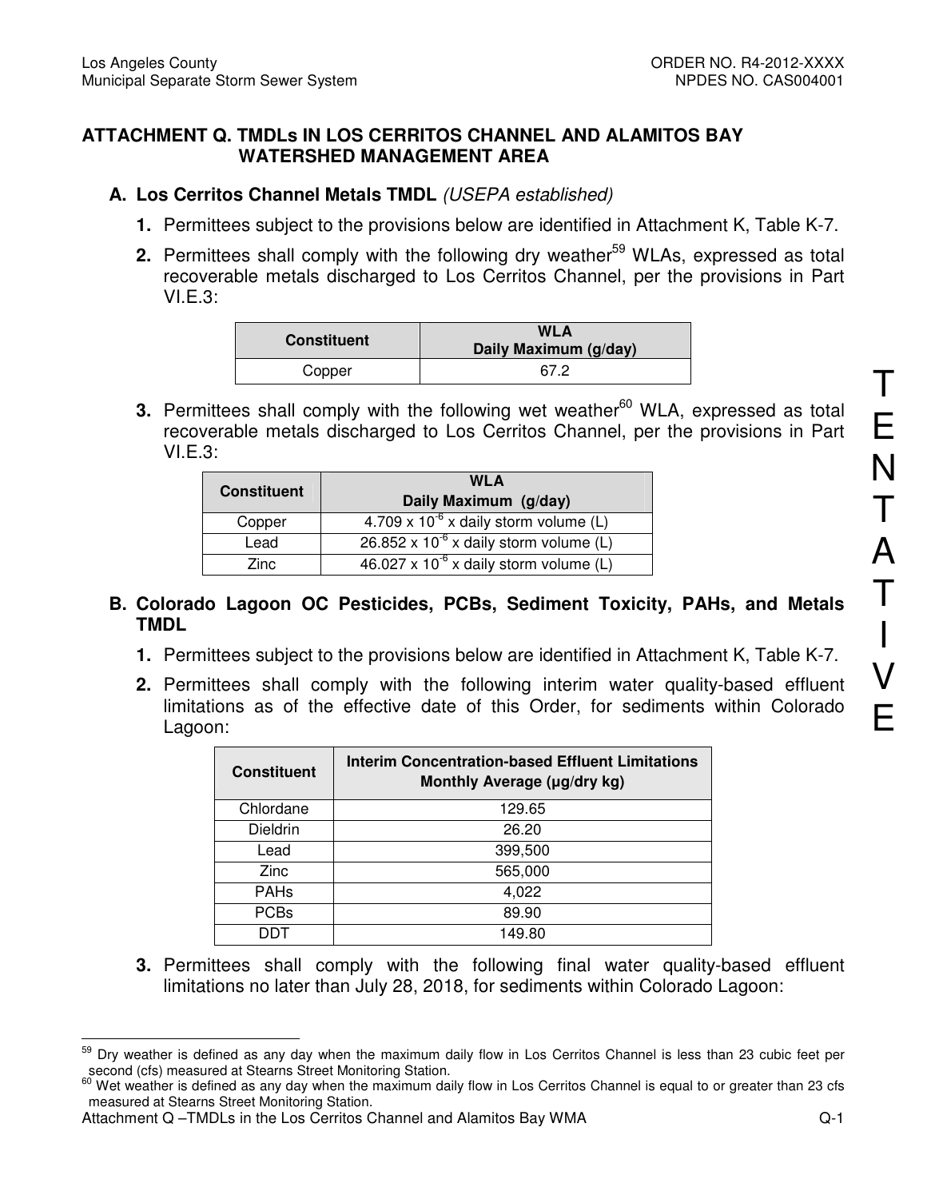# ATTACHMENT Q. TMDLs IN LOS CERRITOS CHANNEL AND ALAMITOS BAY WATERSHED MANAGEMENT AREA

## A. Los Cerritos Channel Metals TMDL *(USEPA established)*

1. Permittees subject to the provisions below are identified in Attachment K, Table K-7.
2. Permittees shall comply with the following dry weather[59] WLAs, expressed as total recoverable metals discharged to Los Cerritos Channel, per the provisions in Part VI.E.3:

| Constituent | WLA Daily Maximum (g/day) |
|---|---|
| Copper | 67.2 |

3. Permittees shall comply with the following wet weather[60] WLA, expressed as total recoverable metals discharged to Los Cerritos Channel, per the provisions in Part VI.E.3:

| Constituent | WLA Daily Maximum (g/day) |
|---|---|
| Copper | $4.709 \times 10^{-6}$ x daily storm volume (L) |
| Lead | $26.852 \times 10^{-6}$ x daily storm volume (L) |
| Zinc | $46.027 \times 10^{-6}$ x daily storm volume (L) |

## B. Colorado Lagoon OC Pesticides, PCBs, Sediment Toxicity, PAHs, and Metals TMDL

1. Permittees subject to the provisions below are identified in Attachment K, Table K-7.
2. Permittees shall comply with the following interim water quality-based effluent limitations as of the effective date of this Order, for sediments within Colorado Lagoon:

| Constituent | Interim Concentration-based Effluent Limitations Monthly Average (µg/dry kg) |
|---|---|
| Chlordane | 129.65 |
| Dieldrin | 26.20 |
| Lead | 399,500 |
| Zinc | 565,000 |
| PAHs | 4,022 |
| PCBs | 89.90 |
| DDT | 149.80 |

3. Permittees shall comply with the following final water quality-based effluent limitations no later than July 28, 2018, for sediments within Colorado Lagoon:

---

[59] Dry weather is defined as any day when the maximum daily flow in Los Cerritos Channel is less than 23 cubic feet per second (cfs) measured at Stearns Street Monitoring Station.

[60] Wet weather is defined as any day when the maximum daily flow in Los Cerritos Channel is equal to or greater than 23 cfs measured at Stearns Street Monitoring Station.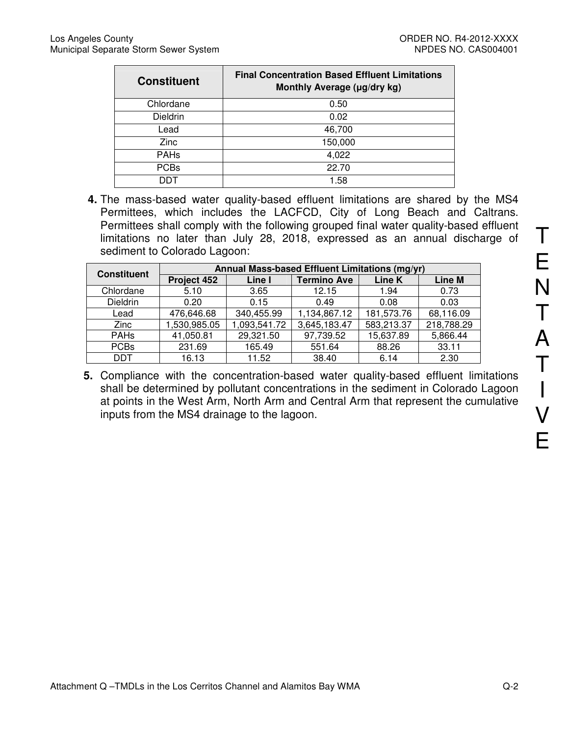| Constituent | Final Concentration Based Effluent Limitations Monthly Average (µg/dry kg) |
|---|---|
| Chlordane | 0.50 |
| Dieldrin | 0.02 |
| Lead | 46,700 |
| Zinc | 150,000 |
| PAHs | 4,022 |
| PCBs | 22.70 |
| DDT | 1.58 |

4. The mass-based water quality-based effluent limitations are shared by the MS4 Permittees, which includes the LACFCD, City of Long Beach and Caltrans. Permittees shall comply with the following grouped final water quality-based effluent limitations no later than July 28, 2018, expressed as an annual discharge of sediment to Colorado Lagoon:

| Constituent | Annual Mass-based Effluent Limitations (mg/yr) | | | | |
|---|---|---|---|---|---|
| | Project 452 | Line I | Termino Ave | Line K | Line M |
| Chlordane | 5.10 | 3.65 | 12.15 | 1.94 | 0.73 |
| Dieldrin | 0.20 | 0.15 | 0.49 | 0.08 | 0.03 |
| Lead | 476,646.68 | 340,455.99 | 1,134,867.12 | 181,573.76 | 68,116.09 |
| Zinc | 1,530,985.05 | 1,093,541.72 | 3,645,183.47 | 583,213.37 | 218,788.29 |
| PAHs | 41,050.81 | 29,321.50 | 97,739.52 | 15,637.89 | 5,866.44 |
| PCBs | 231.69 | 165.49 | 551.64 | 88.26 | 33.11 |
| DDT | 16.13 | 11.52 | 38.40 | 6.14 | 2.30 |

5. Compliance with the concentration-based water quality-based effluent limitations shall be determined by pollutant concentrations in the sediment in Colorado Lagoon at points in the West Arm, North Arm and Central Arm that represent the cumulative inputs from the MS4 drainage to the lagoon.

TENTATIVE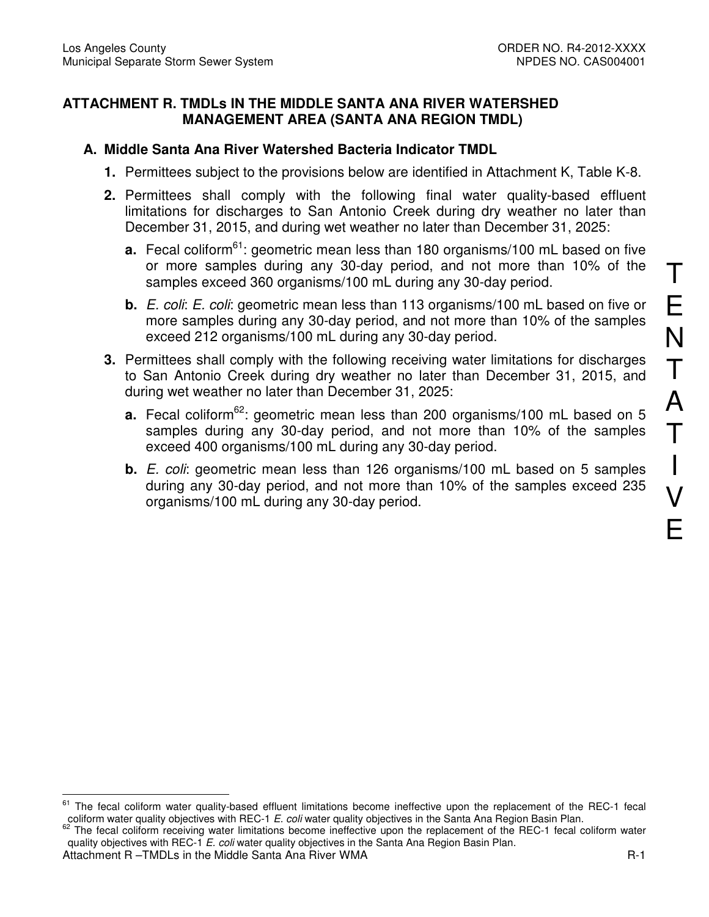## ATTACHMENT R. TMDLs IN THE MIDDLE SANTA ANA RIVER WATERSHED MANAGEMENT AREA (SANTA ANA REGION TMDL)

### A. Middle Santa Ana River Watershed Bacteria Indicator TMDL

1. Permittees subject to the provisions below are identified in Attachment K, Table K-8.
2. Permittees shall comply with the following final water quality-based effluent limitations for discharges to San Antonio Creek during dry weather no later than December 31, 2015, and during wet weather no later than December 31, 2025:
   a. Fecal coliform[61]: geometric mean less than 180 organisms/100 mL based on five or more samples during any 30-day period, and not more than 10% of the samples exceed 360 organisms/100 mL during any 30-day period.
   b. *E. coli*: *E. coli*: geometric mean less than 113 organisms/100 mL based on five or more samples during any 30-day period, and not more than 10% of the samples exceed 212 organisms/100 mL during any 30-day period.
3. Permittees shall comply with the following receiving water limitations for discharges to San Antonio Creek during dry weather no later than December 31, 2015, and during wet weather no later than December 31, 2025:
   a. Fecal coliform[62]: geometric mean less than 200 organisms/100 mL based on 5 samples during any 30-day period, and not more than 10% of the samples exceed 400 organisms/100 mL during any 30-day period.
   b. *E. coli*: geometric mean less than 126 organisms/100 mL based on 5 samples during any 30-day period, and not more than 10% of the samples exceed 235 organisms/100 mL during any 30-day period.

TENTATIVE

[61] The fecal coliform water quality-based effluent limitations become ineffective upon the replacement of the REC-1 fecal coliform water quality objectives with REC-1 *E. coli* water quality objectives in the Santa Ana Region Basin Plan.

[62] The fecal coliform receiving water limitations become ineffective upon the replacement of the REC-1 fecal coliform water quality objectives with REC-1 *E. coli* water quality objectives in the Santa Ana Region Basin Plan.